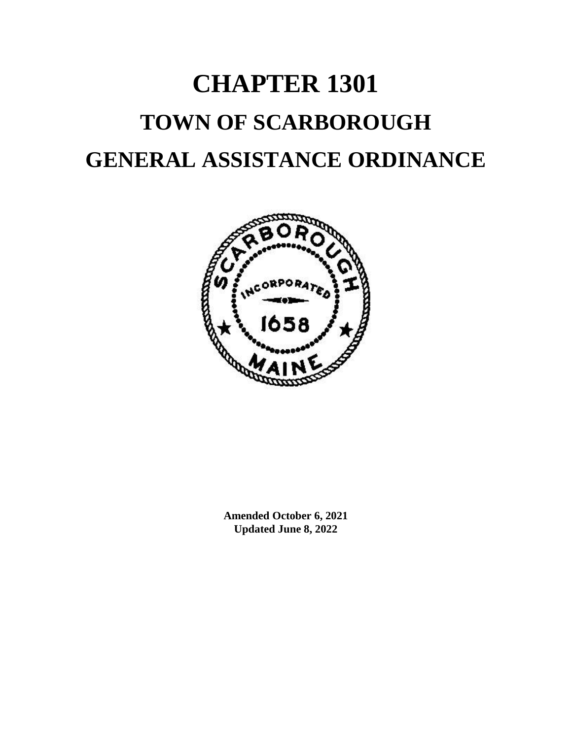# CHAPTER 1301

# TOWN OF SCARBOROUGH

# GENERAL ASSISTANCE ORDINANCE

**Amended October 6, 2021**
**Updated June 8, 2022**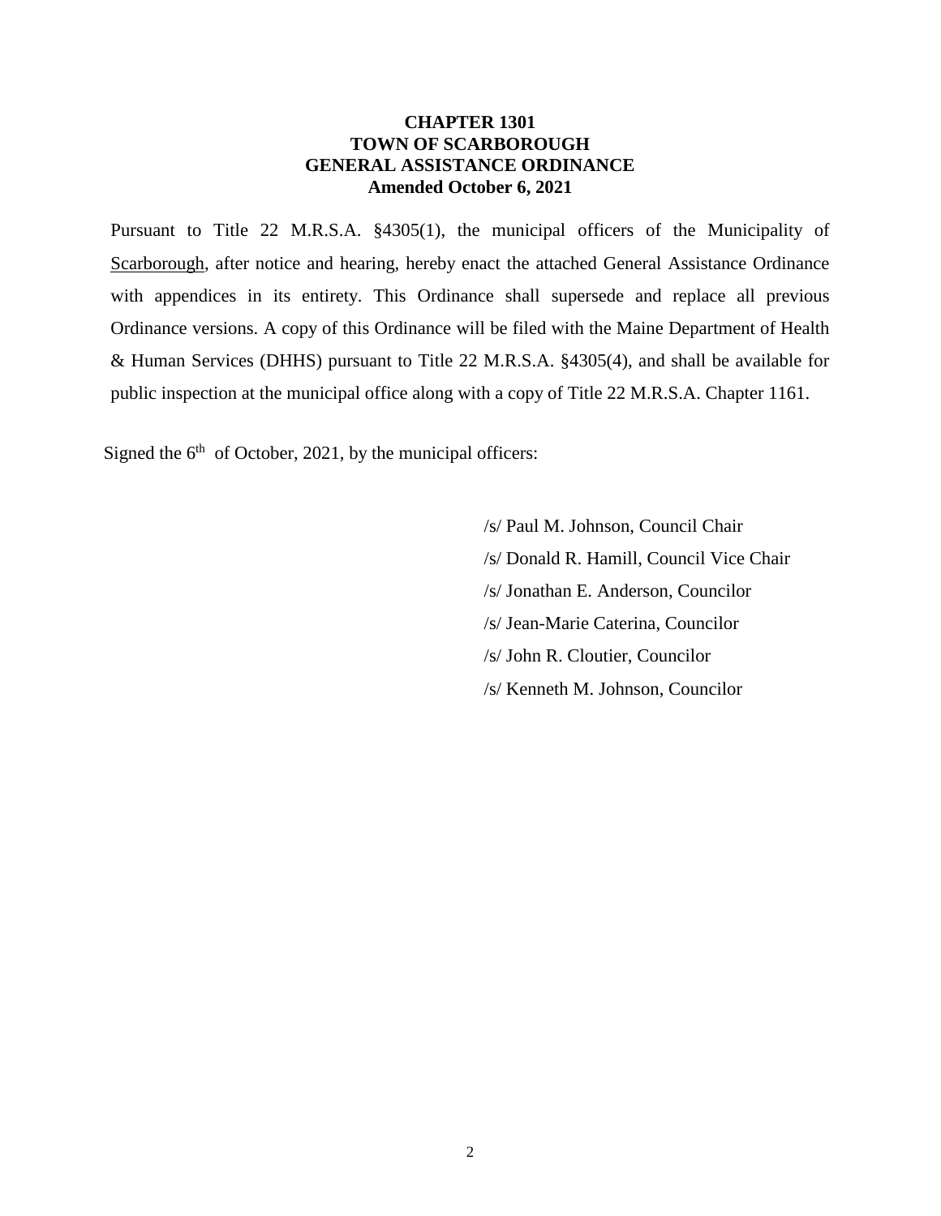# CHAPTER 1301
# TOWN OF SCARBOROUGH
# GENERAL ASSISTANCE ORDINANCE
**Amended October 6, 2021**

Pursuant to Title 22 M.R.S.A. §4305(1), the municipal officers of the Municipality of Scarborough, after notice and hearing, hereby enact the attached General Assistance Ordinance with appendices in its entirety. This Ordinance shall supersede and replace all previous Ordinance versions. A copy of this Ordinance will be filed with the Maine Department of Health & Human Services (DHHS) pursuant to Title 22 M.R.S.A. §4305(4), and shall be available for public inspection at the municipal office along with a copy of Title 22 M.R.S.A. Chapter 1161.

Signed the 6th of October, 2021, by the municipal officers:

/s/ Paul M. Johnson, Council Chair
/s/ Donald R. Hamill, Council Vice Chair
/s/ Jonathan E. Anderson, Councilor
/s/ Jean-Marie Caterina, Councilor
/s/ John R. Cloutier, Councilor
/s/ Kenneth M. Johnson, Councilor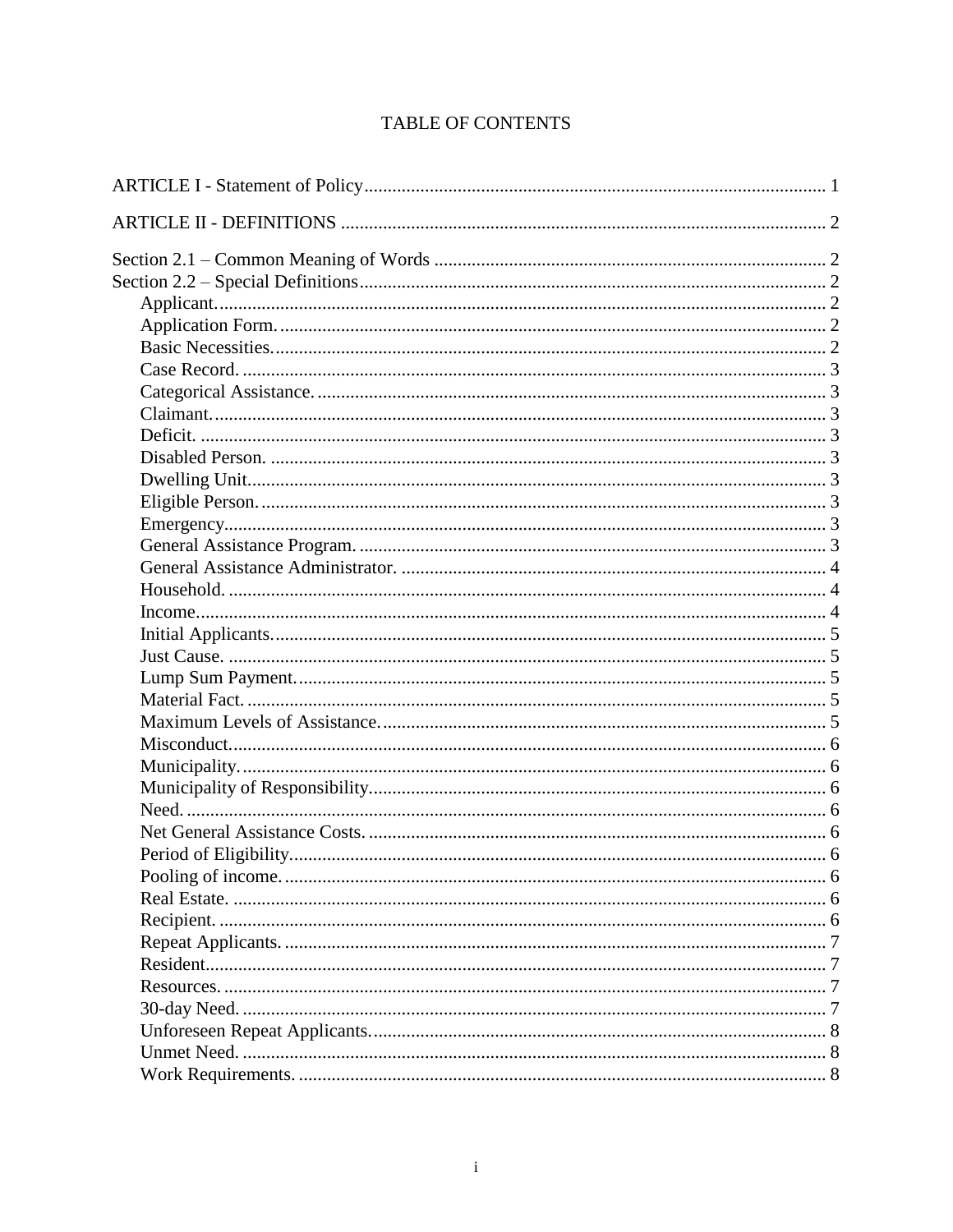# TABLE OF CONTENTS

ARTICLE I - Statement of Policy ..... 1

ARTICLE II - DEFINITIONS ..... 2

Section 2.1 – Common Meaning of Words ..... 2
Section 2.2 – Special Definitions ..... 2
- Applicant. ..... 2
- Application Form. ..... 2
- Basic Necessities. ..... 2
- Case Record. ..... 3
- Categorical Assistance. ..... 3
- Claimant. ..... 3
- Deficit. ..... 3
- Disabled Person. ..... 3
- Dwelling Unit. ..... 3
- Eligible Person. ..... 3
- Emergency. ..... 3
- General Assistance Program. ..... 3
- General Assistance Administrator. ..... 4
- Household. ..... 4
- Income. ..... 4
- Initial Applicants. ..... 5
- Just Cause. ..... 5
- Lump Sum Payment. ..... 5
- Material Fact. ..... 5
- Maximum Levels of Assistance. ..... 5
- Misconduct. ..... 6
- Municipality. ..... 6
- Municipality of Responsibility. ..... 6
- Need. ..... 6
- Net General Assistance Costs. ..... 6
- Period of Eligibility. ..... 6
- Pooling of income. ..... 6
- Real Estate. ..... 6
- Recipient. ..... 6
- Repeat Applicants. ..... 7
- Resident. ..... 7
- Resources. ..... 7
- 30-day Need. ..... 7
- Unforeseen Repeat Applicants. ..... 8
- Unmet Need. ..... 8
- Work Requirements. ..... 8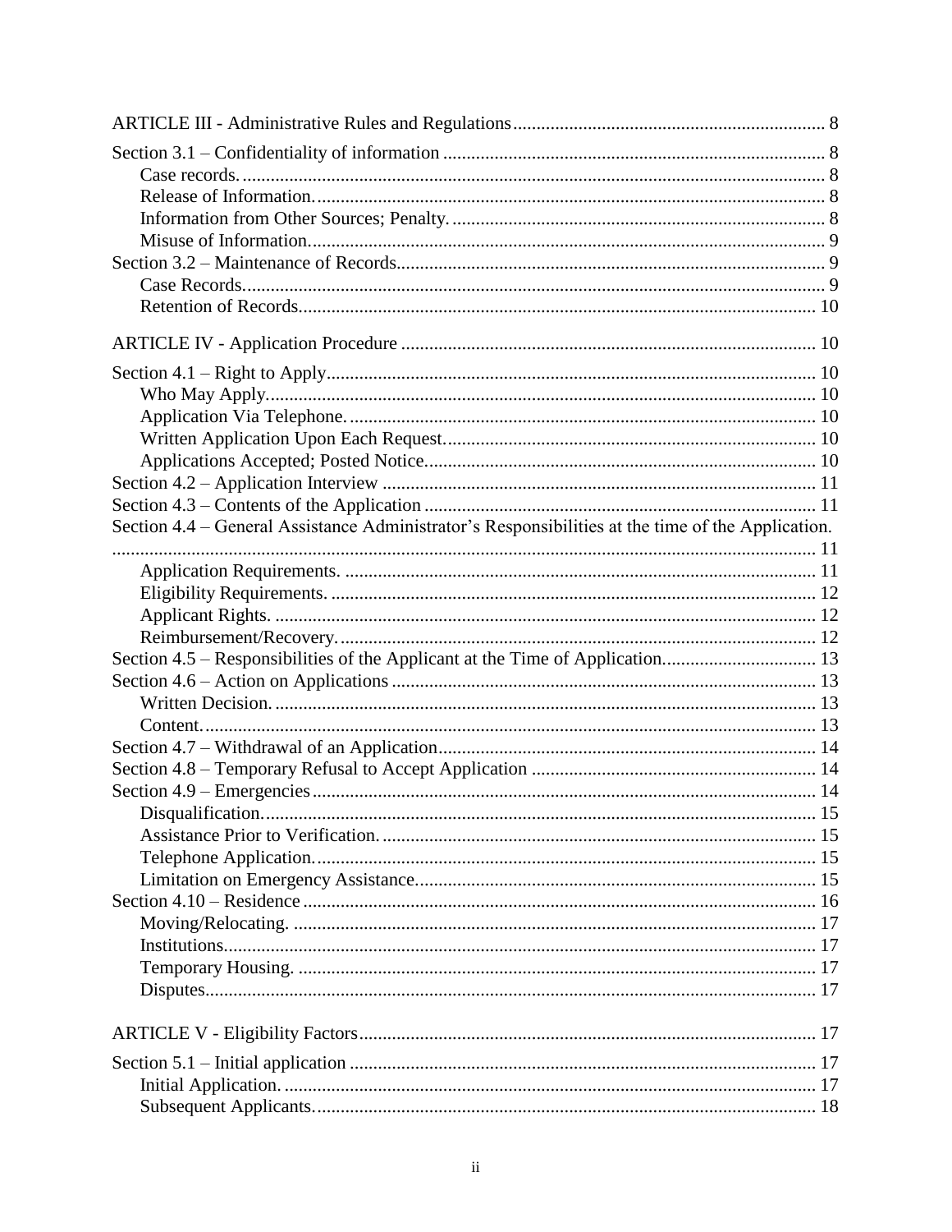ARTICLE III - Administrative Rules and Regulations .................. 8

Section 3.1 – Confidentiality of information .................. 8
- Case records. .................. 8
- Release of Information. .................. 8
- Information from Other Sources; Penalty. .................. 8
- Misuse of Information. .................. 9

Section 3.2 – Maintenance of Records .................. 9
- Case Records. .................. 9
- Retention of Records. .................. 10

ARTICLE IV - Application Procedure .................. 10

Section 4.1 – Right to Apply .................. 10
- Who May Apply. .................. 10
- Application Via Telephone. .................. 10
- Written Application Upon Each Request. .................. 10
- Applications Accepted; Posted Notice. .................. 10

Section 4.2 – Application Interview .................. 11

Section 4.3 – Contents of the Application .................. 11

Section 4.4 – General Assistance Administrator's Responsibilities at the time of the Application. .................. 11
- Application Requirements. .................. 11
- Eligibility Requirements. .................. 12
- Applicant Rights. .................. 12
- Reimbursement/Recovery. .................. 12

Section 4.5 – Responsibilities of the Applicant at the Time of Application. .................. 13

Section 4.6 – Action on Applications .................. 13
- Written Decision. .................. 13
- Content. .................. 13

Section 4.7 – Withdrawal of an Application .................. 14

Section 4.8 – Temporary Refusal to Accept Application .................. 14

Section 4.9 – Emergencies .................. 14
- Disqualification. .................. 15
- Assistance Prior to Verification. .................. 15
- Telephone Application. .................. 15
- Limitation on Emergency Assistance. .................. 15

Section 4.10 – Residence .................. 16
- Moving/Relocating. .................. 17
- Institutions. .................. 17
- Temporary Housing. .................. 17
- Disputes. .................. 17

ARTICLE V - Eligibility Factors .................. 17

Section 5.1 – Initial application .................. 17
- Initial Application. .................. 17
- Subsequent Applicants. .................. 18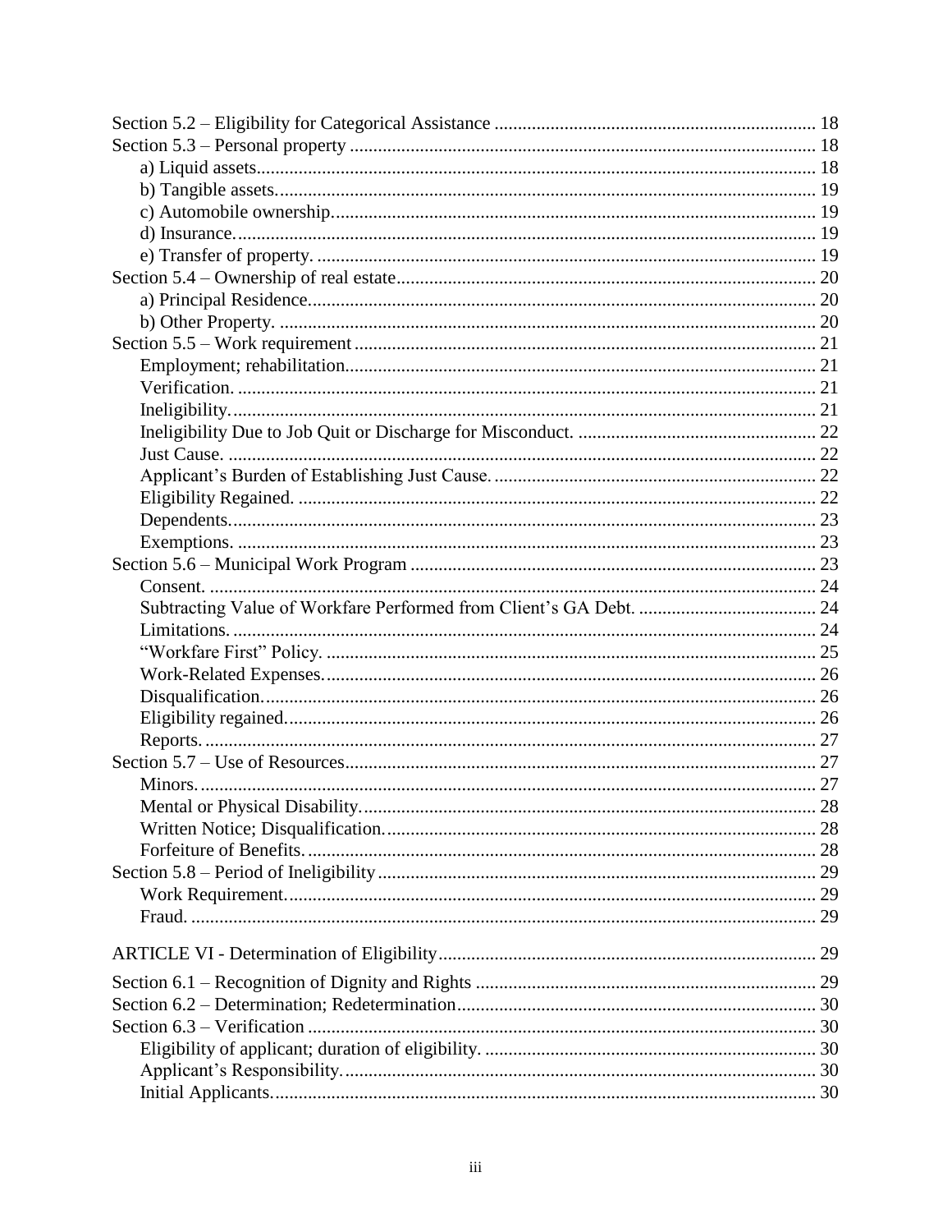Section 5.2 – Eligibility for Categorical Assistance .................................................................... 18
Section 5.3 – Personal property .................................................................................................. 18
a) Liquid assets...................................................................................................................... 18
b) Tangible assets.................................................................................................................. 19
c) Automobile ownership...................................................................................................... 19
d) Insurance........................................................................................................................... 19
e) Transfer of property. ......................................................................................................... 19
Section 5.4 – Ownership of real estate........................................................................................ 20
a) Principal Residence........................................................................................................... 20
b) Other Property. ................................................................................................................. 20
Section 5.5 – Work requirement ................................................................................................. 21
Employment; rehabilitation.................................................................................................. 21
Verification. ......................................................................................................................... 21
Ineligibility........................................................................................................................... 21
Ineligibility Due to Job Quit or Discharge for Misconduct. .................................................. 22
Just Cause. ........................................................................................................................... 22
Applicant's Burden of Establishing Just Cause. .................................................................... 22
Eligibility Regained. ............................................................................................................ 22
Dependents........................................................................................................................... 23
Exemptions. ......................................................................................................................... 23
Section 5.6 – Municipal Work Program ..................................................................................... 23
Consent. ............................................................................................................................... 24
Subtracting Value of Workfare Performed from Client's GA Debt. ..................................... 24
Limitations. .......................................................................................................................... 24
"Workfare First" Policy. ....................................................................................................... 25
Work-Related Expenses........................................................................................................ 26
Disqualification..................................................................................................................... 26
Eligibility regained................................................................................................................ 26
Reports. ................................................................................................................................. 27
Section 5.7 – Use of Resources................................................................................................... 27
Minors................................................................................................................................... 27
Mental or Physical Disability................................................................................................ 28
Written Notice; Disqualification........................................................................................... 28
Forfeiture of Benefits. ........................................................................................................... 28
Section 5.8 – Period of Ineligibility ............................................................................................ 29
Work Requirement................................................................................................................ 29
Fraud. .................................................................................................................................... 29

ARTICLE VI - Determination of Eligibility ................................................................................ 29

Section 6.1 – Recognition of Dignity and Rights ........................................................................ 29
Section 6.2 – Determination; Redetermination............................................................................ 30
Section 6.3 – Verification ........................................................................................................... 30
Eligibility of applicant; duration of eligibility. ...................................................................... 30
Applicant's Responsibility.................................................................................................... 30
Initial Applicants................................................................................................................... 30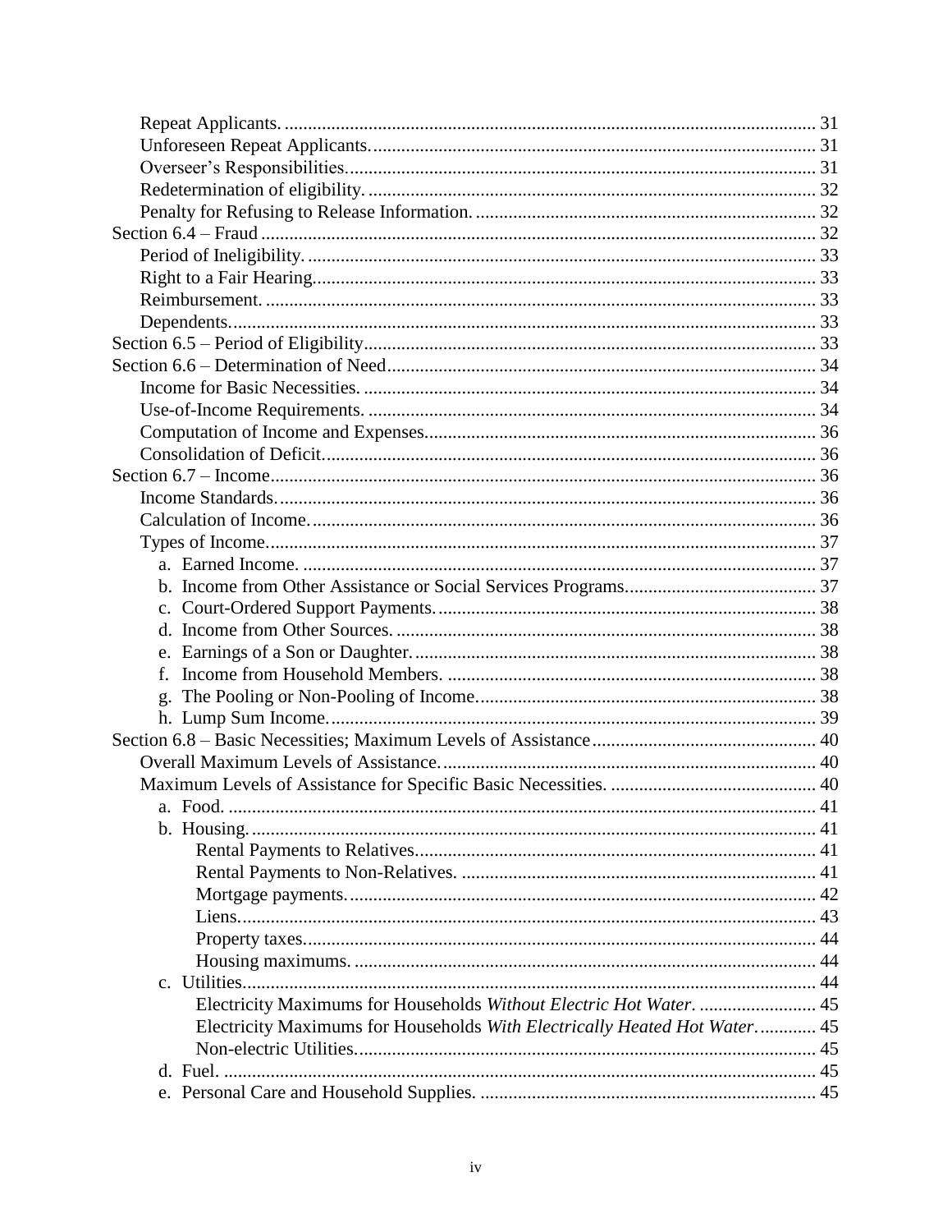Repeat Applicants. ................................................................................................. 31
Unforeseen Repeat Applicants. ............................................................................... 31
Overseer's Responsibilities. .................................................................................... 31
Redetermination of eligibility. ................................................................................ 32
Penalty for Refusing to Release Information. ......................................................... 32
Section 6.4 – Fraud ...................................................................................................... 32
Period of Ineligibility. ............................................................................................. 33
Right to a Fair Hearing. .......................................................................................... 33
Reimbursement. ...................................................................................................... 33
Dependents. ............................................................................................................ 33
Section 6.5 – Period of Eligibility ................................................................................ 33
Section 6.6 – Determination of Need ........................................................................... 34
Income for Basic Necessities. ................................................................................. 34
Use-of-Income Requirements. ................................................................................ 34
Computation of Income and Expenses. ................................................................... 36
Consolidation of Deficit. ......................................................................................... 36
Section 6.7 – Income .................................................................................................... 36
Income Standards. ................................................................................................... 36
Calculation of Income. ............................................................................................ 36
Types of Income. ..................................................................................................... 37
a. Earned Income. .................................................................................................. 37
b. Income from Other Assistance or Social Services Programs. ............................ 37
c. Court-Ordered Support Payments. ..................................................................... 38
d. Income from Other Sources. .............................................................................. 38
e. Earnings of a Son or Daughter. .......................................................................... 38
f. Income from Household Members. .................................................................... 38
g. The Pooling or Non-Pooling of Income. ............................................................ 38
h. Lump Sum Income. ............................................................................................ 39
Section 6.8 – Basic Necessities; Maximum Levels of Assistance ................................ 40
Overall Maximum Levels of Assistance. ................................................................. 40
Maximum Levels of Assistance for Specific Basic Necessities. ............................. 40
a. Food. .................................................................................................................. 41
b. Housing. ............................................................................................................ 41
Rental Payments to Relatives. ........................................................................... 41
Rental Payments to Non-Relatives. ................................................................... 41
Mortgage payments. .......................................................................................... 42
Liens. ................................................................................................................. 43
Property taxes. ................................................................................................... 44
Housing maximums. .......................................................................................... 44
c. Utilities. ............................................................................................................. 44
Electricity Maximums for Households *Without Electric Hot Water*. ................ 45
Electricity Maximums for Households *With Electrically Heated Hot Water*. ..... 45
Non-electric Utilities. ......................................................................................... 45
d. Fuel. ................................................................................................................... 45
e. Personal Care and Household Supplies. ............................................................ 45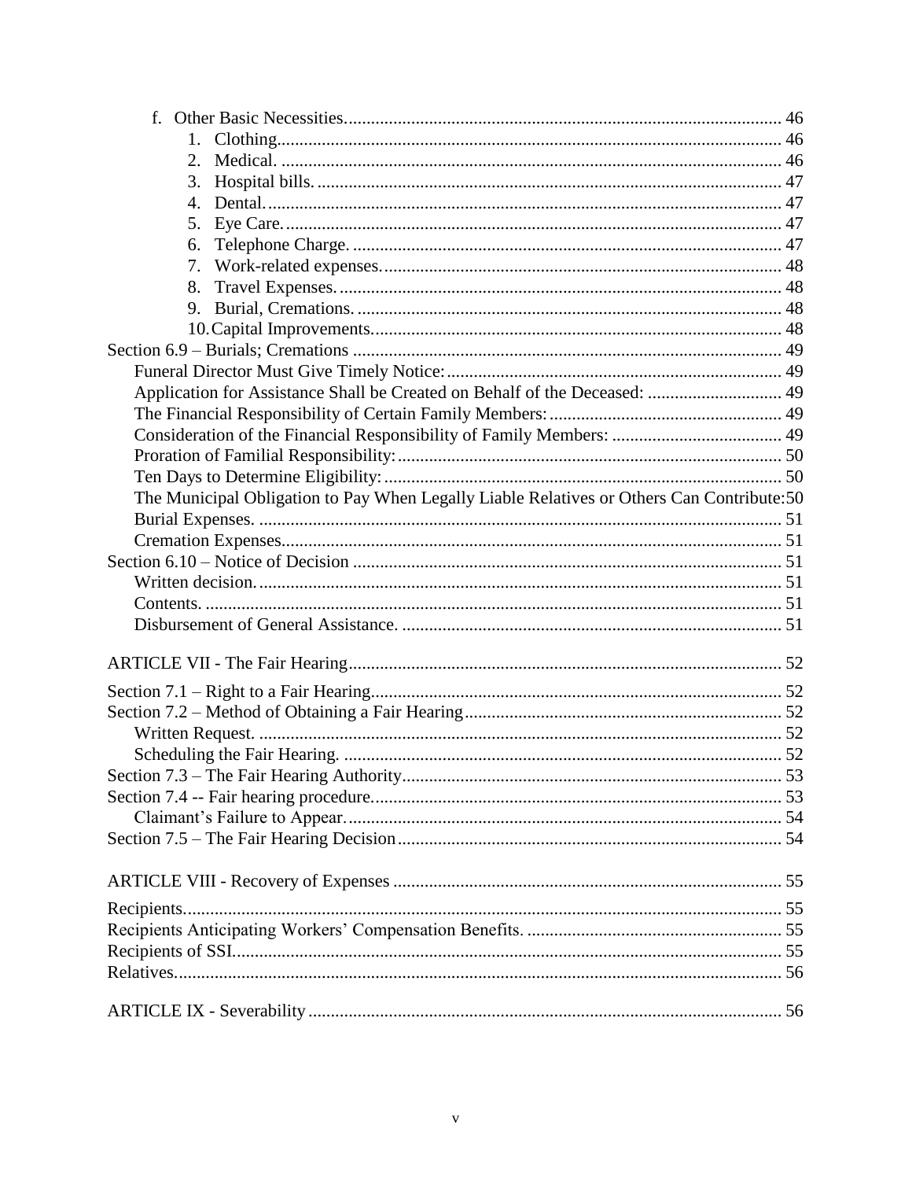- f. Other Basic Necessities ... 46
  1. Clothing ... 46
  2. Medical. ... 46
  3. Hospital bills. ... 47
  4. Dental. ... 47
  5. Eye Care. ... 47
  6. Telephone Charge. ... 47
  7. Work-related expenses. ... 48
  8. Travel Expenses. ... 48
  9. Burial, Cremations. ... 48
  10. Capital Improvements. ... 48

Section 6.9 – Burials; Cremations ... 49
- Funeral Director Must Give Timely Notice: ... 49
- Application for Assistance Shall be Created on Behalf of the Deceased: ... 49
- The Financial Responsibility of Certain Family Members: ... 49
- Consideration of the Financial Responsibility of Family Members: ... 49
- Proration of Familial Responsibility: ... 50
- Ten Days to Determine Eligibility: ... 50
- The Municipal Obligation to Pay When Legally Liable Relatives or Others Can Contribute: 50
- Burial Expenses. ... 51
- Cremation Expenses ... 51

Section 6.10 – Notice of Decision ... 51
- Written decision. ... 51
- Contents. ... 51
- Disbursement of General Assistance. ... 51

ARTICLE VII - The Fair Hearing ... 52

Section 7.1 – Right to a Fair Hearing ... 52
Section 7.2 – Method of Obtaining a Fair Hearing ... 52
- Written Request. ... 52
- Scheduling the Fair Hearing. ... 52

Section 7.3 – The Fair Hearing Authority ... 53
Section 7.4 -- Fair hearing procedure ... 53
- Claimant's Failure to Appear. ... 54

Section 7.5 – The Fair Hearing Decision ... 54

ARTICLE VIII - Recovery of Expenses ... 55

Recipients ... 55
Recipients Anticipating Workers' Compensation Benefits. ... 55
Recipients of SSI ... 55
Relatives ... 56

ARTICLE IX - Severability ... 56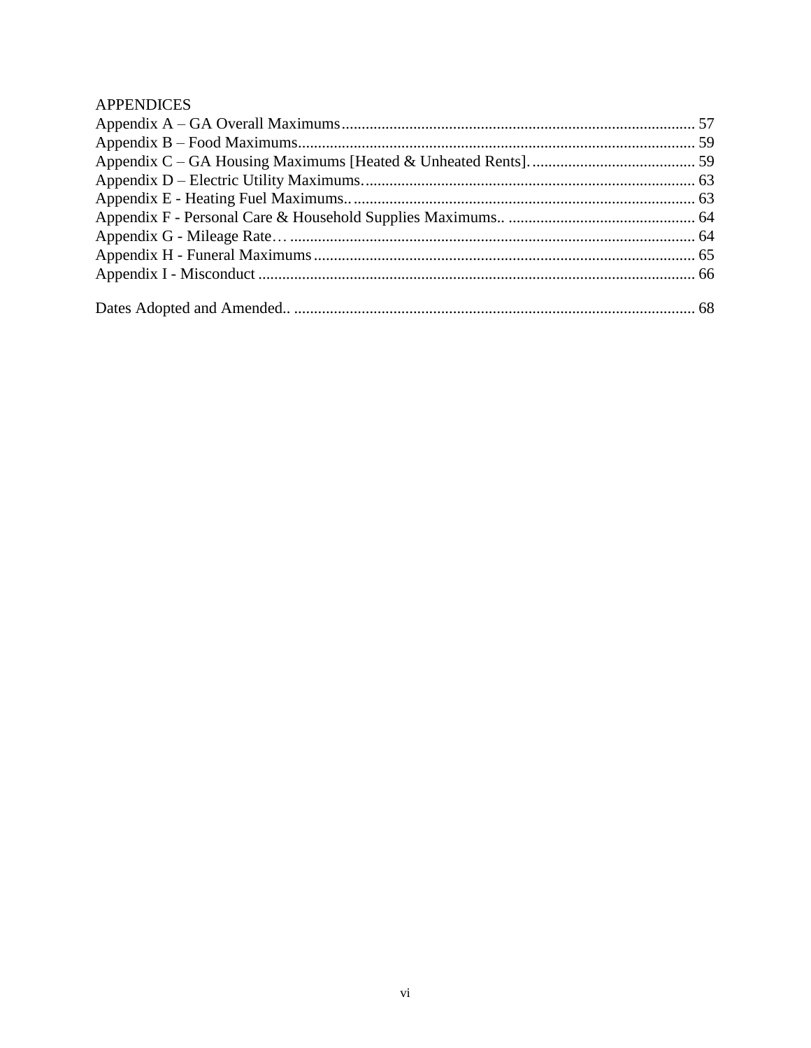APPENDICES

Appendix A – GA Overall Maximums ........................................................................................ 57
Appendix B – Food Maximums .................................................................................................. 59
Appendix C – GA Housing Maximums [Heated & Unheated Rents]. ......................................... 59
Appendix D – Electric Utility Maximums. .................................................................................. 63
Appendix E - Heating Fuel Maximums.. ..................................................................................... 63
Appendix F - Personal Care & Household Supplies Maximums.. .............................................. 64
Appendix G - Mileage Rate… .................................................................................................... 64
Appendix H - Funeral Maximums ............................................................................................... 65
Appendix I - Misconduct ............................................................................................................. 66

Dates Adopted and Amended.. .................................................................................................... 68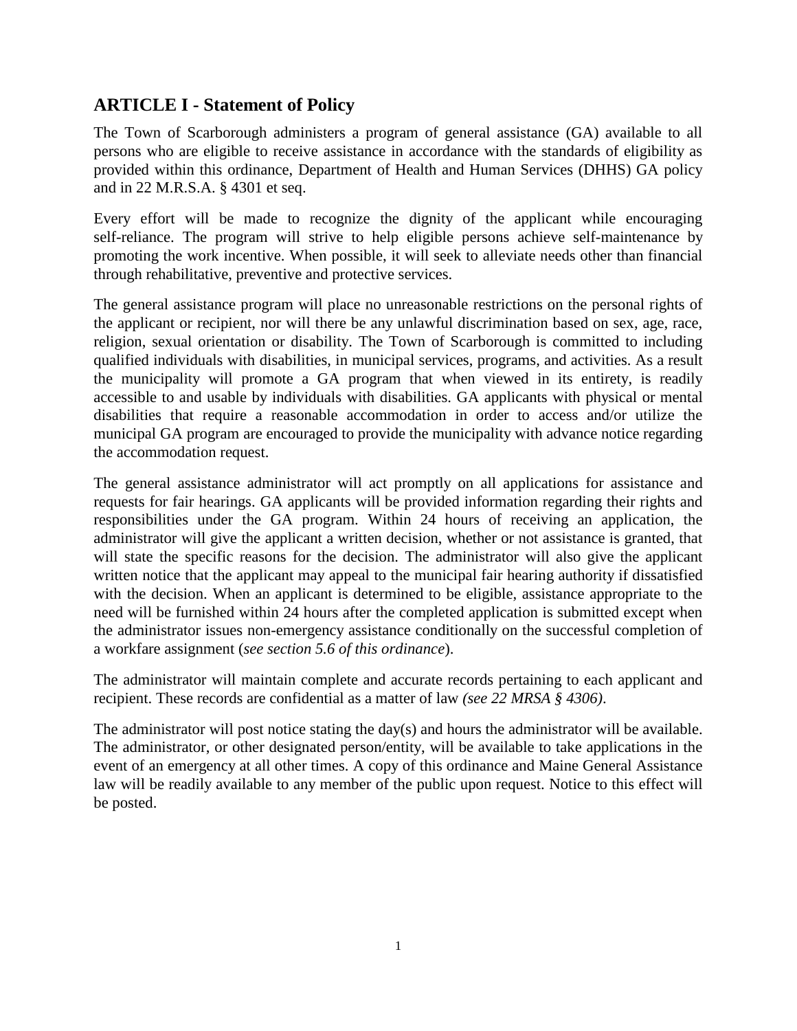## ARTICLE I - Statement of Policy

The Town of Scarborough administers a program of general assistance (GA) available to all persons who are eligible to receive assistance in accordance with the standards of eligibility as provided within this ordinance, Department of Health and Human Services (DHHS) GA policy and in 22 M.R.S.A. § 4301 et seq.

Every effort will be made to recognize the dignity of the applicant while encouraging self-reliance. The program will strive to help eligible persons achieve self-maintenance by promoting the work incentive. When possible, it will seek to alleviate needs other than financial through rehabilitative, preventive and protective services.

The general assistance program will place no unreasonable restrictions on the personal rights of the applicant or recipient, nor will there be any unlawful discrimination based on sex, age, race, religion, sexual orientation or disability. The Town of Scarborough is committed to including qualified individuals with disabilities, in municipal services, programs, and activities. As a result the municipality will promote a GA program that when viewed in its entirety, is readily accessible to and usable by individuals with disabilities. GA applicants with physical or mental disabilities that require a reasonable accommodation in order to access and/or utilize the municipal GA program are encouraged to provide the municipality with advance notice regarding the accommodation request.

The general assistance administrator will act promptly on all applications for assistance and requests for fair hearings. GA applicants will be provided information regarding their rights and responsibilities under the GA program. Within 24 hours of receiving an application, the administrator will give the applicant a written decision, whether or not assistance is granted, that will state the specific reasons for the decision. The administrator will also give the applicant written notice that the applicant may appeal to the municipal fair hearing authority if dissatisfied with the decision. When an applicant is determined to be eligible, assistance appropriate to the need will be furnished within 24 hours after the completed application is submitted except when the administrator issues non-emergency assistance conditionally on the successful completion of a workfare assignment (*see section 5.6 of this ordinance*).

The administrator will maintain complete and accurate records pertaining to each applicant and recipient. These records are confidential as a matter of law *(see 22 MRSA § 4306)*.

The administrator will post notice stating the day(s) and hours the administrator will be available. The administrator, or other designated person/entity, will be available to take applications in the event of an emergency at all other times. A copy of this ordinance and Maine General Assistance law will be readily available to any member of the public upon request. Notice to this effect will be posted.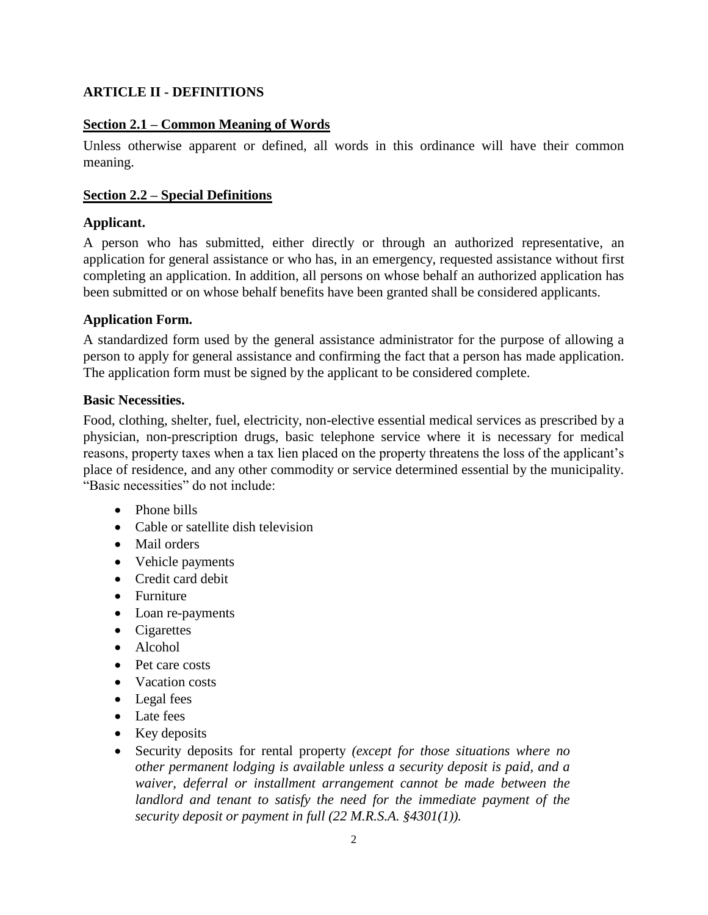## ARTICLE II - DEFINITIONS

### Section 2.1 – Common Meaning of Words

Unless otherwise apparent or defined, all words in this ordinance will have their common meaning.

### Section 2.2 – Special Definitions

**Applicant.**

A person who has submitted, either directly or through an authorized representative, an application for general assistance or who has, in an emergency, requested assistance without first completing an application. In addition, all persons on whose behalf an authorized application has been submitted or on whose behalf benefits have been granted shall be considered applicants.

**Application Form.**

A standardized form used by the general assistance administrator for the purpose of allowing a person to apply for general assistance and confirming the fact that a person has made application. The application form must be signed by the applicant to be considered complete.

**Basic Necessities.**

Food, clothing, shelter, fuel, electricity, non-elective essential medical services as prescribed by a physician, non-prescription drugs, basic telephone service where it is necessary for medical reasons, property taxes when a tax lien placed on the property threatens the loss of the applicant's place of residence, and any other commodity or service determined essential by the municipality. "Basic necessities" do not include:

- Phone bills
- Cable or satellite dish television
- Mail orders
- Vehicle payments
- Credit card debit
- Furniture
- Loan re-payments
- Cigarettes
- Alcohol
- Pet care costs
- Vacation costs
- Legal fees
- Late fees
- Key deposits
- Security deposits for rental property *(except for those situations where no other permanent lodging is available unless a security deposit is paid, and a waiver, deferral or installment arrangement cannot be made between the landlord and tenant to satisfy the need for the immediate payment of the security deposit or payment in full (22 M.R.S.A. §4301(1)).*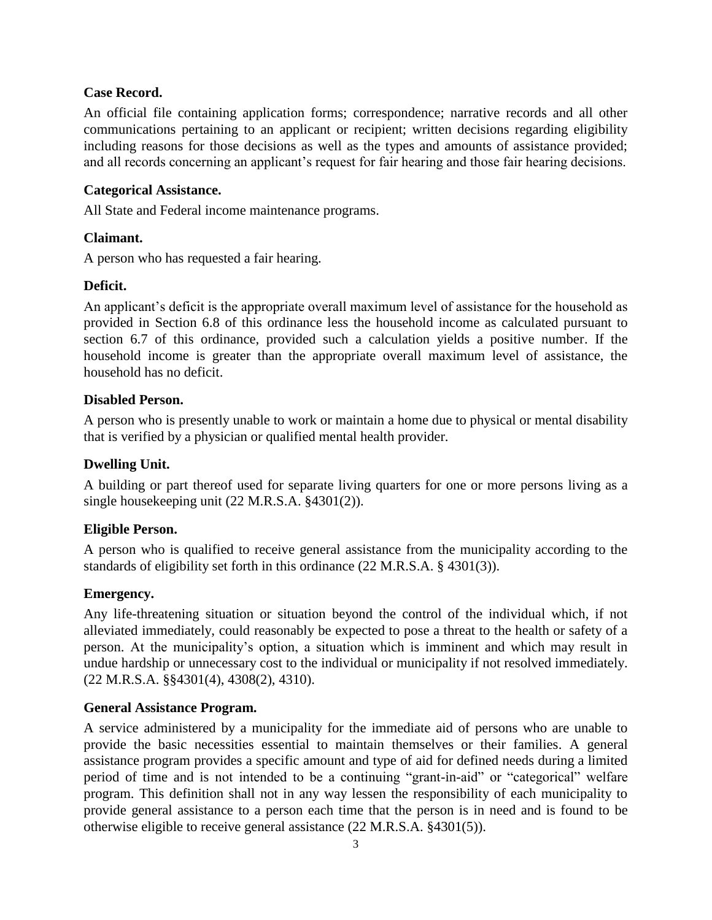**Case Record.**

An official file containing application forms; correspondence; narrative records and all other communications pertaining to an applicant or recipient; written decisions regarding eligibility including reasons for those decisions as well as the types and amounts of assistance provided; and all records concerning an applicant's request for fair hearing and those fair hearing decisions.

**Categorical Assistance.**

All State and Federal income maintenance programs.

**Claimant.**

A person who has requested a fair hearing.

**Deficit.**

An applicant's deficit is the appropriate overall maximum level of assistance for the household as provided in Section 6.8 of this ordinance less the household income as calculated pursuant to section 6.7 of this ordinance, provided such a calculation yields a positive number. If the household income is greater than the appropriate overall maximum level of assistance, the household has no deficit.

**Disabled Person.**

A person who is presently unable to work or maintain a home due to physical or mental disability that is verified by a physician or qualified mental health provider.

**Dwelling Unit.**

A building or part thereof used for separate living quarters for one or more persons living as a single housekeeping unit (22 M.R.S.A. §4301(2)).

**Eligible Person.**

A person who is qualified to receive general assistance from the municipality according to the standards of eligibility set forth in this ordinance (22 M.R.S.A. § 4301(3)).

**Emergency.**

Any life-threatening situation or situation beyond the control of the individual which, if not alleviated immediately, could reasonably be expected to pose a threat to the health or safety of a person. At the municipality's option, a situation which is imminent and which may result in undue hardship or unnecessary cost to the individual or municipality if not resolved immediately. (22 M.R.S.A. §§4301(4), 4308(2), 4310).

**General Assistance Program.**

A service administered by a municipality for the immediate aid of persons who are unable to provide the basic necessities essential to maintain themselves or their families. A general assistance program provides a specific amount and type of aid for defined needs during a limited period of time and is not intended to be a continuing "grant-in-aid" or "categorical" welfare program. This definition shall not in any way lessen the responsibility of each municipality to provide general assistance to a person each time that the person is in need and is found to be otherwise eligible to receive general assistance (22 M.R.S.A. §4301(5)).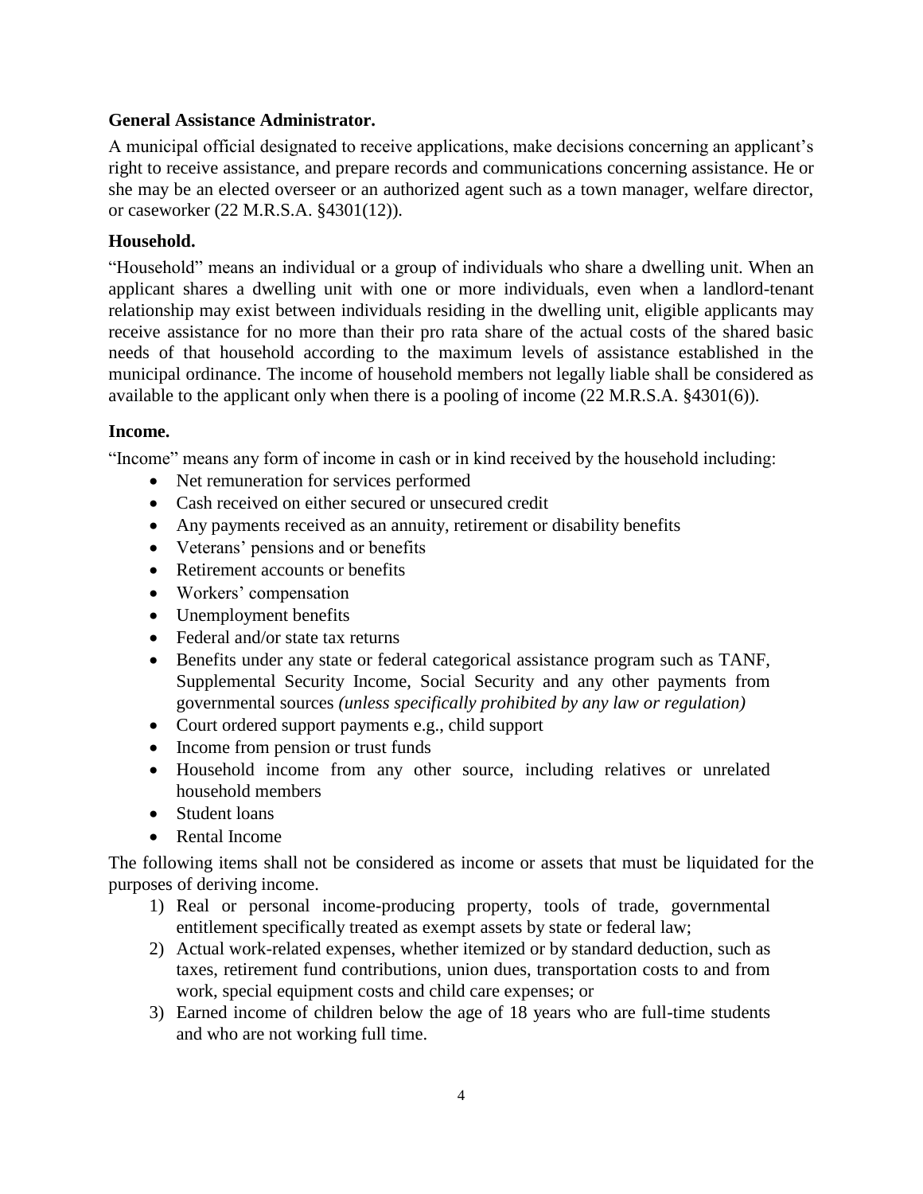**General Assistance Administrator.**

A municipal official designated to receive applications, make decisions concerning an applicant's right to receive assistance, and prepare records and communications concerning assistance. He or she may be an elected overseer or an authorized agent such as a town manager, welfare director, or caseworker (22 M.R.S.A. §4301(12)).

**Household.**

"Household" means an individual or a group of individuals who share a dwelling unit. When an applicant shares a dwelling unit with one or more individuals, even when a landlord-tenant relationship may exist between individuals residing in the dwelling unit, eligible applicants may receive assistance for no more than their pro rata share of the actual costs of the shared basic needs of that household according to the maximum levels of assistance established in the municipal ordinance. The income of household members not legally liable shall be considered as available to the applicant only when there is a pooling of income (22 M.R.S.A. §4301(6)).

**Income.**

"Income" means any form of income in cash or in kind received by the household including:

- Net remuneration for services performed
- Cash received on either secured or unsecured credit
- Any payments received as an annuity, retirement or disability benefits
- Veterans' pensions and or benefits
- Retirement accounts or benefits
- Workers' compensation
- Unemployment benefits
- Federal and/or state tax returns
- Benefits under any state or federal categorical assistance program such as TANF, Supplemental Security Income, Social Security and any other payments from governmental sources *(unless specifically prohibited by any law or regulation)*
- Court ordered support payments e.g., child support
- Income from pension or trust funds
- Household income from any other source, including relatives or unrelated household members
- Student loans
- Rental Income

The following items shall not be considered as income or assets that must be liquidated for the purposes of deriving income.

1) Real or personal income-producing property, tools of trade, governmental entitlement specifically treated as exempt assets by state or federal law;
2) Actual work-related expenses, whether itemized or by standard deduction, such as taxes, retirement fund contributions, union dues, transportation costs to and from work, special equipment costs and child care expenses; or
3) Earned income of children below the age of 18 years who are full-time students and who are not working full time.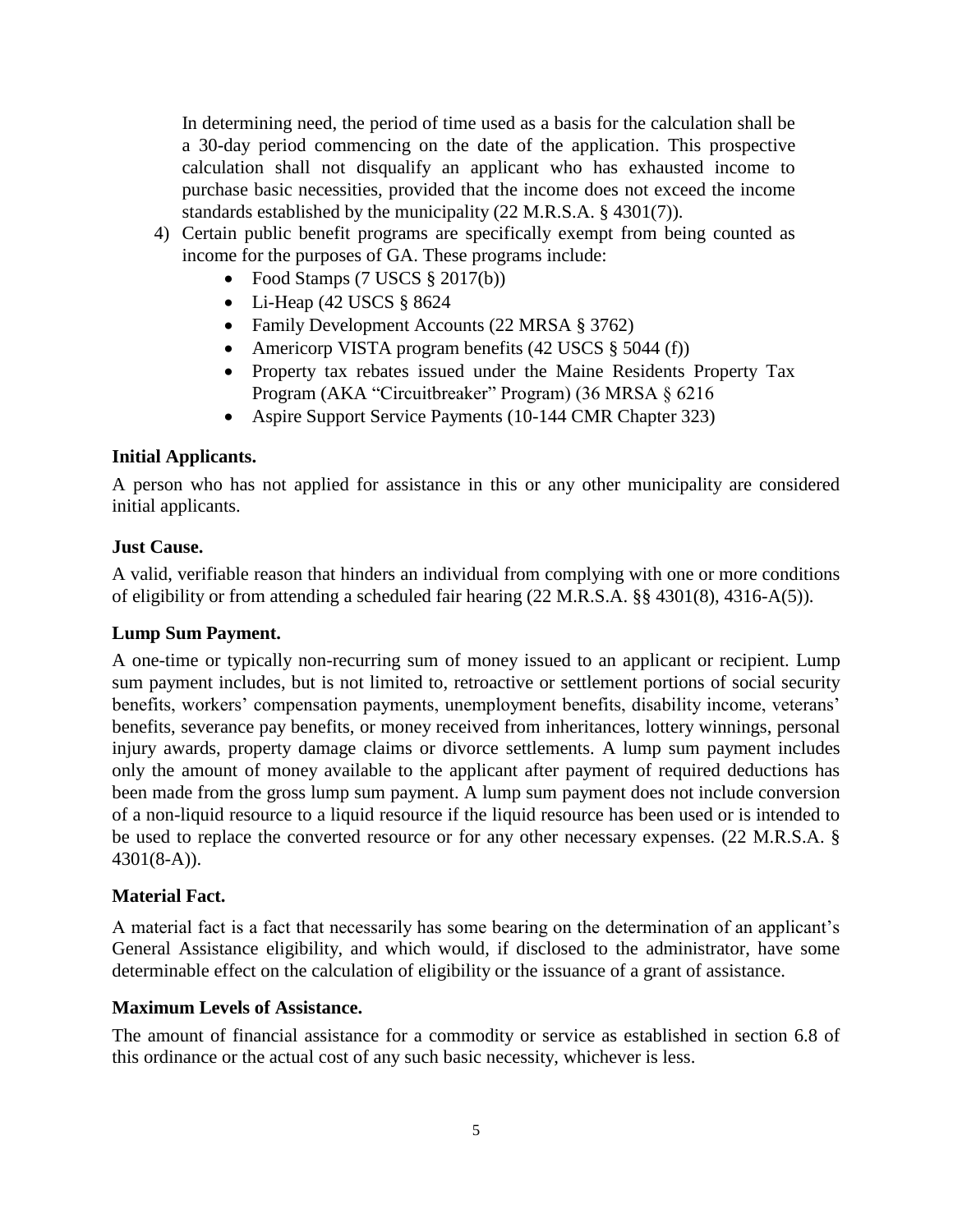In determining need, the period of time used as a basis for the calculation shall be a 30-day period commencing on the date of the application. This prospective calculation shall not disqualify an applicant who has exhausted income to purchase basic necessities, provided that the income does not exceed the income standards established by the municipality (22 M.R.S.A. § 4301(7)).

4) Certain public benefit programs are specifically exempt from being counted as income for the purposes of GA. These programs include:
   - Food Stamps (7 USCS § 2017(b))
   - Li-Heap (42 USCS § 8624
   - Family Development Accounts (22 MRSA § 3762)
   - Americorp VISTA program benefits (42 USCS § 5044 (f))
   - Property tax rebates issued under the Maine Residents Property Tax Program (AKA "Circuitbreaker" Program) (36 MRSA § 6216
   - Aspire Support Service Payments (10-144 CMR Chapter 323)

**Initial Applicants.**

A person who has not applied for assistance in this or any other municipality are considered initial applicants.

**Just Cause.**

A valid, verifiable reason that hinders an individual from complying with one or more conditions of eligibility or from attending a scheduled fair hearing (22 M.R.S.A. §§ 4301(8), 4316-A(5)).

**Lump Sum Payment.**

A one-time or typically non-recurring sum of money issued to an applicant or recipient. Lump sum payment includes, but is not limited to, retroactive or settlement portions of social security benefits, workers' compensation payments, unemployment benefits, disability income, veterans' benefits, severance pay benefits, or money received from inheritances, lottery winnings, personal injury awards, property damage claims or divorce settlements. A lump sum payment includes only the amount of money available to the applicant after payment of required deductions has been made from the gross lump sum payment. A lump sum payment does not include conversion of a non-liquid resource to a liquid resource if the liquid resource has been used or is intended to be used to replace the converted resource or for any other necessary expenses. (22 M.R.S.A. § 4301(8-A)).

**Material Fact.**

A material fact is a fact that necessarily has some bearing on the determination of an applicant's General Assistance eligibility, and which would, if disclosed to the administrator, have some determinable effect on the calculation of eligibility or the issuance of a grant of assistance.

**Maximum Levels of Assistance.**

The amount of financial assistance for a commodity or service as established in section 6.8 of this ordinance or the actual cost of any such basic necessity, whichever is less.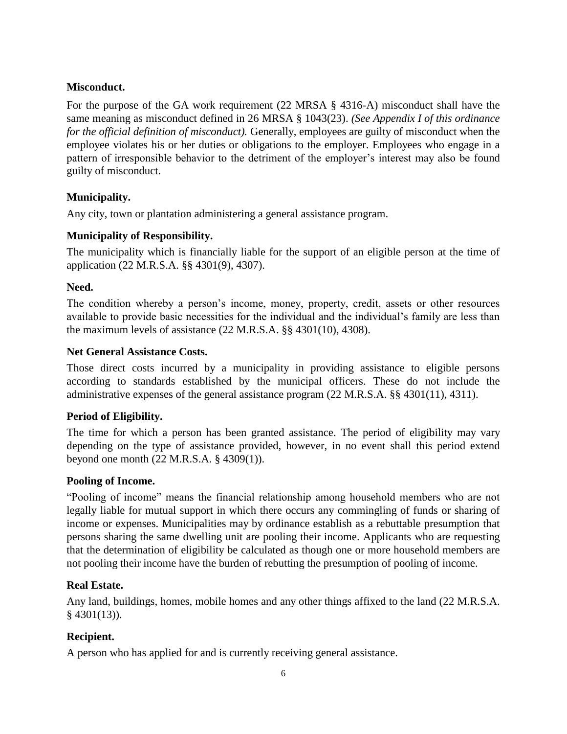**Misconduct.**

For the purpose of the GA work requirement (22 MRSA § 4316-A) misconduct shall have the same meaning as misconduct defined in 26 MRSA § 1043(23). *(See Appendix I of this ordinance for the official definition of misconduct).* Generally, employees are guilty of misconduct when the employee violates his or her duties or obligations to the employer. Employees who engage in a pattern of irresponsible behavior to the detriment of the employer's interest may also be found guilty of misconduct.

**Municipality.**

Any city, town or plantation administering a general assistance program.

**Municipality of Responsibility.**

The municipality which is financially liable for the support of an eligible person at the time of application (22 M.R.S.A. §§ 4301(9), 4307).

**Need.**

The condition whereby a person's income, money, property, credit, assets or other resources available to provide basic necessities for the individual and the individual's family are less than the maximum levels of assistance (22 M.R.S.A. §§ 4301(10), 4308).

**Net General Assistance Costs.**

Those direct costs incurred by a municipality in providing assistance to eligible persons according to standards established by the municipal officers. These do not include the administrative expenses of the general assistance program (22 M.R.S.A. §§ 4301(11), 4311).

**Period of Eligibility.**

The time for which a person has been granted assistance. The period of eligibility may vary depending on the type of assistance provided, however, in no event shall this period extend beyond one month (22 M.R.S.A. § 4309(1)).

**Pooling of Income.**

"Pooling of income" means the financial relationship among household members who are not legally liable for mutual support in which there occurs any commingling of funds or sharing of income or expenses. Municipalities may by ordinance establish as a rebuttable presumption that persons sharing the same dwelling unit are pooling their income. Applicants who are requesting that the determination of eligibility be calculated as though one or more household members are not pooling their income have the burden of rebutting the presumption of pooling of income.

**Real Estate.**

Any land, buildings, homes, mobile homes and any other things affixed to the land (22 M.R.S.A. § 4301(13)).

**Recipient.**

A person who has applied for and is currently receiving general assistance.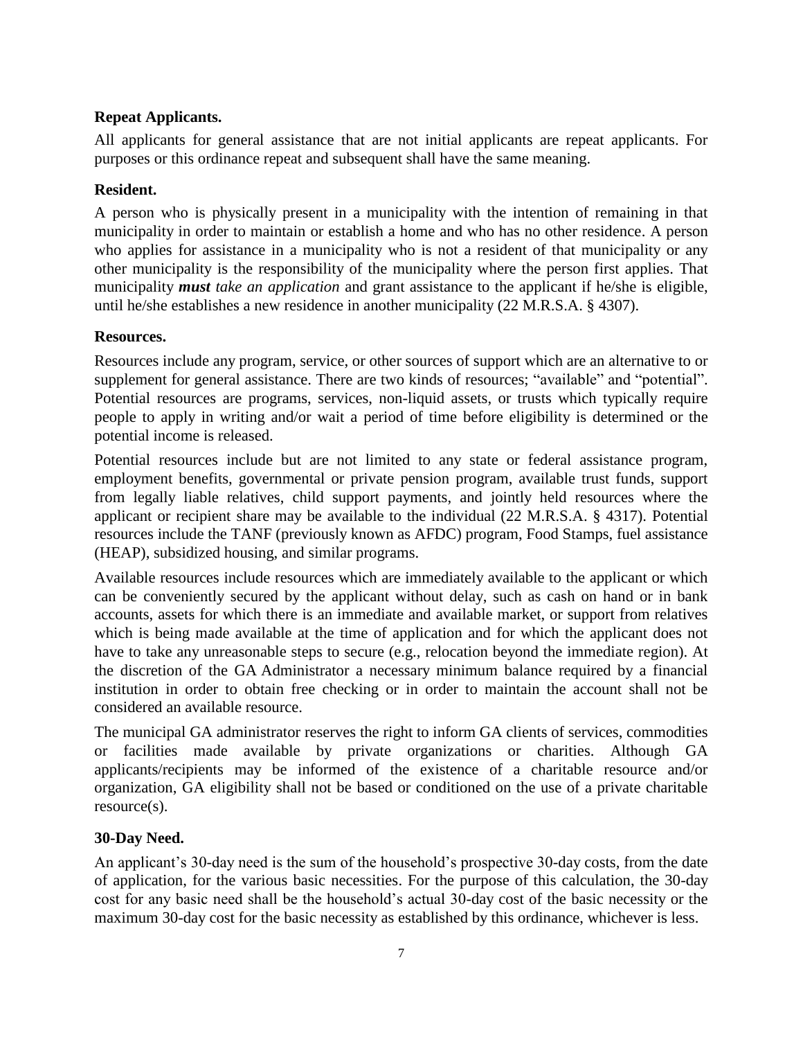**Repeat Applicants.**

All applicants for general assistance that are not initial applicants are repeat applicants. For purposes or this ordinance repeat and subsequent shall have the same meaning.

**Resident.**

A person who is physically present in a municipality with the intention of remaining in that municipality in order to maintain or establish a home and who has no other residence. A person who applies for assistance in a municipality who is not a resident of that municipality or any other municipality is the responsibility of the municipality where the person first applies. That municipality ***must*** *take an application* and grant assistance to the applicant if he/she is eligible, until he/she establishes a new residence in another municipality (22 M.R.S.A. § 4307).

**Resources.**

Resources include any program, service, or other sources of support which are an alternative to or supplement for general assistance. There are two kinds of resources; "available" and "potential". Potential resources are programs, services, non-liquid assets, or trusts which typically require people to apply in writing and/or wait a period of time before eligibility is determined or the potential income is released.

Potential resources include but are not limited to any state or federal assistance program, employment benefits, governmental or private pension program, available trust funds, support from legally liable relatives, child support payments, and jointly held resources where the applicant or recipient share may be available to the individual (22 M.R.S.A. § 4317). Potential resources include the TANF (previously known as AFDC) program, Food Stamps, fuel assistance (HEAP), subsidized housing, and similar programs.

Available resources include resources which are immediately available to the applicant or which can be conveniently secured by the applicant without delay, such as cash on hand or in bank accounts, assets for which there is an immediate and available market, or support from relatives which is being made available at the time of application and for which the applicant does not have to take any unreasonable steps to secure (e.g., relocation beyond the immediate region). At the discretion of the GA Administrator a necessary minimum balance required by a financial institution in order to obtain free checking or in order to maintain the account shall not be considered an available resource.

The municipal GA administrator reserves the right to inform GA clients of services, commodities or facilities made available by private organizations or charities. Although GA applicants/recipients may be informed of the existence of a charitable resource and/or organization, GA eligibility shall not be based or conditioned on the use of a private charitable resource(s).

**30-Day Need.**

An applicant's 30-day need is the sum of the household's prospective 30-day costs, from the date of application, for the various basic necessities. For the purpose of this calculation, the 30-day cost for any basic need shall be the household's actual 30-day cost of the basic necessity or the maximum 30-day cost for the basic necessity as established by this ordinance, whichever is less.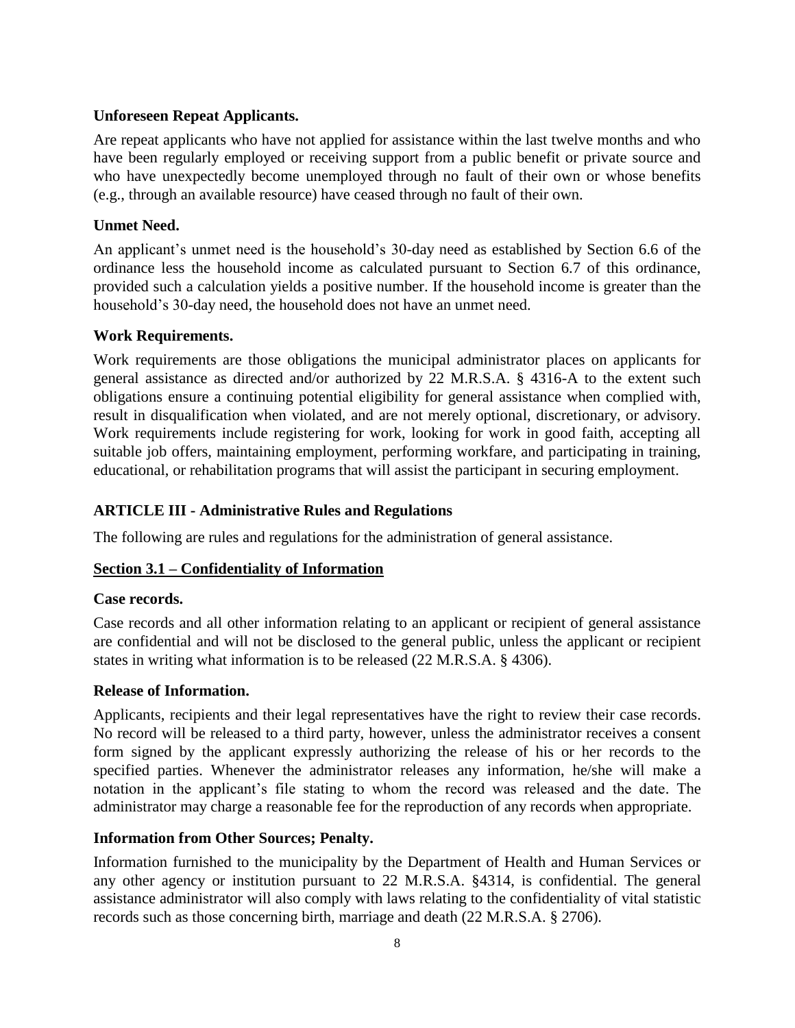**Unforeseen Repeat Applicants.**

Are repeat applicants who have not applied for assistance within the last twelve months and who have been regularly employed or receiving support from a public benefit or private source and who have unexpectedly become unemployed through no fault of their own or whose benefits (e.g., through an available resource) have ceased through no fault of their own.

**Unmet Need.**

An applicant's unmet need is the household's 30-day need as established by Section 6.6 of the ordinance less the household income as calculated pursuant to Section 6.7 of this ordinance, provided such a calculation yields a positive number. If the household income is greater than the household's 30-day need, the household does not have an unmet need.

**Work Requirements.**

Work requirements are those obligations the municipal administrator places on applicants for general assistance as directed and/or authorized by 22 M.R.S.A. § 4316-A to the extent such obligations ensure a continuing potential eligibility for general assistance when complied with, result in disqualification when violated, and are not merely optional, discretionary, or advisory. Work requirements include registering for work, looking for work in good faith, accepting all suitable job offers, maintaining employment, performing workfare, and participating in training, educational, or rehabilitation programs that will assist the participant in securing employment.

## ARTICLE III - Administrative Rules and Regulations

The following are rules and regulations for the administration of general assistance.

### Section 3.1 – Confidentiality of Information

**Case records.**

Case records and all other information relating to an applicant or recipient of general assistance are confidential and will not be disclosed to the general public, unless the applicant or recipient states in writing what information is to be released (22 M.R.S.A. § 4306).

**Release of Information.**

Applicants, recipients and their legal representatives have the right to review their case records. No record will be released to a third party, however, unless the administrator receives a consent form signed by the applicant expressly authorizing the release of his or her records to the specified parties. Whenever the administrator releases any information, he/she will make a notation in the applicant's file stating to whom the record was released and the date. The administrator may charge a reasonable fee for the reproduction of any records when appropriate.

**Information from Other Sources; Penalty.**

Information furnished to the municipality by the Department of Health and Human Services or any other agency or institution pursuant to 22 M.R.S.A. §4314, is confidential. The general assistance administrator will also comply with laws relating to the confidentiality of vital statistic records such as those concerning birth, marriage and death (22 M.R.S.A. § 2706).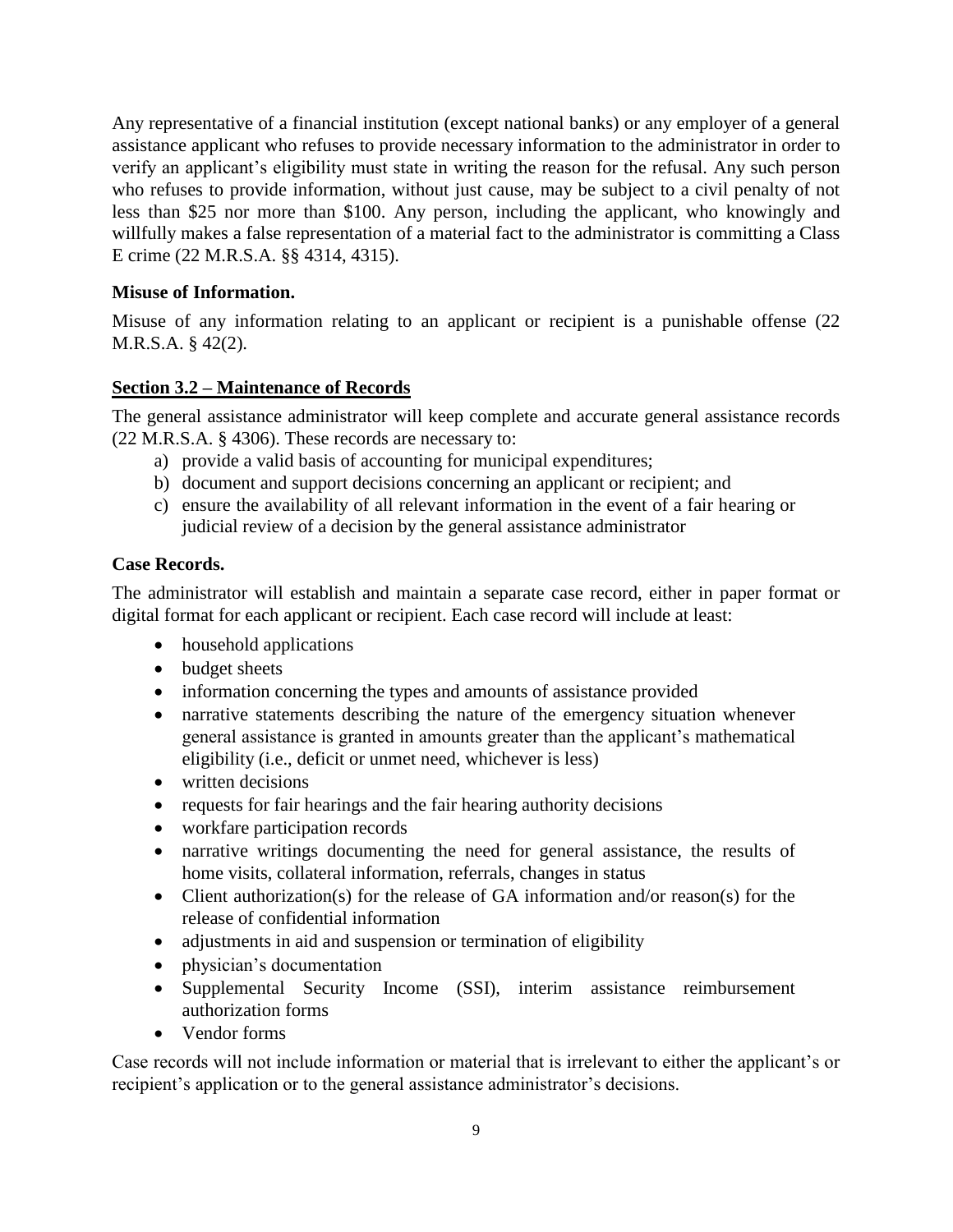Any representative of a financial institution (except national banks) or any employer of a general assistance applicant who refuses to provide necessary information to the administrator in order to verify an applicant's eligibility must state in writing the reason for the refusal. Any such person who refuses to provide information, without just cause, may be subject to a civil penalty of not less than $25 nor more than $100. Any person, including the applicant, who knowingly and willfully makes a false representation of a material fact to the administrator is committing a Class E crime (22 M.R.S.A. §§ 4314, 4315).

**Misuse of Information.**

Misuse of any information relating to an applicant or recipient is a punishable offense (22 M.R.S.A. § 42(2).

## Section 3.2 – Maintenance of Records

The general assistance administrator will keep complete and accurate general assistance records (22 M.R.S.A. § 4306). These records are necessary to:

a) provide a valid basis of accounting for municipal expenditures;
b) document and support decisions concerning an applicant or recipient; and
c) ensure the availability of all relevant information in the event of a fair hearing or judicial review of a decision by the general assistance administrator

**Case Records.**

The administrator will establish and maintain a separate case record, either in paper format or digital format for each applicant or recipient. Each case record will include at least:

- household applications
- budget sheets
- information concerning the types and amounts of assistance provided
- narrative statements describing the nature of the emergency situation whenever general assistance is granted in amounts greater than the applicant's mathematical eligibility (i.e., deficit or unmet need, whichever is less)
- written decisions
- requests for fair hearings and the fair hearing authority decisions
- workfare participation records
- narrative writings documenting the need for general assistance, the results of home visits, collateral information, referrals, changes in status
- Client authorization(s) for the release of GA information and/or reason(s) for the release of confidential information
- adjustments in aid and suspension or termination of eligibility
- physician's documentation
- Supplemental Security Income (SSI), interim assistance reimbursement authorization forms
- Vendor forms

Case records will not include information or material that is irrelevant to either the applicant's or recipient's application or to the general assistance administrator's decisions.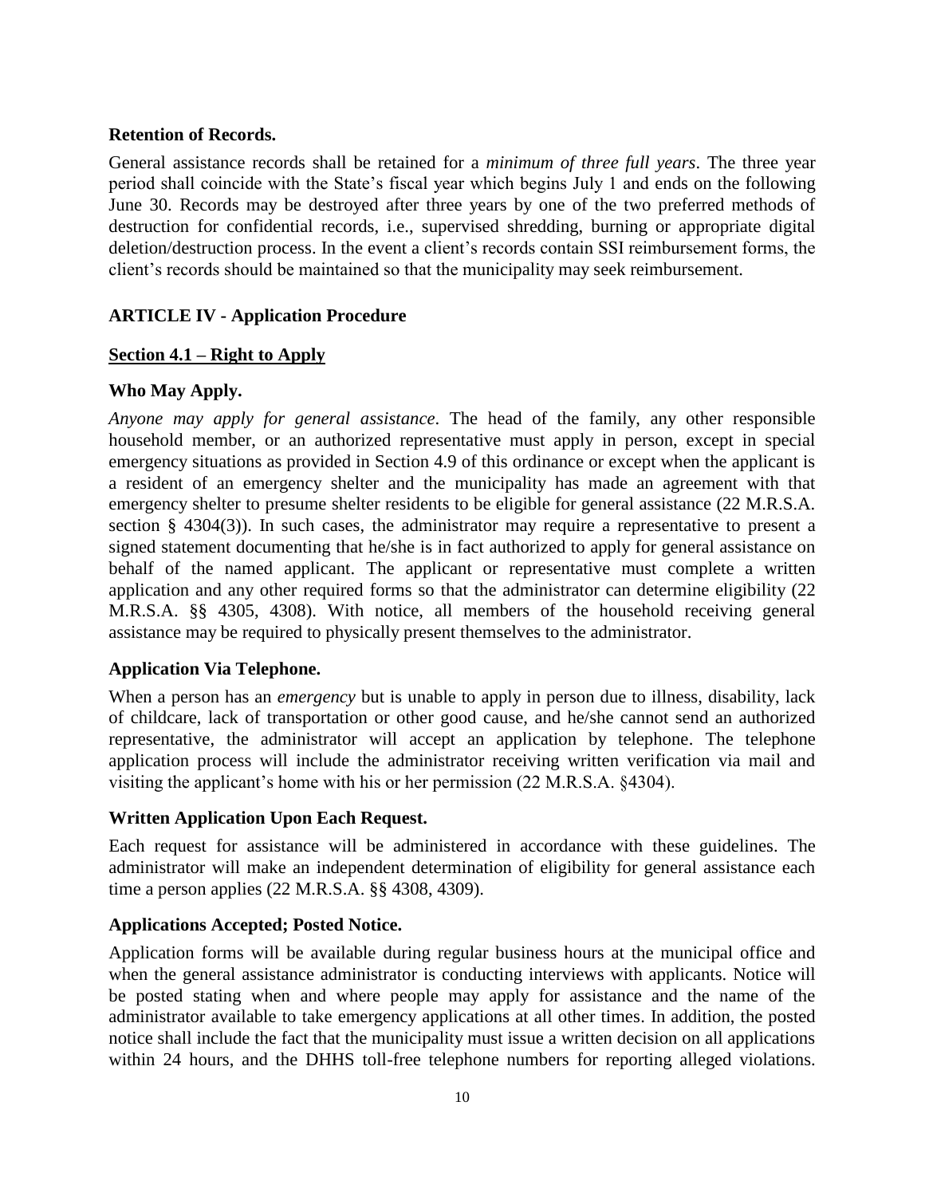**Retention of Records.**

General assistance records shall be retained for a *minimum of three full years*. The three year period shall coincide with the State's fiscal year which begins July 1 and ends on the following June 30. Records may be destroyed after three years by one of the two preferred methods of destruction for confidential records, i.e., supervised shredding, burning or appropriate digital deletion/destruction process. In the event a client's records contain SSI reimbursement forms, the client's records should be maintained so that the municipality may seek reimbursement.

## ARTICLE IV - Application Procedure

### Section 4.1 – Right to Apply

**Who May Apply.**

*Anyone may apply for general assistance*. The head of the family, any other responsible household member, or an authorized representative must apply in person, except in special emergency situations as provided in Section 4.9 of this ordinance or except when the applicant is a resident of an emergency shelter and the municipality has made an agreement with that emergency shelter to presume shelter residents to be eligible for general assistance (22 M.R.S.A. section § 4304(3)). In such cases, the administrator may require a representative to present a signed statement documenting that he/she is in fact authorized to apply for general assistance on behalf of the named applicant. The applicant or representative must complete a written application and any other required forms so that the administrator can determine eligibility (22 M.R.S.A. §§ 4305, 4308). With notice, all members of the household receiving general assistance may be required to physically present themselves to the administrator.

**Application Via Telephone.**

When a person has an *emergency* but is unable to apply in person due to illness, disability, lack of childcare, lack of transportation or other good cause, and he/she cannot send an authorized representative, the administrator will accept an application by telephone. The telephone application process will include the administrator receiving written verification via mail and visiting the applicant's home with his or her permission (22 M.R.S.A. §4304).

**Written Application Upon Each Request.**

Each request for assistance will be administered in accordance with these guidelines. The administrator will make an independent determination of eligibility for general assistance each time a person applies (22 M.R.S.A. §§ 4308, 4309).

**Applications Accepted; Posted Notice.**

Application forms will be available during regular business hours at the municipal office and when the general assistance administrator is conducting interviews with applicants. Notice will be posted stating when and where people may apply for assistance and the name of the administrator available to take emergency applications at all other times. In addition, the posted notice shall include the fact that the municipality must issue a written decision on all applications within 24 hours, and the DHHS toll-free telephone numbers for reporting alleged violations.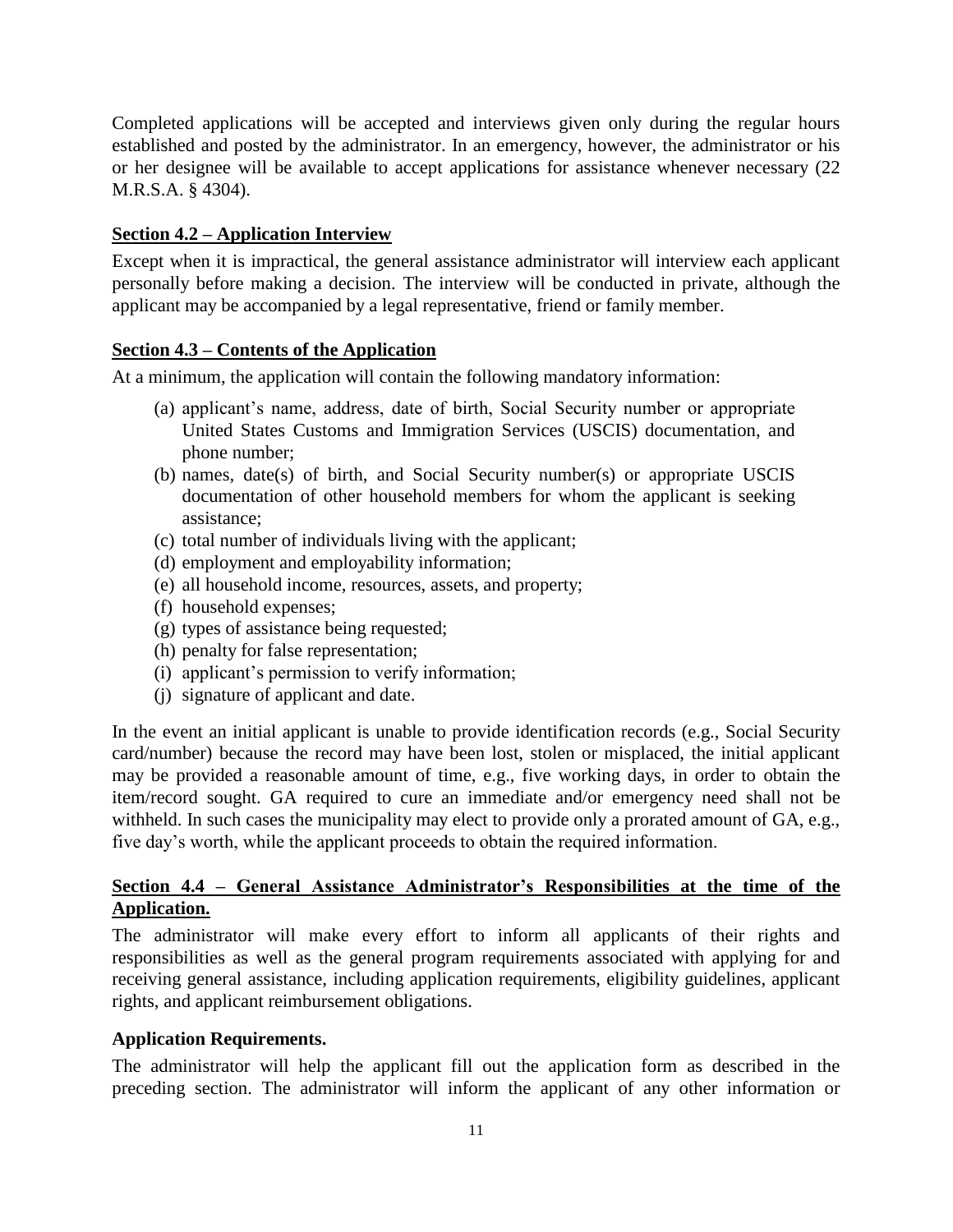Completed applications will be accepted and interviews given only during the regular hours established and posted by the administrator. In an emergency, however, the administrator or his or her designee will be available to accept applications for assistance whenever necessary (22 M.R.S.A. § 4304).

## Section 4.2 – Application Interview

Except when it is impractical, the general assistance administrator will interview each applicant personally before making a decision. The interview will be conducted in private, although the applicant may be accompanied by a legal representative, friend or family member.

## Section 4.3 – Contents of the Application

At a minimum, the application will contain the following mandatory information:

(a) applicant's name, address, date of birth, Social Security number or appropriate United States Customs and Immigration Services (USCIS) documentation, and phone number;
(b) names, date(s) of birth, and Social Security number(s) or appropriate USCIS documentation of other household members for whom the applicant is seeking assistance;
(c) total number of individuals living with the applicant;
(d) employment and employability information;
(e) all household income, resources, assets, and property;
(f) household expenses;
(g) types of assistance being requested;
(h) penalty for false representation;
(i) applicant's permission to verify information;
(j) signature of applicant and date.

In the event an initial applicant is unable to provide identification records (e.g., Social Security card/number) because the record may have been lost, stolen or misplaced, the initial applicant may be provided a reasonable amount of time, e.g., five working days, in order to obtain the item/record sought. GA required to cure an immediate and/or emergency need shall not be withheld. In such cases the municipality may elect to provide only a prorated amount of GA, e.g., five day's worth, while the applicant proceeds to obtain the required information.

## Section 4.4 – General Assistance Administrator's Responsibilities at the time of the Application.

The administrator will make every effort to inform all applicants of their rights and responsibilities as well as the general program requirements associated with applying for and receiving general assistance, including application requirements, eligibility guidelines, applicant rights, and applicant reimbursement obligations.

**Application Requirements.**

The administrator will help the applicant fill out the application form as described in the preceding section. The administrator will inform the applicant of any other information or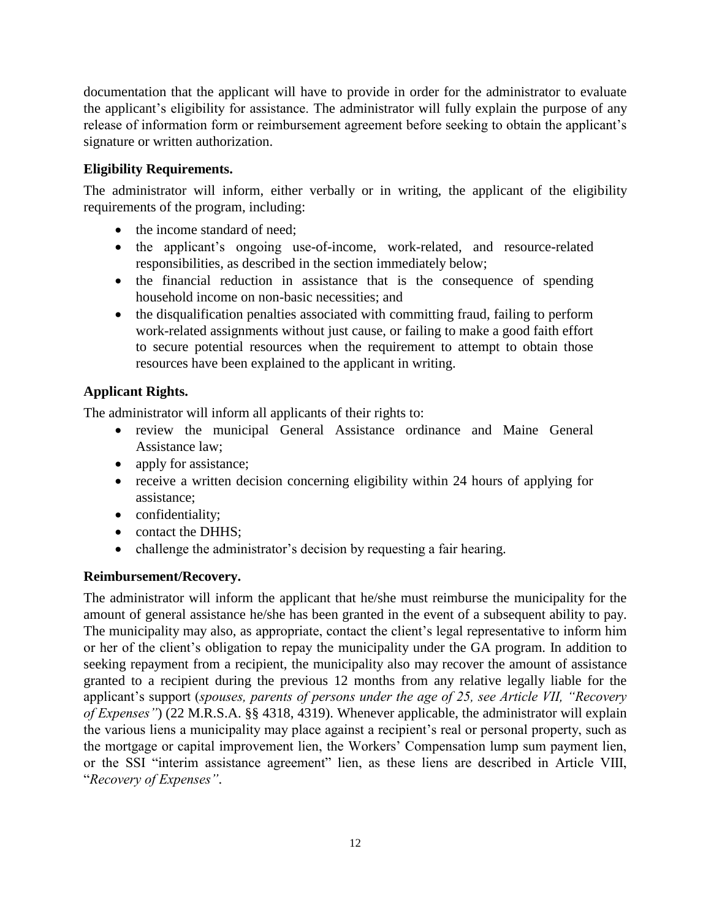documentation that the applicant will have to provide in order for the administrator to evaluate the applicant's eligibility for assistance. The administrator will fully explain the purpose of any release of information form or reimbursement agreement before seeking to obtain the applicant's signature or written authorization.

**Eligibility Requirements.**

The administrator will inform, either verbally or in writing, the applicant of the eligibility requirements of the program, including:

- the income standard of need;
- the applicant's ongoing use-of-income, work-related, and resource-related responsibilities, as described in the section immediately below;
- the financial reduction in assistance that is the consequence of spending household income on non-basic necessities; and
- the disqualification penalties associated with committing fraud, failing to perform work-related assignments without just cause, or failing to make a good faith effort to secure potential resources when the requirement to attempt to obtain those resources have been explained to the applicant in writing.

**Applicant Rights.**

The administrator will inform all applicants of their rights to:

- review the municipal General Assistance ordinance and Maine General Assistance law;
- apply for assistance;
- receive a written decision concerning eligibility within 24 hours of applying for assistance;
- confidentiality;
- contact the DHHS;
- challenge the administrator's decision by requesting a fair hearing.

**Reimbursement/Recovery.**

The administrator will inform the applicant that he/she must reimburse the municipality for the amount of general assistance he/she has been granted in the event of a subsequent ability to pay. The municipality may also, as appropriate, contact the client's legal representative to inform him or her of the client's obligation to repay the municipality under the GA program. In addition to seeking repayment from a recipient, the municipality also may recover the amount of assistance granted to a recipient during the previous 12 months from any relative legally liable for the applicant's support (*spouses, parents of persons under the age of 25, see Article VII, "Recovery of Expenses"*) (22 M.R.S.A. §§ 4318, 4319). Whenever applicable, the administrator will explain the various liens a municipality may place against a recipient's real or personal property, such as the mortgage or capital improvement lien, the Workers' Compensation lump sum payment lien, or the SSI "interim assistance agreement" lien, as these liens are described in Article VIII, "*Recovery of Expenses"*.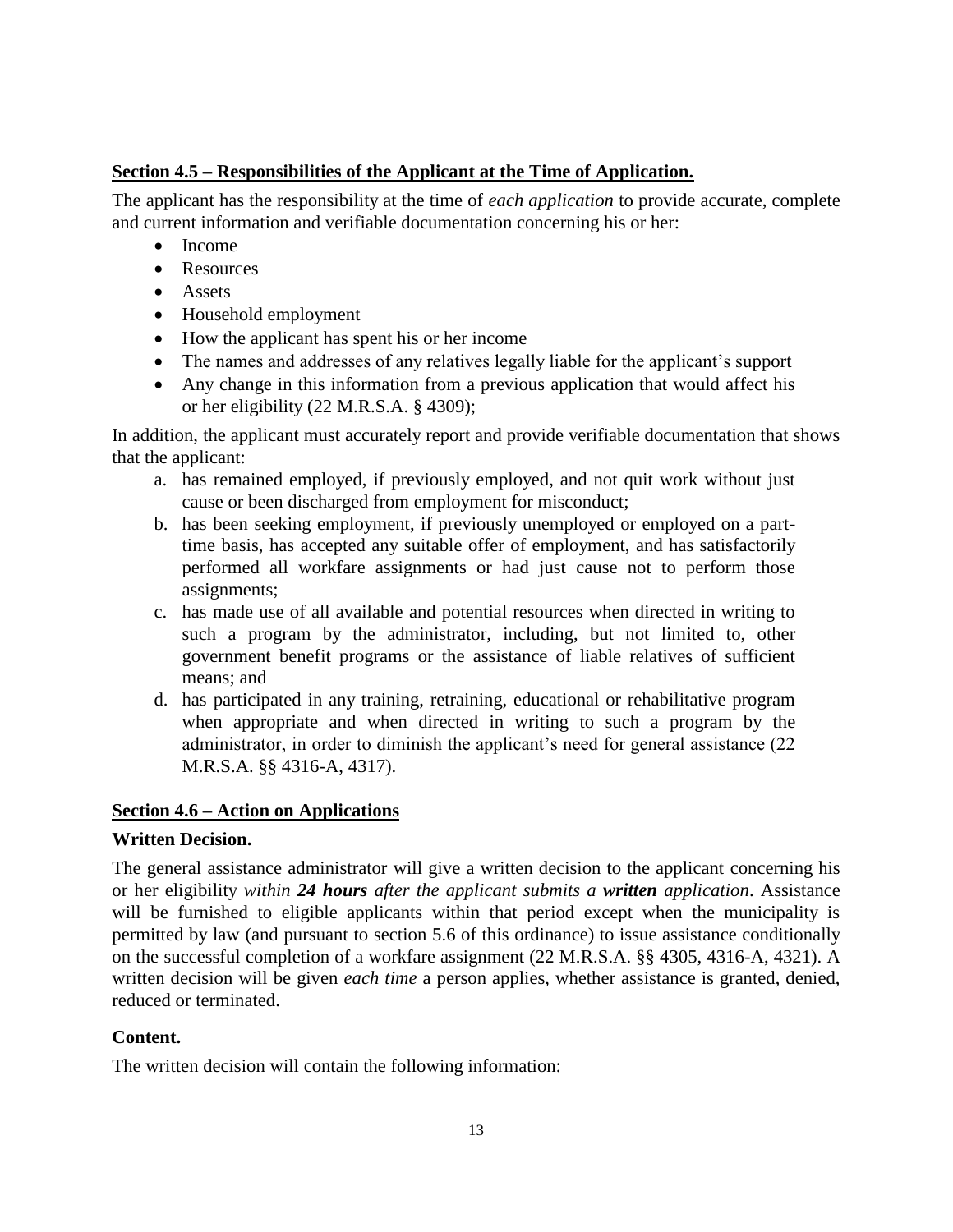## **Section 4.5 – Responsibilities of the Applicant at the Time of Application.**

The applicant has the responsibility at the time of *each application* to provide accurate, complete and current information and verifiable documentation concerning his or her:

- Income
- Resources
- Assets
- Household employment
- How the applicant has spent his or her income
- The names and addresses of any relatives legally liable for the applicant's support
- Any change in this information from a previous application that would affect his or her eligibility (22 M.R.S.A. § 4309);

In addition, the applicant must accurately report and provide verifiable documentation that shows that the applicant:

a. has remained employed, if previously employed, and not quit work without just cause or been discharged from employment for misconduct;
b. has been seeking employment, if previously unemployed or employed on a part-time basis, has accepted any suitable offer of employment, and has satisfactorily performed all workfare assignments or had just cause not to perform those assignments;
c. has made use of all available and potential resources when directed in writing to such a program by the administrator, including, but not limited to, other government benefit programs or the assistance of liable relatives of sufficient means; and
d. has participated in any training, retraining, educational or rehabilitative program when appropriate and when directed in writing to such a program by the administrator, in order to diminish the applicant's need for general assistance (22 M.R.S.A. §§ 4316-A, 4317).

## **Section 4.6 – Action on Applications**

### **Written Decision.**

The general assistance administrator will give a written decision to the applicant concerning his or her eligibility *within **24 hours** after the applicant submits a **written** application*. Assistance will be furnished to eligible applicants within that period except when the municipality is permitted by law (and pursuant to section 5.6 of this ordinance) to issue assistance conditionally on the successful completion of a workfare assignment (22 M.R.S.A. §§ 4305, 4316-A, 4321). A written decision will be given *each time* a person applies, whether assistance is granted, denied, reduced or terminated.

### **Content.**

The written decision will contain the following information: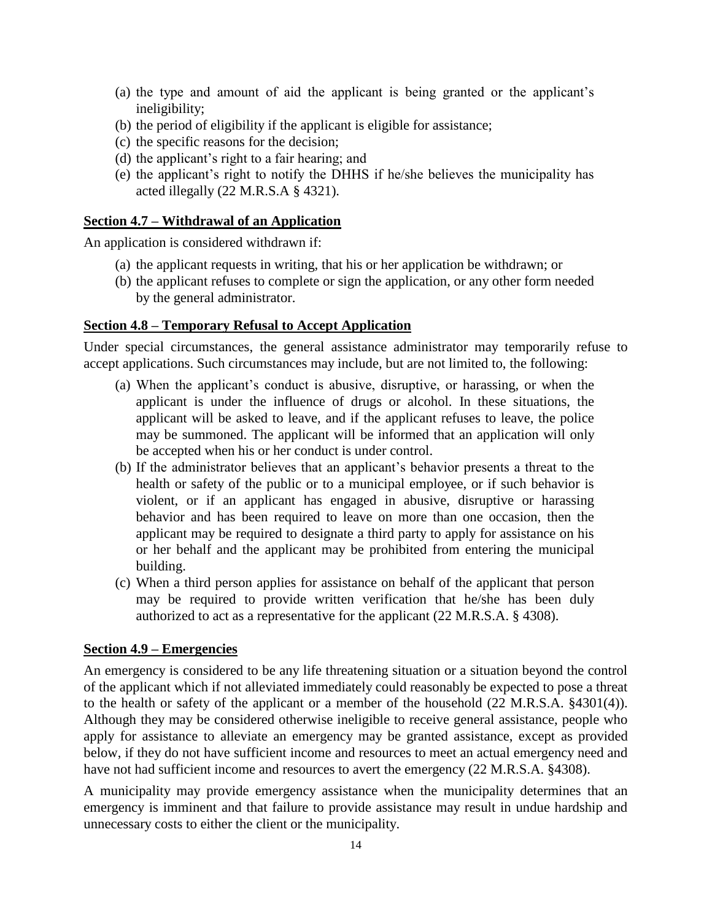(a) the type and amount of aid the applicant is being granted or the applicant's ineligibility;
(b) the period of eligibility if the applicant is eligible for assistance;
(c) the specific reasons for the decision;
(d) the applicant's right to a fair hearing; and
(e) the applicant's right to notify the DHHS if he/she believes the municipality has acted illegally (22 M.R.S.A § 4321).

**Section 4.7 – Withdrawal of an Application**

An application is considered withdrawn if:

(a) the applicant requests in writing, that his or her application be withdrawn; or
(b) the applicant refuses to complete or sign the application, or any other form needed by the general administrator.

**Section 4.8 – Temporary Refusal to Accept Application**

Under special circumstances, the general assistance administrator may temporarily refuse to accept applications. Such circumstances may include, but are not limited to, the following:

(a) When the applicant's conduct is abusive, disruptive, or harassing, or when the applicant is under the influence of drugs or alcohol. In these situations, the applicant will be asked to leave, and if the applicant refuses to leave, the police may be summoned. The applicant will be informed that an application will only be accepted when his or her conduct is under control.
(b) If the administrator believes that an applicant's behavior presents a threat to the health or safety of the public or to a municipal employee, or if such behavior is violent, or if an applicant has engaged in abusive, disruptive or harassing behavior and has been required to leave on more than one occasion, then the applicant may be required to designate a third party to apply for assistance on his or her behalf and the applicant may be prohibited from entering the municipal building.
(c) When a third person applies for assistance on behalf of the applicant that person may be required to provide written verification that he/she has been duly authorized to act as a representative for the applicant (22 M.R.S.A. § 4308).

**Section 4.9 – Emergencies**

An emergency is considered to be any life threatening situation or a situation beyond the control of the applicant which if not alleviated immediately could reasonably be expected to pose a threat to the health or safety of the applicant or a member of the household (22 M.R.S.A. §4301(4)). Although they may be considered otherwise ineligible to receive general assistance, people who apply for assistance to alleviate an emergency may be granted assistance, except as provided below, if they do not have sufficient income and resources to meet an actual emergency need and have not had sufficient income and resources to avert the emergency (22 M.R.S.A. §4308).

A municipality may provide emergency assistance when the municipality determines that an emergency is imminent and that failure to provide assistance may result in undue hardship and unnecessary costs to either the client or the municipality.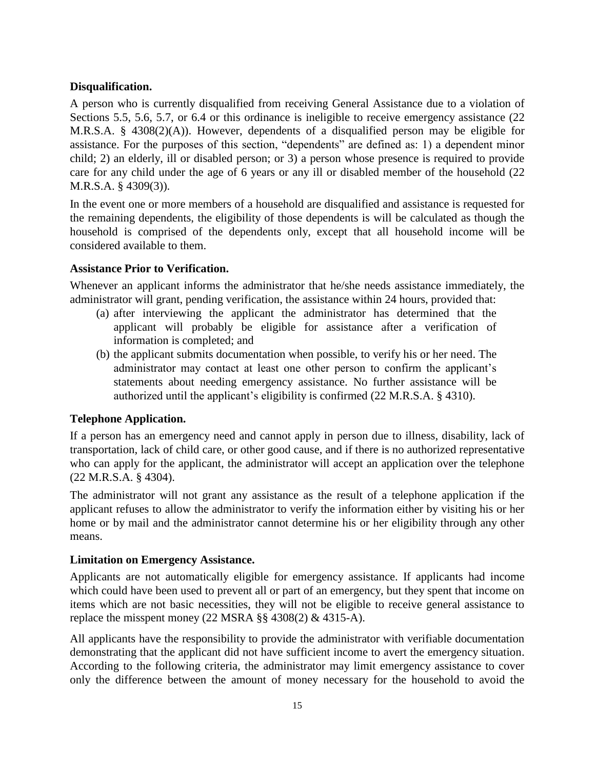**Disqualification.**

A person who is currently disqualified from receiving General Assistance due to a violation of Sections 5.5, 5.6, 5.7, or 6.4 or this ordinance is ineligible to receive emergency assistance (22 M.R.S.A. § 4308(2)(A)). However, dependents of a disqualified person may be eligible for assistance. For the purposes of this section, "dependents" are defined as: 1) a dependent minor child; 2) an elderly, ill or disabled person; or 3) a person whose presence is required to provide care for any child under the age of 6 years or any ill or disabled member of the household (22 M.R.S.A. § 4309(3)).

In the event one or more members of a household are disqualified and assistance is requested for the remaining dependents, the eligibility of those dependents is will be calculated as though the household is comprised of the dependents only, except that all household income will be considered available to them.

**Assistance Prior to Verification.**

Whenever an applicant informs the administrator that he/she needs assistance immediately, the administrator will grant, pending verification, the assistance within 24 hours, provided that:

(a) after interviewing the applicant the administrator has determined that the applicant will probably be eligible for assistance after a verification of information is completed; and

(b) the applicant submits documentation when possible, to verify his or her need. The administrator may contact at least one other person to confirm the applicant's statements about needing emergency assistance. No further assistance will be authorized until the applicant's eligibility is confirmed (22 M.R.S.A. § 4310).

**Telephone Application.**

If a person has an emergency need and cannot apply in person due to illness, disability, lack of transportation, lack of child care, or other good cause, and if there is no authorized representative who can apply for the applicant, the administrator will accept an application over the telephone (22 M.R.S.A. § 4304).

The administrator will not grant any assistance as the result of a telephone application if the applicant refuses to allow the administrator to verify the information either by visiting his or her home or by mail and the administrator cannot determine his or her eligibility through any other means.

**Limitation on Emergency Assistance.**

Applicants are not automatically eligible for emergency assistance. If applicants had income which could have been used to prevent all or part of an emergency, but they spent that income on items which are not basic necessities, they will not be eligible to receive general assistance to replace the misspent money (22 MSRA §§ 4308(2) & 4315-A).

All applicants have the responsibility to provide the administrator with verifiable documentation demonstrating that the applicant did not have sufficient income to avert the emergency situation. According to the following criteria, the administrator may limit emergency assistance to cover only the difference between the amount of money necessary for the household to avoid the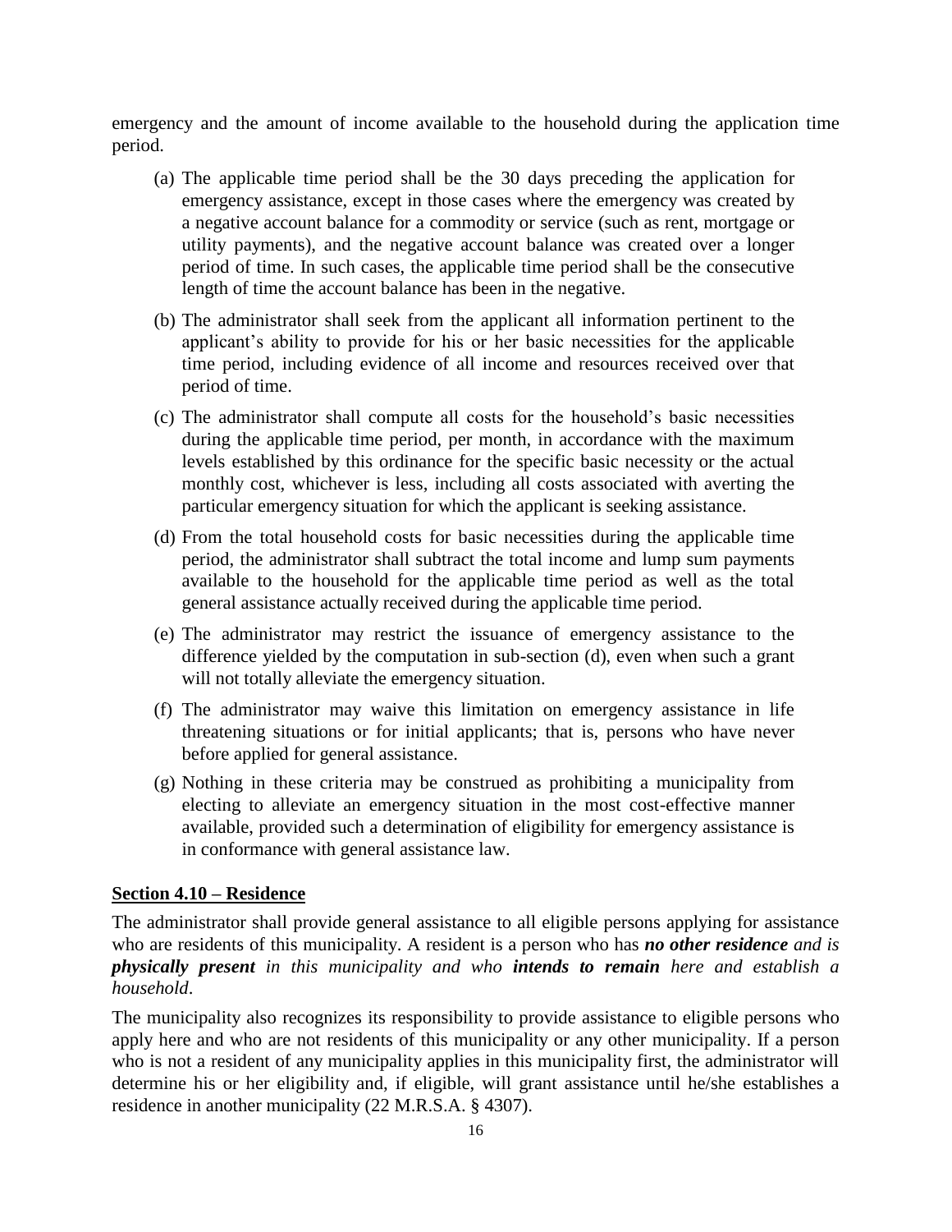emergency and the amount of income available to the household during the application time period.

(a) The applicable time period shall be the 30 days preceding the application for emergency assistance, except in those cases where the emergency was created by a negative account balance for a commodity or service (such as rent, mortgage or utility payments), and the negative account balance was created over a longer period of time. In such cases, the applicable time period shall be the consecutive length of time the account balance has been in the negative.

(b) The administrator shall seek from the applicant all information pertinent to the applicant's ability to provide for his or her basic necessities for the applicable time period, including evidence of all income and resources received over that period of time.

(c) The administrator shall compute all costs for the household's basic necessities during the applicable time period, per month, in accordance with the maximum levels established by this ordinance for the specific basic necessity or the actual monthly cost, whichever is less, including all costs associated with averting the particular emergency situation for which the applicant is seeking assistance.

(d) From the total household costs for basic necessities during the applicable time period, the administrator shall subtract the total income and lump sum payments available to the household for the applicable time period as well as the total general assistance actually received during the applicable time period.

(e) The administrator may restrict the issuance of emergency assistance to the difference yielded by the computation in sub-section (d), even when such a grant will not totally alleviate the emergency situation.

(f) The administrator may waive this limitation on emergency assistance in life threatening situations or for initial applicants; that is, persons who have never before applied for general assistance.

(g) Nothing in these criteria may be construed as prohibiting a municipality from electing to alleviate an emergency situation in the most cost-effective manner available, provided such a determination of eligibility for emergency assistance is in conformance with general assistance law.

**Section 4.10 – Residence**

The administrator shall provide general assistance to all eligible persons applying for assistance who are residents of this municipality. A resident is a person who has ***no other residence*** *and is* ***physically present*** *in this municipality and who* ***intends to remain*** *here and establish a household*.

The municipality also recognizes its responsibility to provide assistance to eligible persons who apply here and who are not residents of this municipality or any other municipality. If a person who is not a resident of any municipality applies in this municipality first, the administrator will determine his or her eligibility and, if eligible, will grant assistance until he/she establishes a residence in another municipality (22 M.R.S.A. § 4307).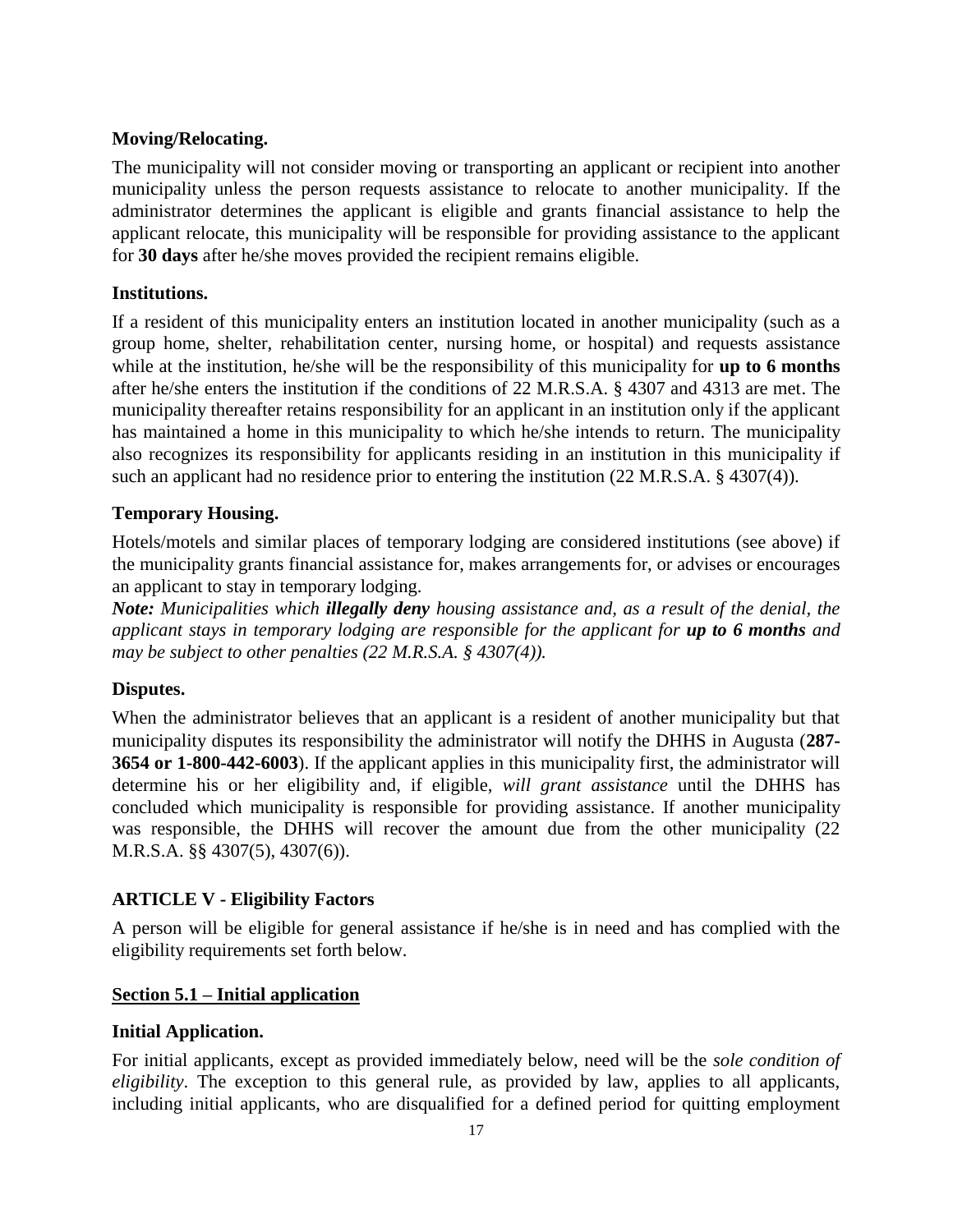**Moving/Relocating.**

The municipality will not consider moving or transporting an applicant or recipient into another municipality unless the person requests assistance to relocate to another municipality. If the administrator determines the applicant is eligible and grants financial assistance to help the applicant relocate, this municipality will be responsible for providing assistance to the applicant for **30 days** after he/she moves provided the recipient remains eligible.

**Institutions.**

If a resident of this municipality enters an institution located in another municipality (such as a group home, shelter, rehabilitation center, nursing home, or hospital) and requests assistance while at the institution, he/she will be the responsibility of this municipality for **up to 6 months** after he/she enters the institution if the conditions of 22 M.R.S.A. § 4307 and 4313 are met. The municipality thereafter retains responsibility for an applicant in an institution only if the applicant has maintained a home in this municipality to which he/she intends to return. The municipality also recognizes its responsibility for applicants residing in an institution in this municipality if such an applicant had no residence prior to entering the institution (22 M.R.S.A. § 4307(4)).

**Temporary Housing.**

Hotels/motels and similar places of temporary lodging are considered institutions (see above) if the municipality grants financial assistance for, makes arrangements for, or advises or encourages an applicant to stay in temporary lodging.

***Note:*** *Municipalities which* ***illegally deny*** *housing assistance and, as a result of the denial, the applicant stays in temporary lodging are responsible for the applicant for* ***up to 6 months*** *and may be subject to other penalties (22 M.R.S.A. § 4307(4)).*

**Disputes.**

When the administrator believes that an applicant is a resident of another municipality but that municipality disputes its responsibility the administrator will notify the DHHS in Augusta (**287-3654 or 1-800-442-6003**). If the applicant applies in this municipality first, the administrator will determine his or her eligibility and, if eligible, *will grant assistance* until the DHHS has concluded which municipality is responsible for providing assistance. If another municipality was responsible, the DHHS will recover the amount due from the other municipality (22 M.R.S.A. §§ 4307(5), 4307(6)).

## ARTICLE V - Eligibility Factors

A person will be eligible for general assistance if he/she is in need and has complied with the eligibility requirements set forth below.

### Section 5.1 – Initial application

**Initial Application.**

For initial applicants, except as provided immediately below, need will be the *sole condition of eligibility*. The exception to this general rule, as provided by law, applies to all applicants, including initial applicants, who are disqualified for a defined period for quitting employment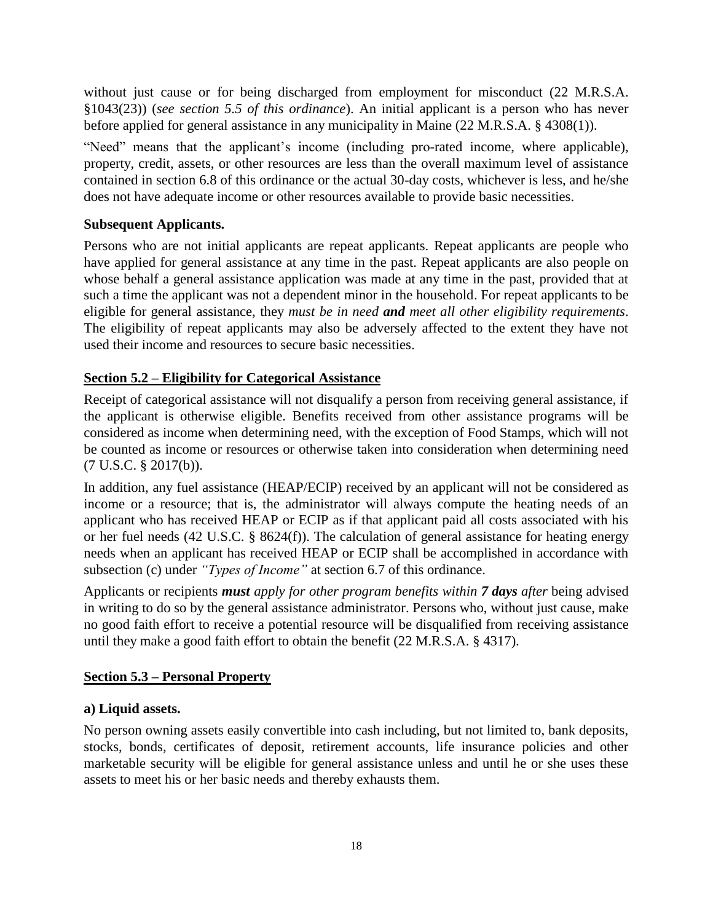without just cause or for being discharged from employment for misconduct (22 M.R.S.A. §1043(23)) (*see section 5.5 of this ordinance*). An initial applicant is a person who has never before applied for general assistance in any municipality in Maine (22 M.R.S.A. § 4308(1)).

"Need" means that the applicant's income (including pro-rated income, where applicable), property, credit, assets, or other resources are less than the overall maximum level of assistance contained in section 6.8 of this ordinance or the actual 30-day costs, whichever is less, and he/she does not have adequate income or other resources available to provide basic necessities.

**Subsequent Applicants.**

Persons who are not initial applicants are repeat applicants. Repeat applicants are people who have applied for general assistance at any time in the past. Repeat applicants are also people on whose behalf a general assistance application was made at any time in the past, provided that at such a time the applicant was not a dependent minor in the household. For repeat applicants to be eligible for general assistance, they *must be in need* ***and*** *meet all other eligibility requirements*. The eligibility of repeat applicants may also be adversely affected to the extent they have not used their income and resources to secure basic necessities.

## Section 5.2 – Eligibility for Categorical Assistance

Receipt of categorical assistance will not disqualify a person from receiving general assistance, if the applicant is otherwise eligible. Benefits received from other assistance programs will be considered as income when determining need, with the exception of Food Stamps, which will not be counted as income or resources or otherwise taken into consideration when determining need (7 U.S.C. § 2017(b)).

In addition, any fuel assistance (HEAP/ECIP) received by an applicant will not be considered as income or a resource; that is, the administrator will always compute the heating needs of an applicant who has received HEAP or ECIP as if that applicant paid all costs associated with his or her fuel needs (42 U.S.C. § 8624(f)). The calculation of general assistance for heating energy needs when an applicant has received HEAP or ECIP shall be accomplished in accordance with subsection (c) under *"Types of Income"* at section 6.7 of this ordinance.

Applicants or recipients ***must*** *apply for other program benefits within* ***7 days*** *after* being advised in writing to do so by the general assistance administrator. Persons who, without just cause, make no good faith effort to receive a potential resource will be disqualified from receiving assistance until they make a good faith effort to obtain the benefit (22 M.R.S.A. § 4317).

## Section 5.3 – Personal Property

**a) Liquid assets.**

No person owning assets easily convertible into cash including, but not limited to, bank deposits, stocks, bonds, certificates of deposit, retirement accounts, life insurance policies and other marketable security will be eligible for general assistance unless and until he or she uses these assets to meet his or her basic needs and thereby exhausts them.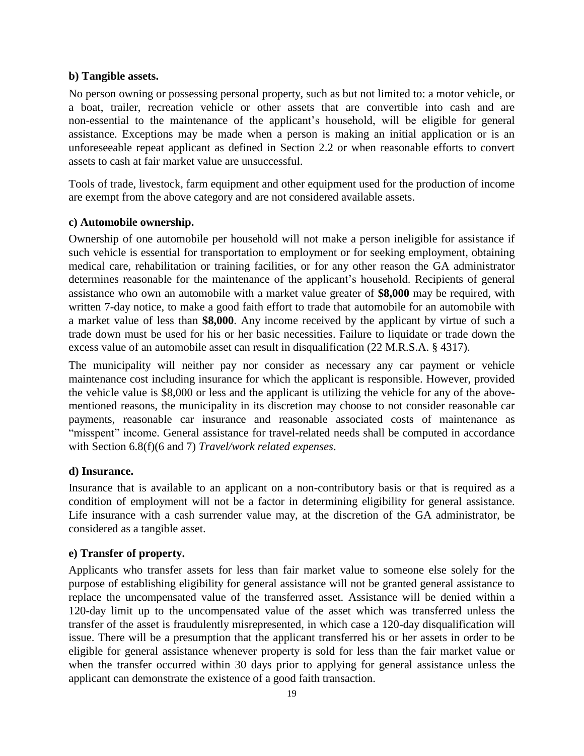**b) Tangible assets.**

No person owning or possessing personal property, such as but not limited to: a motor vehicle, or a boat, trailer, recreation vehicle or other assets that are convertible into cash and are non-essential to the maintenance of the applicant's household, will be eligible for general assistance. Exceptions may be made when a person is making an initial application or is an unforeseeable repeat applicant as defined in Section 2.2 or when reasonable efforts to convert assets to cash at fair market value are unsuccessful.

Tools of trade, livestock, farm equipment and other equipment used for the production of income are exempt from the above category and are not considered available assets.

**c) Automobile ownership.**

Ownership of one automobile per household will not make a person ineligible for assistance if such vehicle is essential for transportation to employment or for seeking employment, obtaining medical care, rehabilitation or training facilities, or for any other reason the GA administrator determines reasonable for the maintenance of the applicant's household. Recipients of general assistance who own an automobile with a market value greater of **$8,000** may be required, with written 7-day notice, to make a good faith effort to trade that automobile for an automobile with a market value of less than **$8,000**. Any income received by the applicant by virtue of such a trade down must be used for his or her basic necessities. Failure to liquidate or trade down the excess value of an automobile asset can result in disqualification (22 M.R.S.A. § 4317).

The municipality will neither pay nor consider as necessary any car payment or vehicle maintenance cost including insurance for which the applicant is responsible. However, provided the vehicle value is $8,000 or less and the applicant is utilizing the vehicle for any of the above-mentioned reasons, the municipality in its discretion may choose to not consider reasonable car payments, reasonable car insurance and reasonable associated costs of maintenance as "misspent" income. General assistance for travel-related needs shall be computed in accordance with Section 6.8(f)(6 and 7) *Travel/work related expenses*.

**d) Insurance.**

Insurance that is available to an applicant on a non-contributory basis or that is required as a condition of employment will not be a factor in determining eligibility for general assistance. Life insurance with a cash surrender value may, at the discretion of the GA administrator, be considered as a tangible asset.

**e) Transfer of property.**

Applicants who transfer assets for less than fair market value to someone else solely for the purpose of establishing eligibility for general assistance will not be granted general assistance to replace the uncompensated value of the transferred asset. Assistance will be denied within a 120-day limit up to the uncompensated value of the asset which was transferred unless the transfer of the asset is fraudulently misrepresented, in which case a 120-day disqualification will issue. There will be a presumption that the applicant transferred his or her assets in order to be eligible for general assistance whenever property is sold for less than the fair market value or when the transfer occurred within 30 days prior to applying for general assistance unless the applicant can demonstrate the existence of a good faith transaction.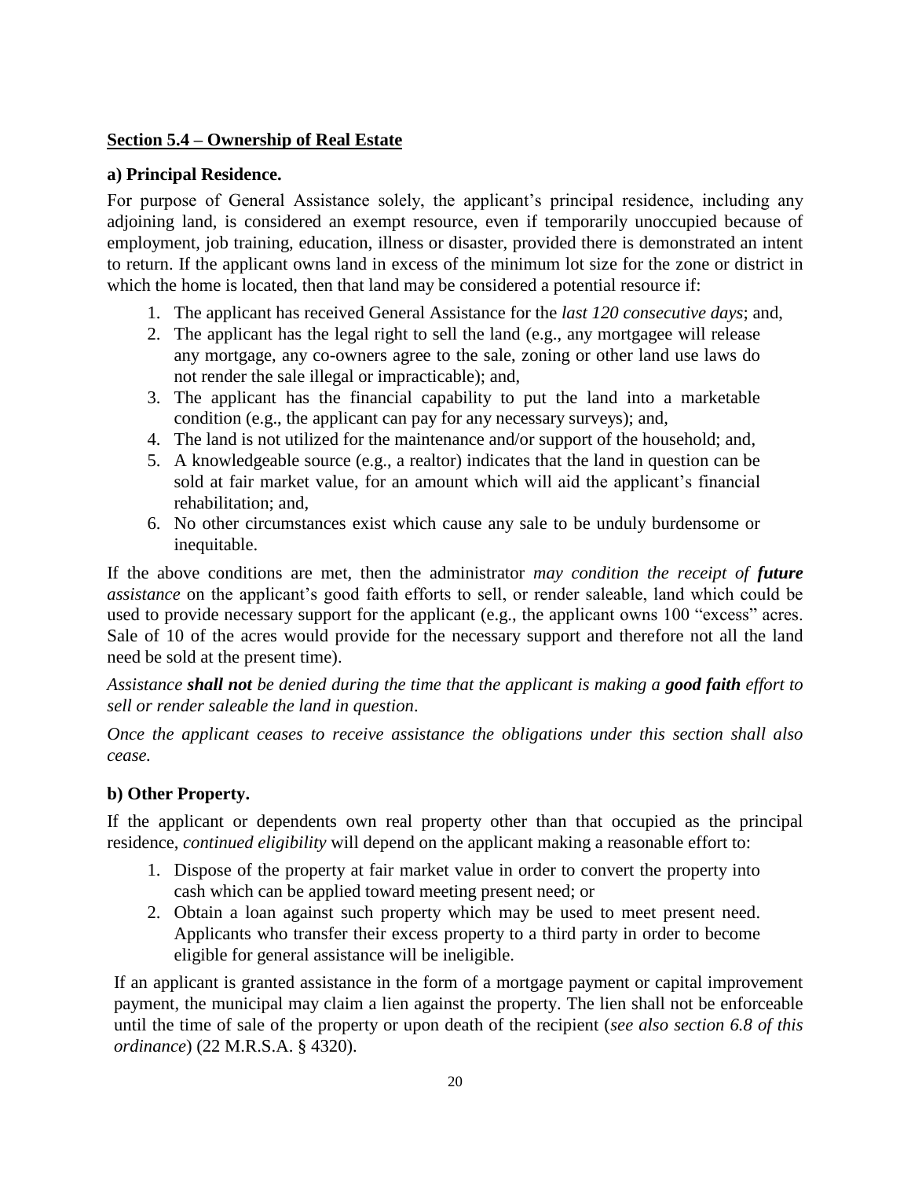**Section 5.4 – Ownership of Real Estate**

**a) Principal Residence.**

For purpose of General Assistance solely, the applicant's principal residence, including any adjoining land, is considered an exempt resource, even if temporarily unoccupied because of employment, job training, education, illness or disaster, provided there is demonstrated an intent to return. If the applicant owns land in excess of the minimum lot size for the zone or district in which the home is located, then that land may be considered a potential resource if:

1. The applicant has received General Assistance for the *last 120 consecutive days*; and,
2. The applicant has the legal right to sell the land (e.g., any mortgagee will release any mortgage, any co-owners agree to the sale, zoning or other land use laws do not render the sale illegal or impracticable); and,
3. The applicant has the financial capability to put the land into a marketable condition (e.g., the applicant can pay for any necessary surveys); and,
4. The land is not utilized for the maintenance and/or support of the household; and,
5. A knowledgeable source (e.g., a realtor) indicates that the land in question can be sold at fair market value, for an amount which will aid the applicant's financial rehabilitation; and,
6. No other circumstances exist which cause any sale to be unduly burdensome or inequitable.

If the above conditions are met, then the administrator *may condition the receipt of **future** assistance* on the applicant's good faith efforts to sell, or render saleable, land which could be used to provide necessary support for the applicant (e.g., the applicant owns 100 "excess" acres. Sale of 10 of the acres would provide for the necessary support and therefore not all the land need be sold at the present time).

*Assistance **shall not** be denied during the time that the applicant is making a **good faith** effort to sell or render saleable the land in question*.

*Once the applicant ceases to receive assistance the obligations under this section shall also cease.*

**b) Other Property.**

If the applicant or dependents own real property other than that occupied as the principal residence, *continued eligibility* will depend on the applicant making a reasonable effort to:

1. Dispose of the property at fair market value in order to convert the property into cash which can be applied toward meeting present need; or
2. Obtain a loan against such property which may be used to meet present need. Applicants who transfer their excess property to a third party in order to become eligible for general assistance will be ineligible.

If an applicant is granted assistance in the form of a mortgage payment or capital improvement payment, the municipal may claim a lien against the property. The lien shall not be enforceable until the time of sale of the property or upon death of the recipient (*see also section 6.8 of this ordinance*) (22 M.R.S.A. § 4320).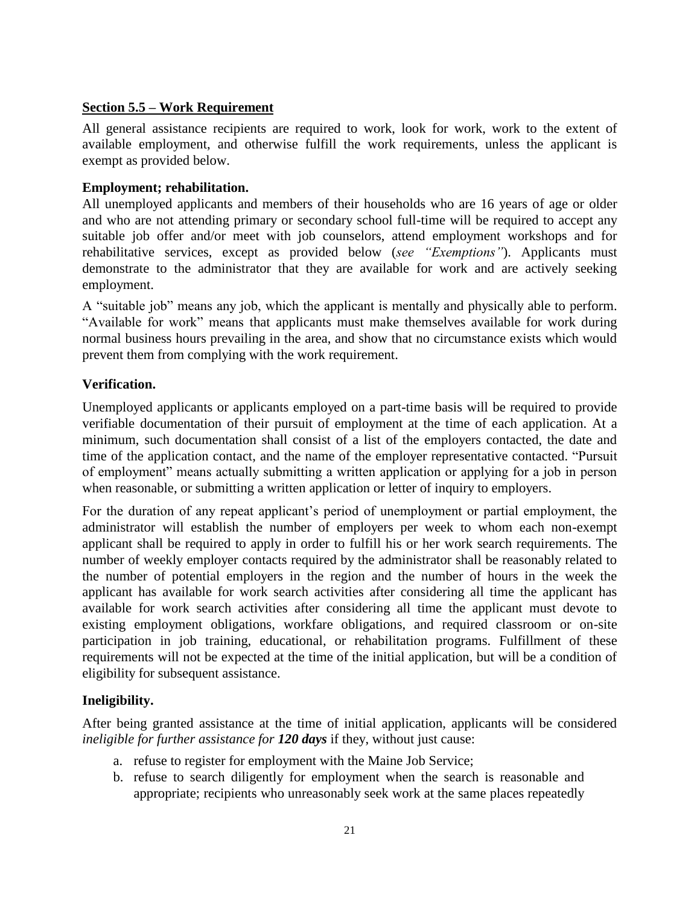**Section 5.5 – Work Requirement**

All general assistance recipients are required to work, look for work, work to the extent of available employment, and otherwise fulfill the work requirements, unless the applicant is exempt as provided below.

**Employment; rehabilitation.**

All unemployed applicants and members of their households who are 16 years of age or older and who are not attending primary or secondary school full-time will be required to accept any suitable job offer and/or meet with job counselors, attend employment workshops and for rehabilitative services, except as provided below (*see "Exemptions"*). Applicants must demonstrate to the administrator that they are available for work and are actively seeking employment.

A "suitable job" means any job, which the applicant is mentally and physically able to perform. "Available for work" means that applicants must make themselves available for work during normal business hours prevailing in the area, and show that no circumstance exists which would prevent them from complying with the work requirement.

**Verification.**

Unemployed applicants or applicants employed on a part-time basis will be required to provide verifiable documentation of their pursuit of employment at the time of each application. At a minimum, such documentation shall consist of a list of the employers contacted, the date and time of the application contact, and the name of the employer representative contacted. "Pursuit of employment" means actually submitting a written application or applying for a job in person when reasonable, or submitting a written application or letter of inquiry to employers.

For the duration of any repeat applicant's period of unemployment or partial employment, the administrator will establish the number of employers per week to whom each non-exempt applicant shall be required to apply in order to fulfill his or her work search requirements. The number of weekly employer contacts required by the administrator shall be reasonably related to the number of potential employers in the region and the number of hours in the week the applicant has available for work search activities after considering all time the applicant has available for work search activities after considering all time the applicant must devote to existing employment obligations, workfare obligations, and required classroom or on-site participation in job training, educational, or rehabilitation programs. Fulfillment of these requirements will not be expected at the time of the initial application, but will be a condition of eligibility for subsequent assistance.

**Ineligibility.**

After being granted assistance at the time of initial application, applicants will be considered *ineligible for further assistance for **120 days*** if they, without just cause:

a. refuse to register for employment with the Maine Job Service;
b. refuse to search diligently for employment when the search is reasonable and appropriate; recipients who unreasonably seek work at the same places repeatedly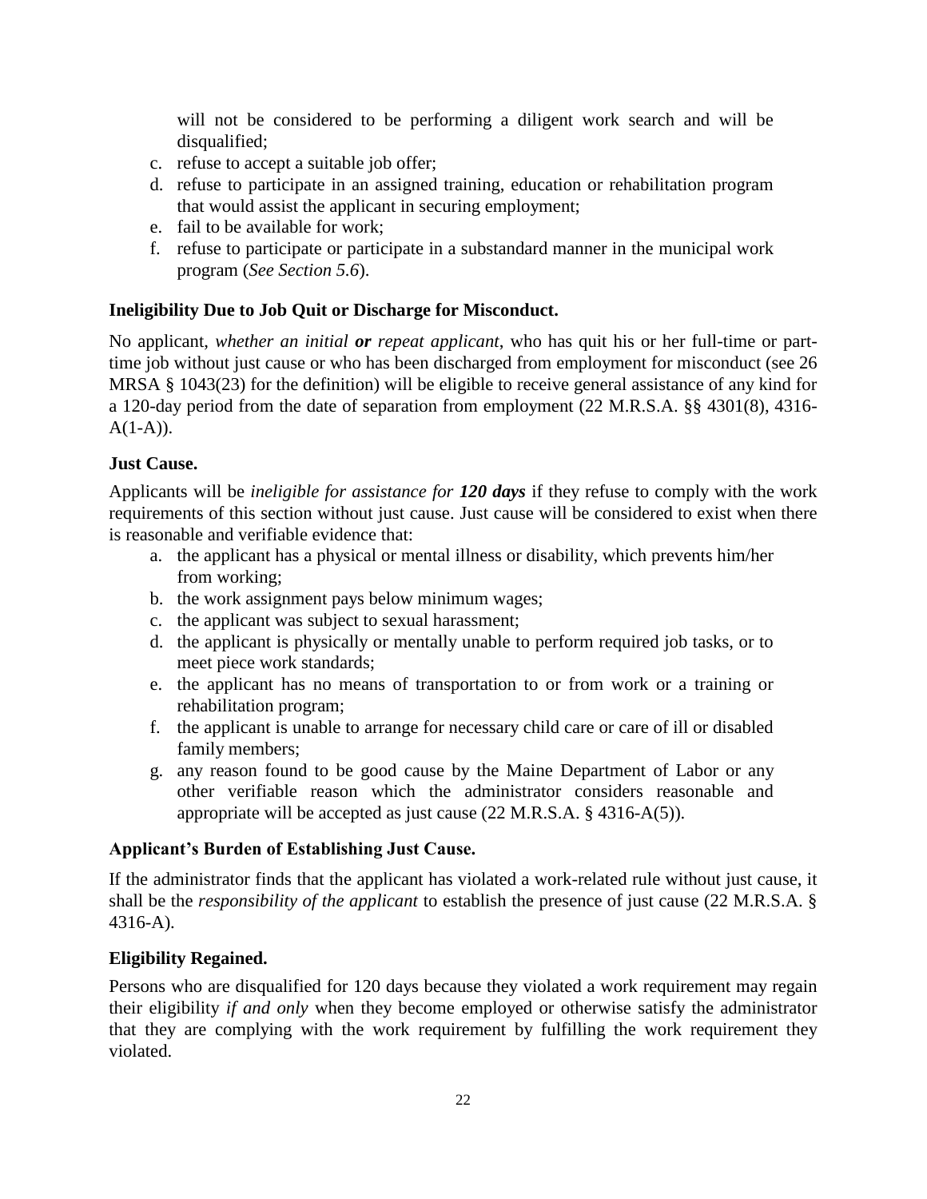will not be considered to be performing a diligent work search and will be disqualified;

c. refuse to accept a suitable job offer;
d. refuse to participate in an assigned training, education or rehabilitation program that would assist the applicant in securing employment;
e. fail to be available for work;
f. refuse to participate or participate in a substandard manner in the municipal work program (*See Section 5.6*).

**Ineligibility Due to Job Quit or Discharge for Misconduct.**

No applicant, *whether an initial **or** repeat applicant*, who has quit his or her full-time or part-time job without just cause or who has been discharged from employment for misconduct (see 26 MRSA § 1043(23) for the definition) will be eligible to receive general assistance of any kind for a 120-day period from the date of separation from employment (22 M.R.S.A. §§ 4301(8), 4316-A(1-A)).

**Just Cause.**

Applicants will be *ineligible for assistance for **120 days*** if they refuse to comply with the work requirements of this section without just cause. Just cause will be considered to exist when there is reasonable and verifiable evidence that:

a. the applicant has a physical or mental illness or disability, which prevents him/her from working;
b. the work assignment pays below minimum wages;
c. the applicant was subject to sexual harassment;
d. the applicant is physically or mentally unable to perform required job tasks, or to meet piece work standards;
e. the applicant has no means of transportation to or from work or a training or rehabilitation program;
f. the applicant is unable to arrange for necessary child care or care of ill or disabled family members;
g. any reason found to be good cause by the Maine Department of Labor or any other verifiable reason which the administrator considers reasonable and appropriate will be accepted as just cause (22 M.R.S.A. § 4316-A(5)).

**Applicant's Burden of Establishing Just Cause.**

If the administrator finds that the applicant has violated a work-related rule without just cause, it shall be the *responsibility of the applicant* to establish the presence of just cause (22 M.R.S.A. § 4316-A).

**Eligibility Regained.**

Persons who are disqualified for 120 days because they violated a work requirement may regain their eligibility *if and only* when they become employed or otherwise satisfy the administrator that they are complying with the work requirement by fulfilling the work requirement they violated.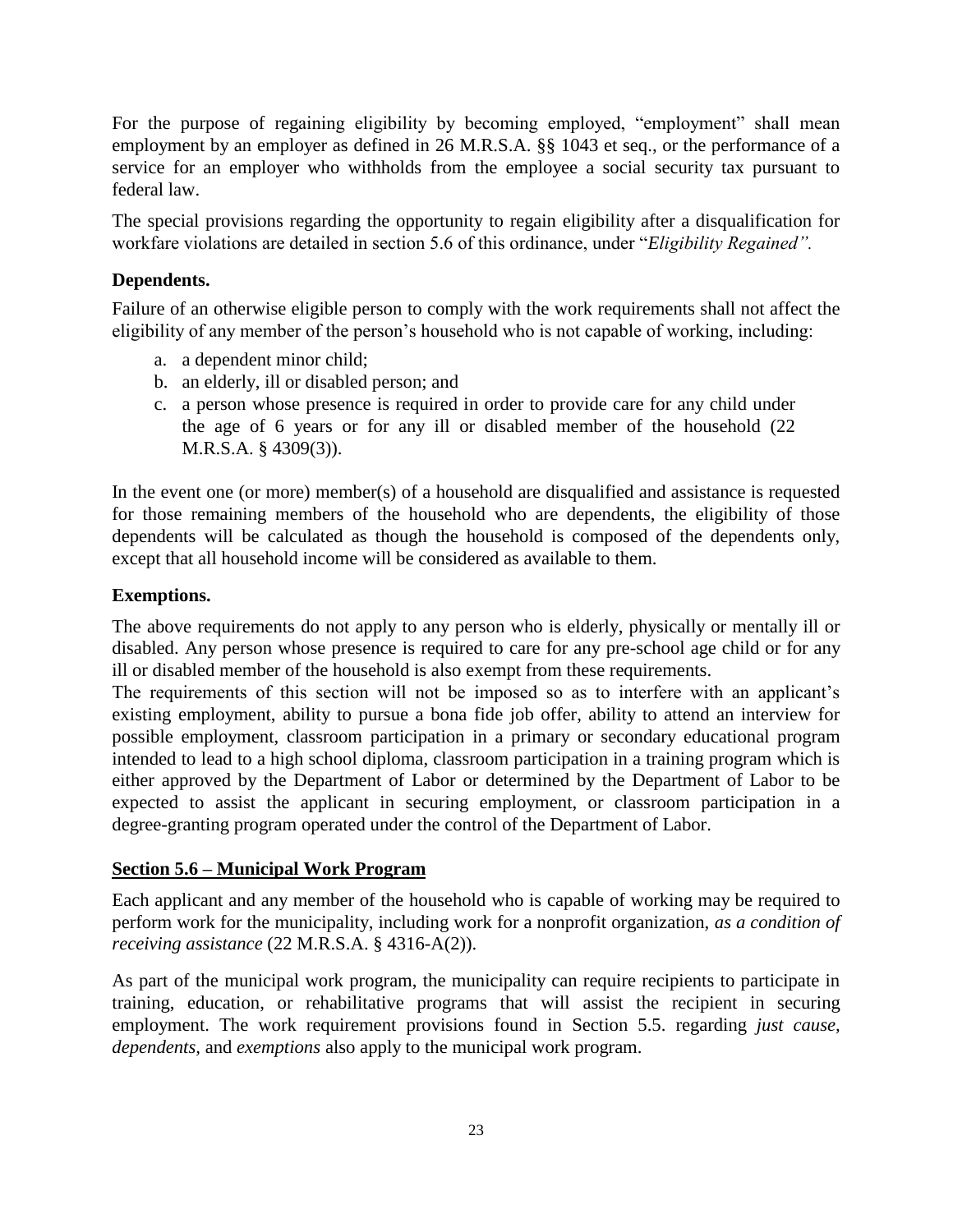For the purpose of regaining eligibility by becoming employed, "employment" shall mean employment by an employer as defined in 26 M.R.S.A. §§ 1043 et seq., or the performance of a service for an employer who withholds from the employee a social security tax pursuant to federal law.

The special provisions regarding the opportunity to regain eligibility after a disqualification for workfare violations are detailed in section 5.6 of this ordinance, under "*Eligibility Regained".*

**Dependents.**

Failure of an otherwise eligible person to comply with the work requirements shall not affect the eligibility of any member of the person's household who is not capable of working, including:

a. a dependent minor child;
b. an elderly, ill or disabled person; and
c. a person whose presence is required in order to provide care for any child under the age of 6 years or for any ill or disabled member of the household (22 M.R.S.A. § 4309(3)).

In the event one (or more) member(s) of a household are disqualified and assistance is requested for those remaining members of the household who are dependents, the eligibility of those dependents will be calculated as though the household is composed of the dependents only, except that all household income will be considered as available to them.

**Exemptions.**

The above requirements do not apply to any person who is elderly, physically or mentally ill or disabled. Any person whose presence is required to care for any pre-school age child or for any ill or disabled member of the household is also exempt from these requirements.

The requirements of this section will not be imposed so as to interfere with an applicant's existing employment, ability to pursue a bona fide job offer, ability to attend an interview for possible employment, classroom participation in a primary or secondary educational program intended to lead to a high school diploma, classroom participation in a training program which is either approved by the Department of Labor or determined by the Department of Labor to be expected to assist the applicant in securing employment, or classroom participation in a degree-granting program operated under the control of the Department of Labor.

## Section 5.6 – Municipal Work Program

Each applicant and any member of the household who is capable of working may be required to perform work for the municipality, including work for a nonprofit organization, *as a condition of receiving assistance* (22 M.R.S.A. § 4316-A(2)).

As part of the municipal work program, the municipality can require recipients to participate in training, education, or rehabilitative programs that will assist the recipient in securing employment. The work requirement provisions found in Section 5.5. regarding *just cause, dependents,* and *exemptions* also apply to the municipal work program.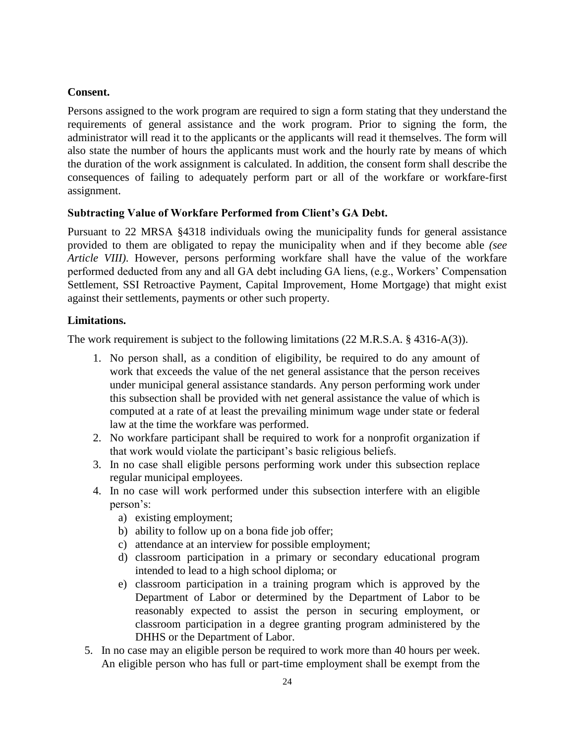**Consent.**

Persons assigned to the work program are required to sign a form stating that they understand the requirements of general assistance and the work program. Prior to signing the form, the administrator will read it to the applicants or the applicants will read it themselves. The form will also state the number of hours the applicants must work and the hourly rate by means of which the duration of the work assignment is calculated. In addition, the consent form shall describe the consequences of failing to adequately perform part or all of the workfare or workfare-first assignment.

**Subtracting Value of Workfare Performed from Client's GA Debt.**

Pursuant to 22 MRSA §4318 individuals owing the municipality funds for general assistance provided to them are obligated to repay the municipality when and if they become able *(see Article VIII)*. However, persons performing workfare shall have the value of the workfare performed deducted from any and all GA debt including GA liens, (e.g., Workers' Compensation Settlement, SSI Retroactive Payment, Capital Improvement, Home Mortgage) that might exist against their settlements, payments or other such property.

**Limitations.**

The work requirement is subject to the following limitations (22 M.R.S.A. § 4316-A(3)).

1. No person shall, as a condition of eligibility, be required to do any amount of work that exceeds the value of the net general assistance that the person receives under municipal general assistance standards. Any person performing work under this subsection shall be provided with net general assistance the value of which is computed at a rate of at least the prevailing minimum wage under state or federal law at the time the workfare was performed.
2. No workfare participant shall be required to work for a nonprofit organization if that work would violate the participant's basic religious beliefs.
3. In no case shall eligible persons performing work under this subsection replace regular municipal employees.
4. In no case will work performed under this subsection interfere with an eligible person's:
   a) existing employment;
   b) ability to follow up on a bona fide job offer;
   c) attendance at an interview for possible employment;
   d) classroom participation in a primary or secondary educational program intended to lead to a high school diploma; or
   e) classroom participation in a training program which is approved by the Department of Labor or determined by the Department of Labor to be reasonably expected to assist the person in securing employment, or classroom participation in a degree granting program administered by the DHHS or the Department of Labor.
5. In no case may an eligible person be required to work more than 40 hours per week. An eligible person who has full or part-time employment shall be exempt from the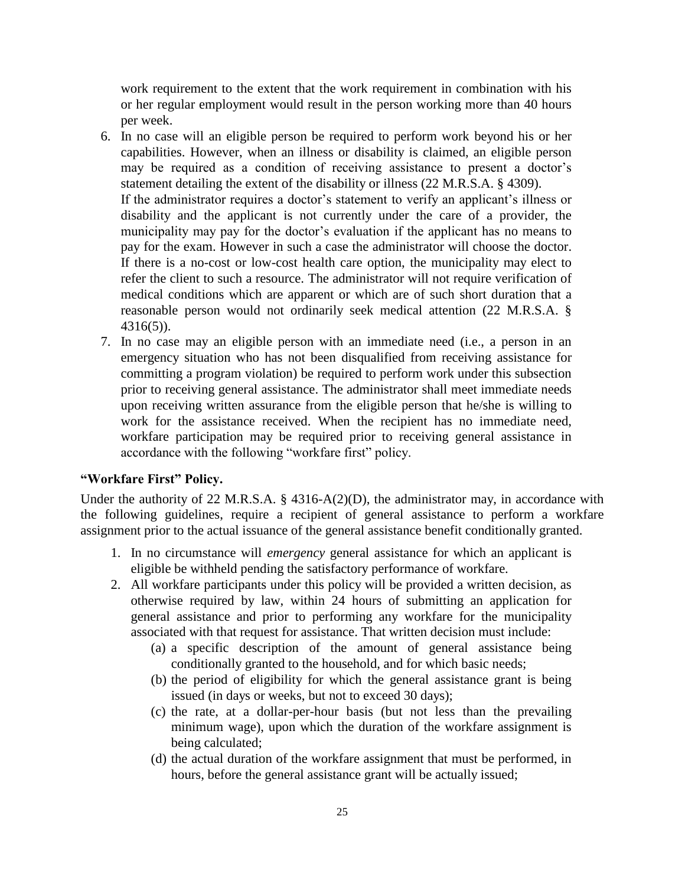work requirement to the extent that the work requirement in combination with his or her regular employment would result in the person working more than 40 hours per week.

6. In no case will an eligible person be required to perform work beyond his or her capabilities. However, when an illness or disability is claimed, an eligible person may be required as a condition of receiving assistance to present a doctor's statement detailing the extent of the disability or illness (22 M.R.S.A. § 4309).
   If the administrator requires a doctor's statement to verify an applicant's illness or disability and the applicant is not currently under the care of a provider, the municipality may pay for the doctor's evaluation if the applicant has no means to pay for the exam. However in such a case the administrator will choose the doctor. If there is a no-cost or low-cost health care option, the municipality may elect to refer the client to such a resource. The administrator will not require verification of medical conditions which are apparent or which are of such short duration that a reasonable person would not ordinarily seek medical attention (22 M.R.S.A. § 4316(5)).
7. In no case may an eligible person with an immediate need (i.e., a person in an emergency situation who has not been disqualified from receiving assistance for committing a program violation) be required to perform work under this subsection prior to receiving general assistance. The administrator shall meet immediate needs upon receiving written assurance from the eligible person that he/she is willing to work for the assistance received. When the recipient has no immediate need, workfare participation may be required prior to receiving general assistance in accordance with the following "workfare first" policy.

**"Workfare First" Policy.**

Under the authority of 22 M.R.S.A. § 4316-A(2)(D), the administrator may, in accordance with the following guidelines, require a recipient of general assistance to perform a workfare assignment prior to the actual issuance of the general assistance benefit conditionally granted.

1. In no circumstance will *emergency* general assistance for which an applicant is eligible be withheld pending the satisfactory performance of workfare.
2. All workfare participants under this policy will be provided a written decision, as otherwise required by law, within 24 hours of submitting an application for general assistance and prior to performing any workfare for the municipality associated with that request for assistance. That written decision must include:
   (a) a specific description of the amount of general assistance being conditionally granted to the household, and for which basic needs;
   (b) the period of eligibility for which the general assistance grant is being issued (in days or weeks, but not to exceed 30 days);
   (c) the rate, at a dollar-per-hour basis (but not less than the prevailing minimum wage), upon which the duration of the workfare assignment is being calculated;
   (d) the actual duration of the workfare assignment that must be performed, in hours, before the general assistance grant will be actually issued;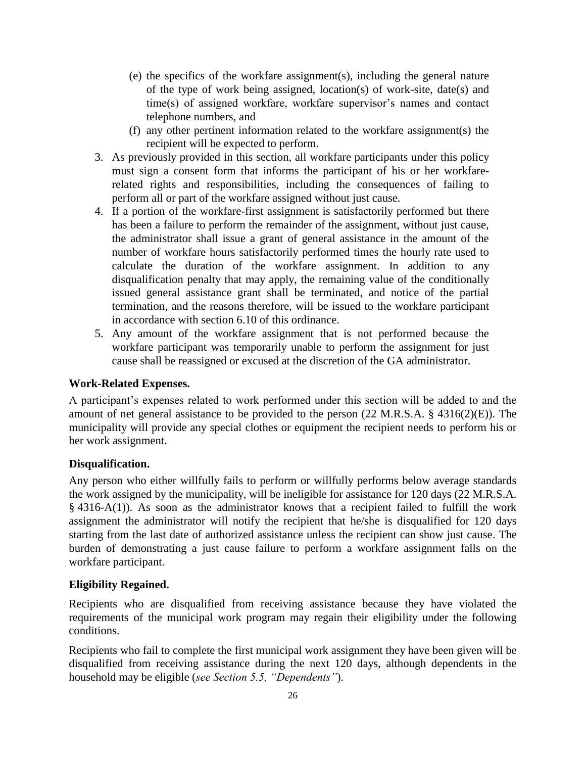(e) the specifics of the workfare assignment(s), including the general nature of the type of work being assigned, location(s) of work-site, date(s) and time(s) of assigned workfare, workfare supervisor's names and contact telephone numbers, and

(f) any other pertinent information related to the workfare assignment(s) the recipient will be expected to perform.

3. As previously provided in this section, all workfare participants under this policy must sign a consent form that informs the participant of his or her workfare-related rights and responsibilities, including the consequences of failing to perform all or part of the workfare assigned without just cause.
4. If a portion of the workfare-first assignment is satisfactorily performed but there has been a failure to perform the remainder of the assignment, without just cause, the administrator shall issue a grant of general assistance in the amount of the number of workfare hours satisfactorily performed times the hourly rate used to calculate the duration of the workfare assignment. In addition to any disqualification penalty that may apply, the remaining value of the conditionally issued general assistance grant shall be terminated, and notice of the partial termination, and the reasons therefore, will be issued to the workfare participant in accordance with section 6.10 of this ordinance.
5. Any amount of the workfare assignment that is not performed because the workfare participant was temporarily unable to perform the assignment for just cause shall be reassigned or excused at the discretion of the GA administrator.

**Work-Related Expenses.**

A participant's expenses related to work performed under this section will be added to and the amount of net general assistance to be provided to the person (22 M.R.S.A. § 4316(2)(E)). The municipality will provide any special clothes or equipment the recipient needs to perform his or her work assignment.

**Disqualification.**

Any person who either willfully fails to perform or willfully performs below average standards the work assigned by the municipality, will be ineligible for assistance for 120 days (22 M.R.S.A. § 4316-A(1)). As soon as the administrator knows that a recipient failed to fulfill the work assignment the administrator will notify the recipient that he/she is disqualified for 120 days starting from the last date of authorized assistance unless the recipient can show just cause. The burden of demonstrating a just cause failure to perform a workfare assignment falls on the workfare participant.

**Eligibility Regained.**

Recipients who are disqualified from receiving assistance because they have violated the requirements of the municipal work program may regain their eligibility under the following conditions.

Recipients who fail to complete the first municipal work assignment they have been given will be disqualified from receiving assistance during the next 120 days, although dependents in the household may be eligible (*see Section 5.5, "Dependents"*).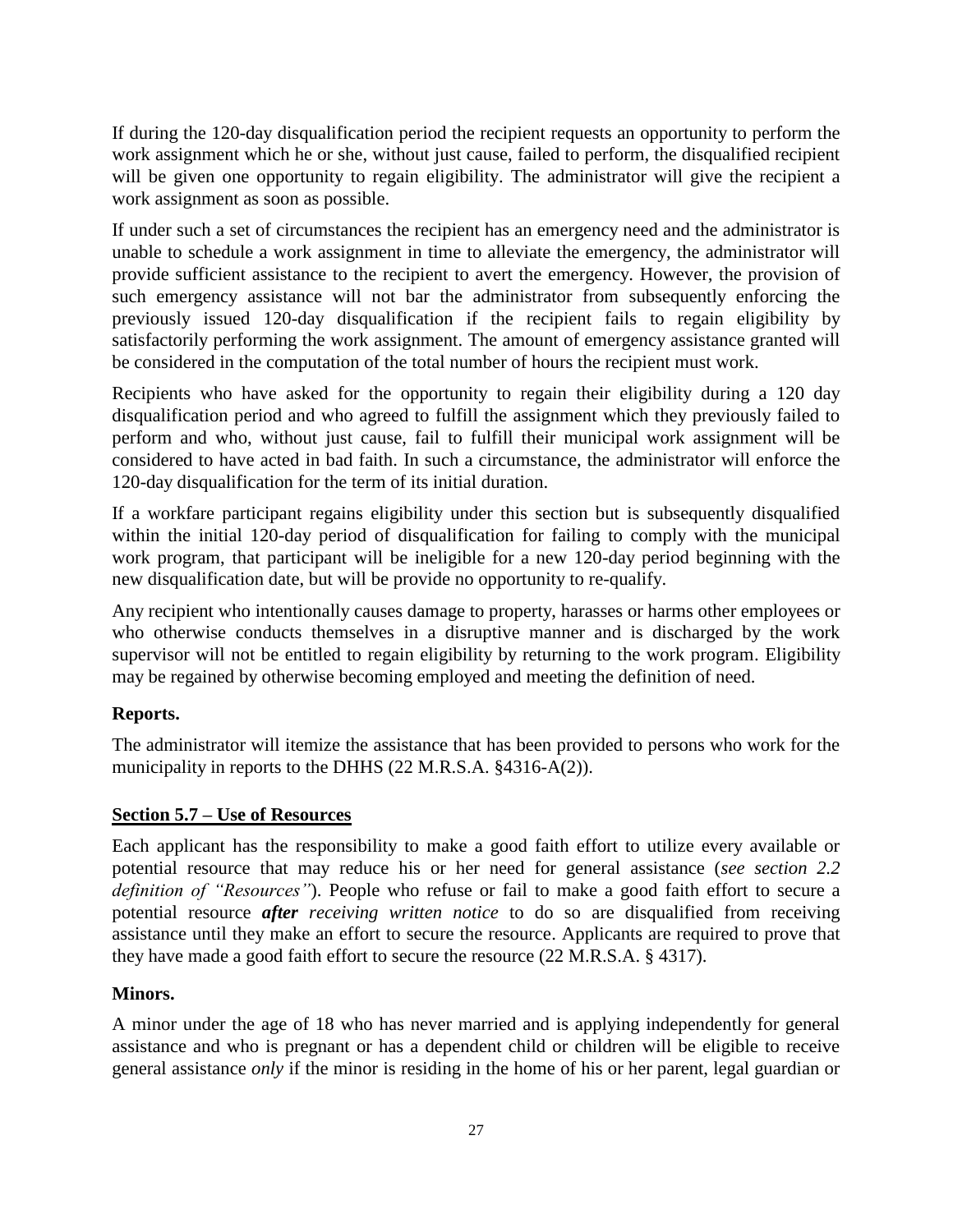If during the 120-day disqualification period the recipient requests an opportunity to perform the work assignment which he or she, without just cause, failed to perform, the disqualified recipient will be given one opportunity to regain eligibility. The administrator will give the recipient a work assignment as soon as possible.

If under such a set of circumstances the recipient has an emergency need and the administrator is unable to schedule a work assignment in time to alleviate the emergency, the administrator will provide sufficient assistance to the recipient to avert the emergency. However, the provision of such emergency assistance will not bar the administrator from subsequently enforcing the previously issued 120-day disqualification if the recipient fails to regain eligibility by satisfactorily performing the work assignment. The amount of emergency assistance granted will be considered in the computation of the total number of hours the recipient must work.

Recipients who have asked for the opportunity to regain their eligibility during a 120 day disqualification period and who agreed to fulfill the assignment which they previously failed to perform and who, without just cause, fail to fulfill their municipal work assignment will be considered to have acted in bad faith. In such a circumstance, the administrator will enforce the 120-day disqualification for the term of its initial duration.

If a workfare participant regains eligibility under this section but is subsequently disqualified within the initial 120-day period of disqualification for failing to comply with the municipal work program, that participant will be ineligible for a new 120-day period beginning with the new disqualification date, but will be provide no opportunity to re-qualify.

Any recipient who intentionally causes damage to property, harasses or harms other employees or who otherwise conducts themselves in a disruptive manner and is discharged by the work supervisor will not be entitled to regain eligibility by returning to the work program. Eligibility may be regained by otherwise becoming employed and meeting the definition of need.

**Reports.**

The administrator will itemize the assistance that has been provided to persons who work for the municipality in reports to the DHHS (22 M.R.S.A. §4316-A(2)).

## Section 5.7 – Use of Resources

Each applicant has the responsibility to make a good faith effort to utilize every available or potential resource that may reduce his or her need for general assistance (*see section 2.2 definition of "Resources"*). People who refuse or fail to make a good faith effort to secure a potential resource ***after** receiving written notice* to do so are disqualified from receiving assistance until they make an effort to secure the resource. Applicants are required to prove that they have made a good faith effort to secure the resource (22 M.R.S.A. § 4317).

**Minors.**

A minor under the age of 18 who has never married and is applying independently for general assistance and who is pregnant or has a dependent child or children will be eligible to receive general assistance *only* if the minor is residing in the home of his or her parent, legal guardian or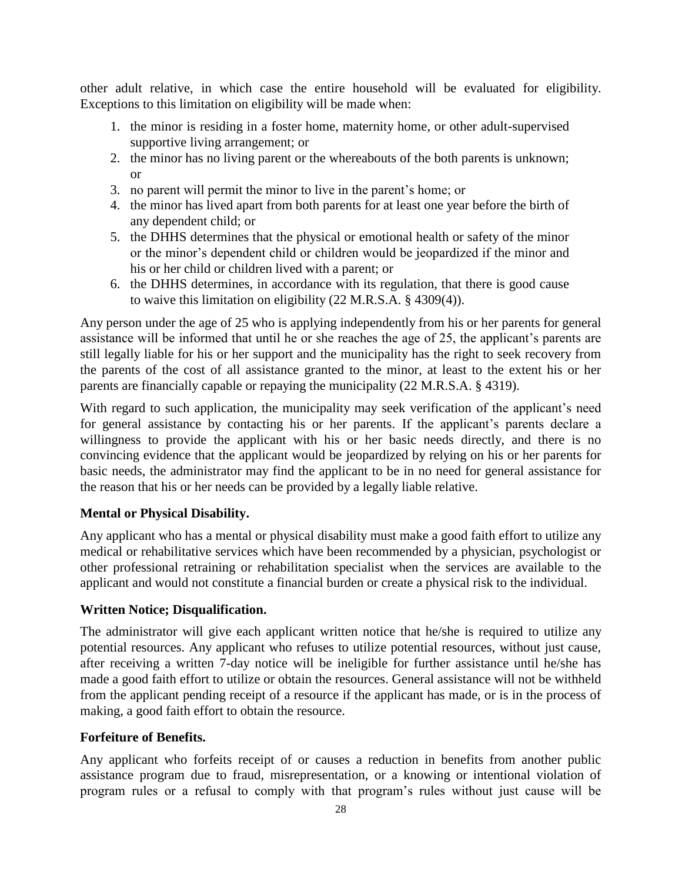other adult relative, in which case the entire household will be evaluated for eligibility. Exceptions to this limitation on eligibility will be made when:

1. the minor is residing in a foster home, maternity home, or other adult-supervised supportive living arrangement; or
2. the minor has no living parent or the whereabouts of the both parents is unknown; or
3. no parent will permit the minor to live in the parent's home; or
4. the minor has lived apart from both parents for at least one year before the birth of any dependent child; or
5. the DHHS determines that the physical or emotional health or safety of the minor or the minor's dependent child or children would be jeopardized if the minor and his or her child or children lived with a parent; or
6. the DHHS determines, in accordance with its regulation, that there is good cause to waive this limitation on eligibility (22 M.R.S.A. § 4309(4)).

Any person under the age of 25 who is applying independently from his or her parents for general assistance will be informed that until he or she reaches the age of 25, the applicant's parents are still legally liable for his or her support and the municipality has the right to seek recovery from the parents of the cost of all assistance granted to the minor, at least to the extent his or her parents are financially capable or repaying the municipality (22 M.R.S.A. § 4319).

With regard to such application, the municipality may seek verification of the applicant's need for general assistance by contacting his or her parents. If the applicant's parents declare a willingness to provide the applicant with his or her basic needs directly, and there is no convincing evidence that the applicant would be jeopardized by relying on his or her parents for basic needs, the administrator may find the applicant to be in no need for general assistance for the reason that his or her needs can be provided by a legally liable relative.

**Mental or Physical Disability.**

Any applicant who has a mental or physical disability must make a good faith effort to utilize any medical or rehabilitative services which have been recommended by a physician, psychologist or other professional retraining or rehabilitation specialist when the services are available to the applicant and would not constitute a financial burden or create a physical risk to the individual.

**Written Notice; Disqualification.**

The administrator will give each applicant written notice that he/she is required to utilize any potential resources. Any applicant who refuses to utilize potential resources, without just cause, after receiving a written 7-day notice will be ineligible for further assistance until he/she has made a good faith effort to utilize or obtain the resources. General assistance will not be withheld from the applicant pending receipt of a resource if the applicant has made, or is in the process of making, a good faith effort to obtain the resource.

**Forfeiture of Benefits.**

Any applicant who forfeits receipt of or causes a reduction in benefits from another public assistance program due to fraud, misrepresentation, or a knowing or intentional violation of program rules or a refusal to comply with that program's rules without just cause will be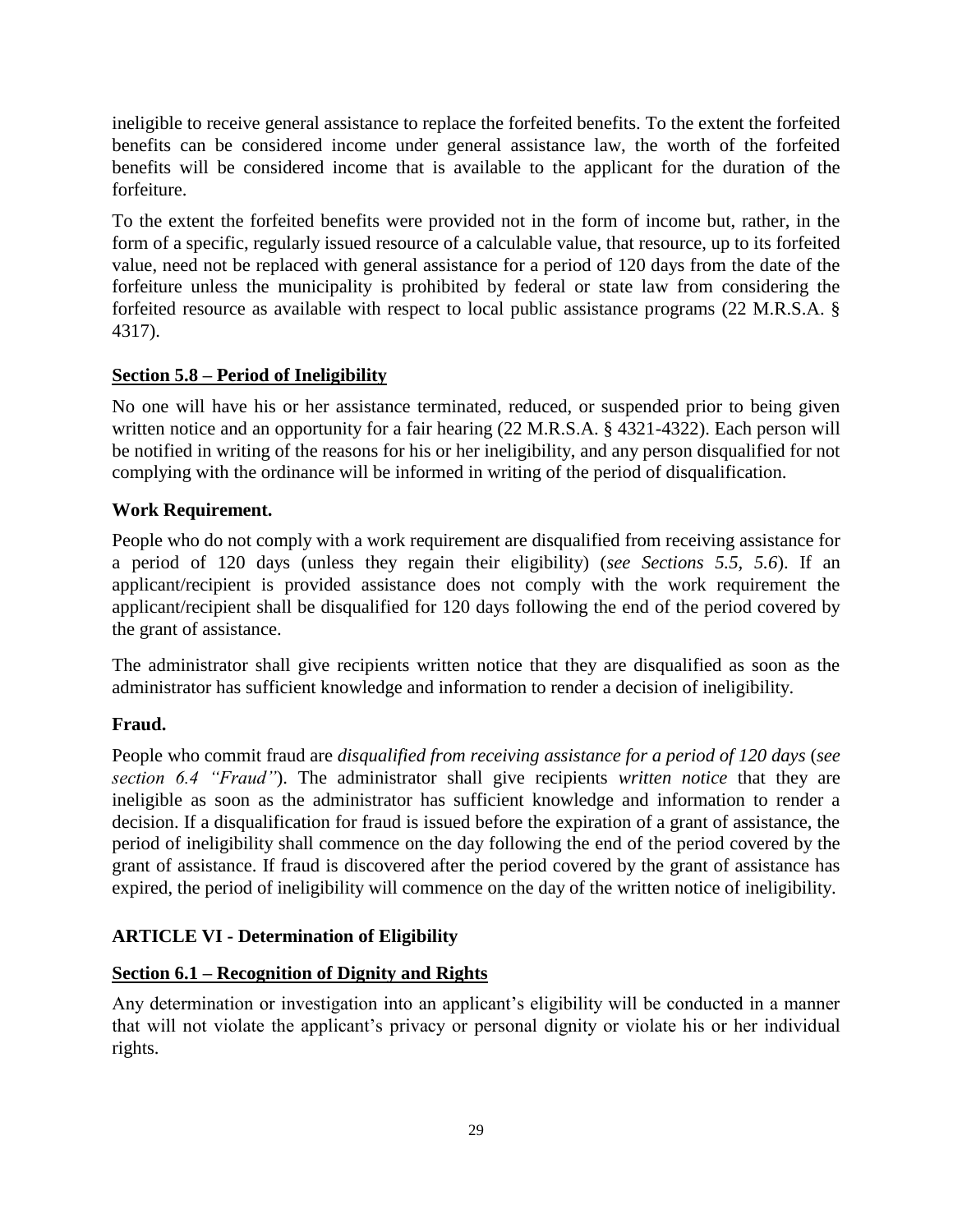ineligible to receive general assistance to replace the forfeited benefits. To the extent the forfeited benefits can be considered income under general assistance law, the worth of the forfeited benefits will be considered income that is available to the applicant for the duration of the forfeiture.

To the extent the forfeited benefits were provided not in the form of income but, rather, in the form of a specific, regularly issued resource of a calculable value, that resource, up to its forfeited value, need not be replaced with general assistance for a period of 120 days from the date of the forfeiture unless the municipality is prohibited by federal or state law from considering the forfeited resource as available with respect to local public assistance programs (22 M.R.S.A. § 4317).

## Section 5.8 – Period of Ineligibility

No one will have his or her assistance terminated, reduced, or suspended prior to being given written notice and an opportunity for a fair hearing (22 M.R.S.A. § 4321-4322). Each person will be notified in writing of the reasons for his or her ineligibility, and any person disqualified for not complying with the ordinance will be informed in writing of the period of disqualification.

### Work Requirement.

People who do not comply with a work requirement are disqualified from receiving assistance for a period of 120 days (unless they regain their eligibility) (*see Sections 5.5, 5.6*). If an applicant/recipient is provided assistance does not comply with the work requirement the applicant/recipient shall be disqualified for 120 days following the end of the period covered by the grant of assistance.

The administrator shall give recipients written notice that they are disqualified as soon as the administrator has sufficient knowledge and information to render a decision of ineligibility.

### Fraud.

People who commit fraud are *disqualified from receiving assistance for a period of 120 days* (*see section 6.4 "Fraud"*). The administrator shall give recipients *written notice* that they are ineligible as soon as the administrator has sufficient knowledge and information to render a decision. If a disqualification for fraud is issued before the expiration of a grant of assistance, the period of ineligibility shall commence on the day following the end of the period covered by the grant of assistance. If fraud is discovered after the period covered by the grant of assistance has expired, the period of ineligibility will commence on the day of the written notice of ineligibility.

# ARTICLE VI - Determination of Eligibility

## Section 6.1 – Recognition of Dignity and Rights

Any determination or investigation into an applicant's eligibility will be conducted in a manner that will not violate the applicant's privacy or personal dignity or violate his or her individual rights.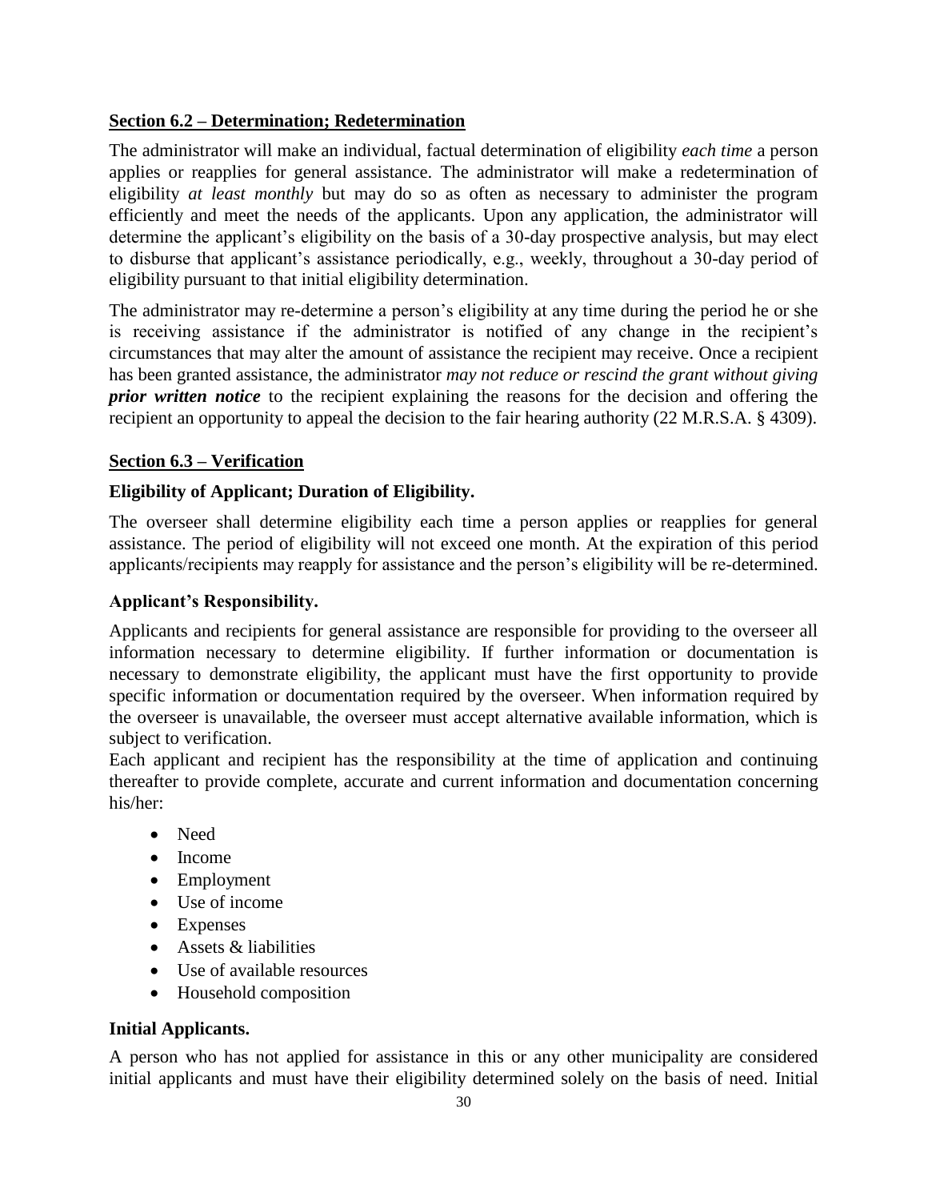**Section 6.2 – Determination; Redetermination**

The administrator will make an individual, factual determination of eligibility *each time* a person applies or reapplies for general assistance. The administrator will make a redetermination of eligibility *at least monthly* but may do so as often as necessary to administer the program efficiently and meet the needs of the applicants. Upon any application, the administrator will determine the applicant's eligibility on the basis of a 30-day prospective analysis, but may elect to disburse that applicant's assistance periodically, e.g., weekly, throughout a 30-day period of eligibility pursuant to that initial eligibility determination.

The administrator may re-determine a person's eligibility at any time during the period he or she is receiving assistance if the administrator is notified of any change in the recipient's circumstances that may alter the amount of assistance the recipient may receive. Once a recipient has been granted assistance, the administrator *may not reduce or rescind the grant without giving **prior written notice*** to the recipient explaining the reasons for the decision and offering the recipient an opportunity to appeal the decision to the fair hearing authority (22 M.R.S.A. § 4309).

**Section 6.3 – Verification**

**Eligibility of Applicant; Duration of Eligibility.**

The overseer shall determine eligibility each time a person applies or reapplies for general assistance. The period of eligibility will not exceed one month. At the expiration of this period applicants/recipients may reapply for assistance and the person's eligibility will be re-determined.

**Applicant's Responsibility.**

Applicants and recipients for general assistance are responsible for providing to the overseer all information necessary to determine eligibility. If further information or documentation is necessary to demonstrate eligibility, the applicant must have the first opportunity to provide specific information or documentation required by the overseer. When information required by the overseer is unavailable, the overseer must accept alternative available information, which is subject to verification.

Each applicant and recipient has the responsibility at the time of application and continuing thereafter to provide complete, accurate and current information and documentation concerning his/her:

- Need
- Income
- Employment
- Use of income
- Expenses
- Assets & liabilities
- Use of available resources
- Household composition

**Initial Applicants.**

A person who has not applied for assistance in this or any other municipality are considered initial applicants and must have their eligibility determined solely on the basis of need. Initial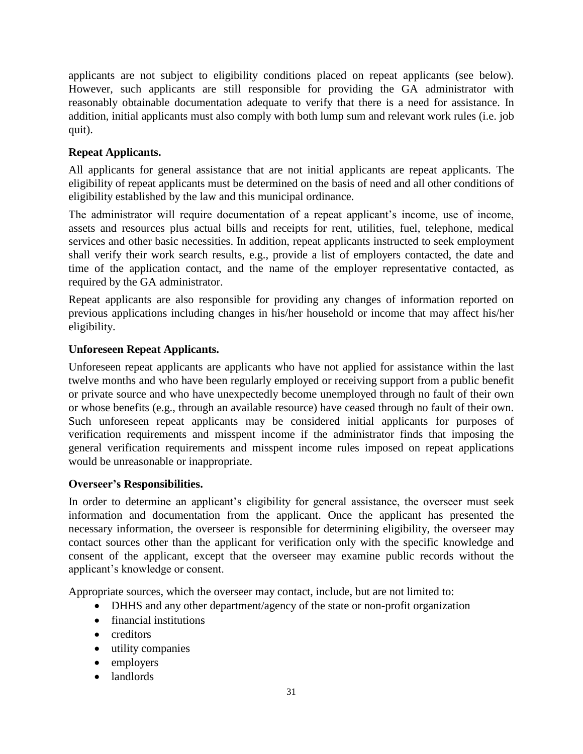applicants are not subject to eligibility conditions placed on repeat applicants (see below). However, such applicants are still responsible for providing the GA administrator with reasonably obtainable documentation adequate to verify that there is a need for assistance. In addition, initial applicants must also comply with both lump sum and relevant work rules (i.e. job quit).

**Repeat Applicants.**

All applicants for general assistance that are not initial applicants are repeat applicants. The eligibility of repeat applicants must be determined on the basis of need and all other conditions of eligibility established by the law and this municipal ordinance.

The administrator will require documentation of a repeat applicant's income, use of income, assets and resources plus actual bills and receipts for rent, utilities, fuel, telephone, medical services and other basic necessities. In addition, repeat applicants instructed to seek employment shall verify their work search results, e.g., provide a list of employers contacted, the date and time of the application contact, and the name of the employer representative contacted, as required by the GA administrator.

Repeat applicants are also responsible for providing any changes of information reported on previous applications including changes in his/her household or income that may affect his/her eligibility.

**Unforeseen Repeat Applicants.**

Unforeseen repeat applicants are applicants who have not applied for assistance within the last twelve months and who have been regularly employed or receiving support from a public benefit or private source and who have unexpectedly become unemployed through no fault of their own or whose benefits (e.g., through an available resource) have ceased through no fault of their own. Such unforeseen repeat applicants may be considered initial applicants for purposes of verification requirements and misspent income if the administrator finds that imposing the general verification requirements and misspent income rules imposed on repeat applications would be unreasonable or inappropriate.

**Overseer's Responsibilities.**

In order to determine an applicant's eligibility for general assistance, the overseer must seek information and documentation from the applicant. Once the applicant has presented the necessary information, the overseer is responsible for determining eligibility, the overseer may contact sources other than the applicant for verification only with the specific knowledge and consent of the applicant, except that the overseer may examine public records without the applicant's knowledge or consent.

Appropriate sources, which the overseer may contact, include, but are not limited to:

- DHHS and any other department/agency of the state or non-profit organization
- financial institutions
- creditors
- utility companies
- employers
- landlords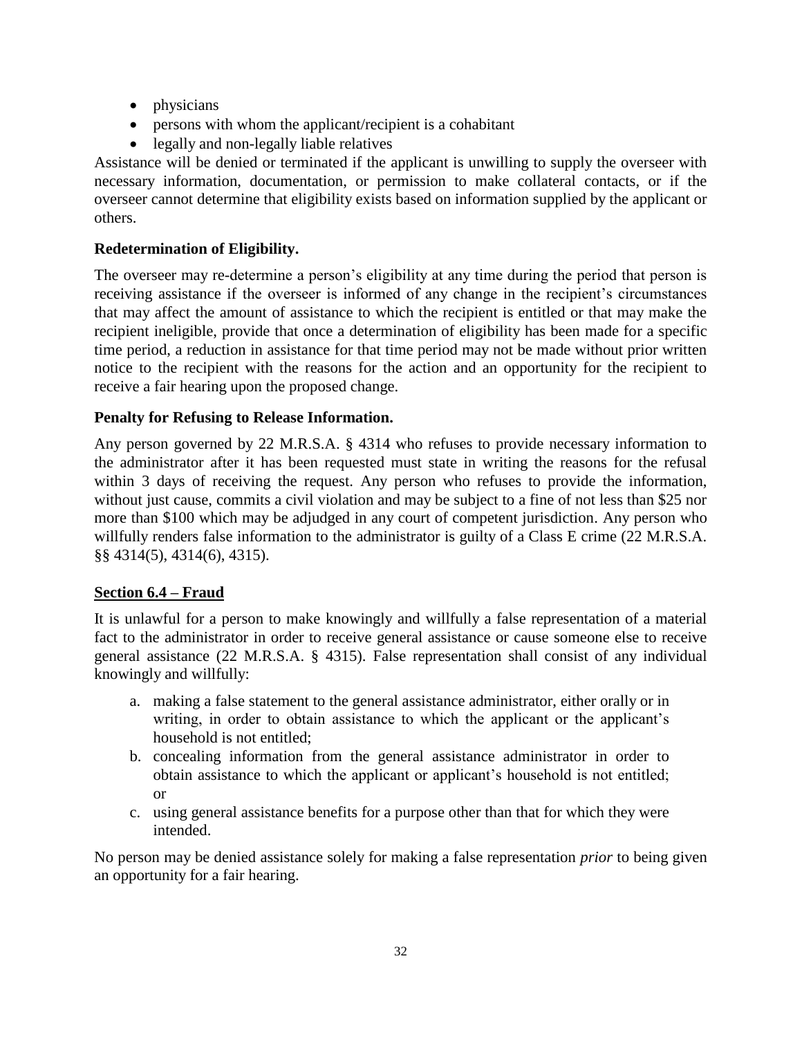- physicians
- persons with whom the applicant/recipient is a cohabitant
- legally and non-legally liable relatives

Assistance will be denied or terminated if the applicant is unwilling to supply the overseer with necessary information, documentation, or permission to make collateral contacts, or if the overseer cannot determine that eligibility exists based on information supplied by the applicant or others.

**Redetermination of Eligibility.**

The overseer may re-determine a person's eligibility at any time during the period that person is receiving assistance if the overseer is informed of any change in the recipient's circumstances that may affect the amount of assistance to which the recipient is entitled or that may make the recipient ineligible, provide that once a determination of eligibility has been made for a specific time period, a reduction in assistance for that time period may not be made without prior written notice to the recipient with the reasons for the action and an opportunity for the recipient to receive a fair hearing upon the proposed change.

**Penalty for Refusing to Release Information.**

Any person governed by 22 M.R.S.A. § 4314 who refuses to provide necessary information to the administrator after it has been requested must state in writing the reasons for the refusal within 3 days of receiving the request. Any person who refuses to provide the information, without just cause, commits a civil violation and may be subject to a fine of not less than $25 nor more than $100 which may be adjudged in any court of competent jurisdiction. Any person who willfully renders false information to the administrator is guilty of a Class E crime (22 M.R.S.A. §§ 4314(5), 4314(6), 4315).

**<u>Section 6.4 – Fraud</u>**

It is unlawful for a person to make knowingly and willfully a false representation of a material fact to the administrator in order to receive general assistance or cause someone else to receive general assistance (22 M.R.S.A. § 4315). False representation shall consist of any individual knowingly and willfully:

a. making a false statement to the general assistance administrator, either orally or in writing, in order to obtain assistance to which the applicant or the applicant's household is not entitled;
b. concealing information from the general assistance administrator in order to obtain assistance to which the applicant or applicant's household is not entitled; or
c. using general assistance benefits for a purpose other than that for which they were intended.

No person may be denied assistance solely for making a false representation *prior* to being given an opportunity for a fair hearing.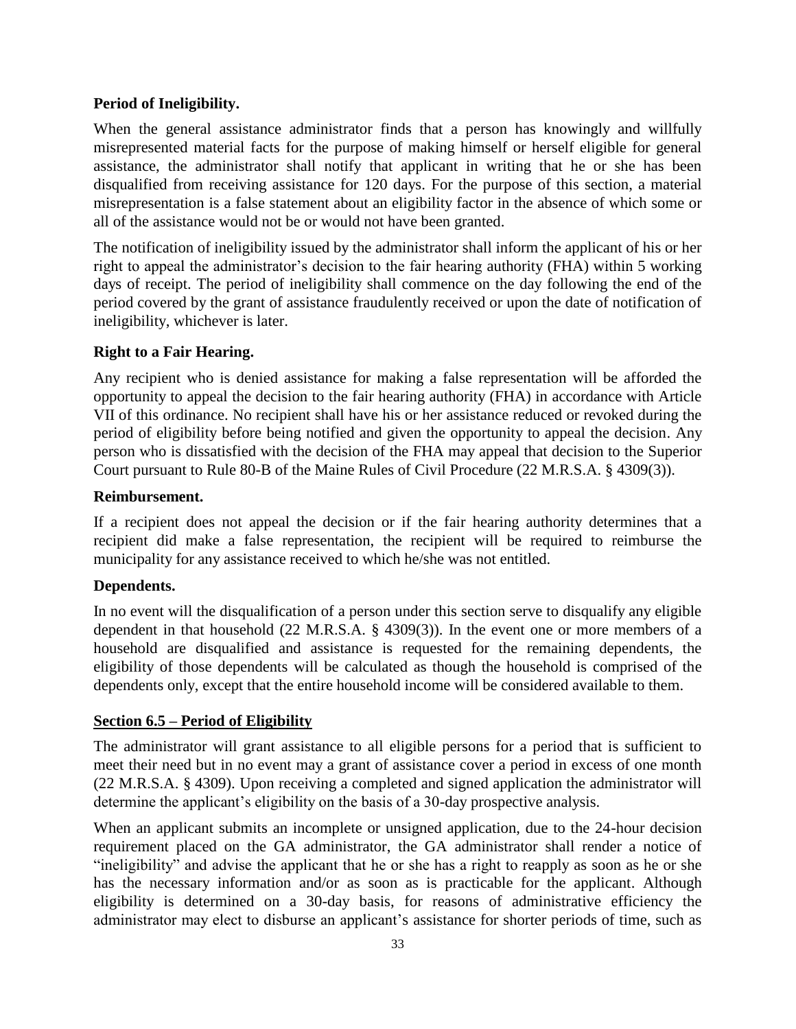**Period of Ineligibility.**

When the general assistance administrator finds that a person has knowingly and willfully misrepresented material facts for the purpose of making himself or herself eligible for general assistance, the administrator shall notify that applicant in writing that he or she has been disqualified from receiving assistance for 120 days. For the purpose of this section, a material misrepresentation is a false statement about an eligibility factor in the absence of which some or all of the assistance would not be or would not have been granted.

The notification of ineligibility issued by the administrator shall inform the applicant of his or her right to appeal the administrator's decision to the fair hearing authority (FHA) within 5 working days of receipt. The period of ineligibility shall commence on the day following the end of the period covered by the grant of assistance fraudulently received or upon the date of notification of ineligibility, whichever is later.

**Right to a Fair Hearing.**

Any recipient who is denied assistance for making a false representation will be afforded the opportunity to appeal the decision to the fair hearing authority (FHA) in accordance with Article VII of this ordinance. No recipient shall have his or her assistance reduced or revoked during the period of eligibility before being notified and given the opportunity to appeal the decision. Any person who is dissatisfied with the decision of the FHA may appeal that decision to the Superior Court pursuant to Rule 80-B of the Maine Rules of Civil Procedure (22 M.R.S.A. § 4309(3)).

**Reimbursement.**

If a recipient does not appeal the decision or if the fair hearing authority determines that a recipient did make a false representation, the recipient will be required to reimburse the municipality for any assistance received to which he/she was not entitled.

**Dependents.**

In no event will the disqualification of a person under this section serve to disqualify any eligible dependent in that household (22 M.R.S.A. § 4309(3)). In the event one or more members of a household are disqualified and assistance is requested for the remaining dependents, the eligibility of those dependents will be calculated as though the household is comprised of the dependents only, except that the entire household income will be considered available to them.

## Section 6.5 – Period of Eligibility

The administrator will grant assistance to all eligible persons for a period that is sufficient to meet their need but in no event may a grant of assistance cover a period in excess of one month (22 M.R.S.A. § 4309). Upon receiving a completed and signed application the administrator will determine the applicant's eligibility on the basis of a 30-day prospective analysis.

When an applicant submits an incomplete or unsigned application, due to the 24-hour decision requirement placed on the GA administrator, the GA administrator shall render a notice of "ineligibility" and advise the applicant that he or she has a right to reapply as soon as he or she has the necessary information and/or as soon as is practicable for the applicant. Although eligibility is determined on a 30-day basis, for reasons of administrative efficiency the administrator may elect to disburse an applicant's assistance for shorter periods of time, such as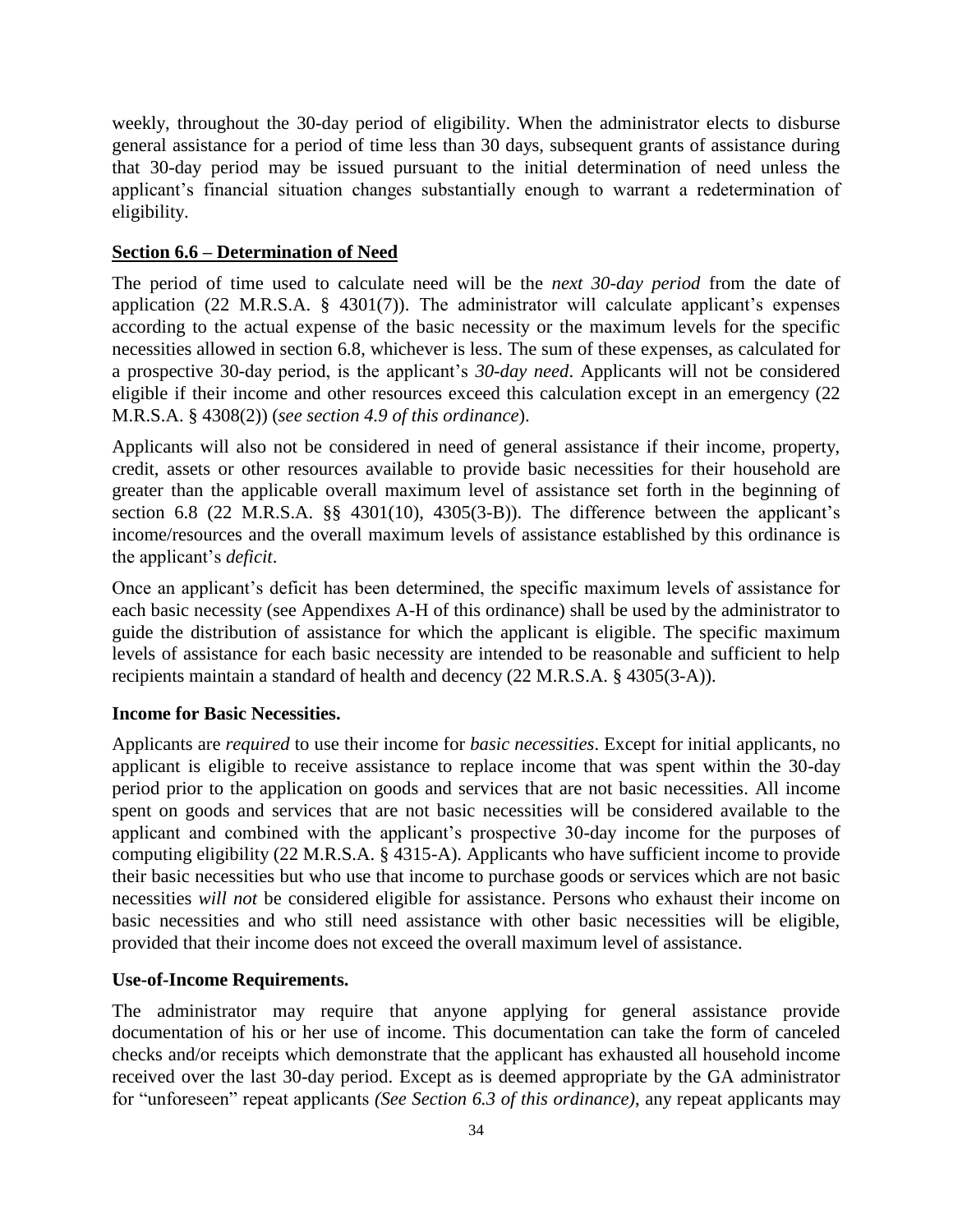weekly, throughout the 30-day period of eligibility. When the administrator elects to disburse general assistance for a period of time less than 30 days, subsequent grants of assistance during that 30-day period may be issued pursuant to the initial determination of need unless the applicant's financial situation changes substantially enough to warrant a redetermination of eligibility.

## Section 6.6 – Determination of Need

The period of time used to calculate need will be the *next 30-day period* from the date of application (22 M.R.S.A. § 4301(7)). The administrator will calculate applicant's expenses according to the actual expense of the basic necessity or the maximum levels for the specific necessities allowed in section 6.8, whichever is less. The sum of these expenses, as calculated for a prospective 30-day period, is the applicant's *30-day need*. Applicants will not be considered eligible if their income and other resources exceed this calculation except in an emergency (22 M.R.S.A. § 4308(2)) (*see section 4.9 of this ordinance*).

Applicants will also not be considered in need of general assistance if their income, property, credit, assets or other resources available to provide basic necessities for their household are greater than the applicable overall maximum level of assistance set forth in the beginning of section 6.8 (22 M.R.S.A. §§ 4301(10), 4305(3-B)). The difference between the applicant's income/resources and the overall maximum levels of assistance established by this ordinance is the applicant's *deficit*.

Once an applicant's deficit has been determined, the specific maximum levels of assistance for each basic necessity (see Appendixes A-H of this ordinance) shall be used by the administrator to guide the distribution of assistance for which the applicant is eligible. The specific maximum levels of assistance for each basic necessity are intended to be reasonable and sufficient to help recipients maintain a standard of health and decency (22 M.R.S.A. § 4305(3-A)).

### Income for Basic Necessities.

Applicants are *required* to use their income for *basic necessities*. Except for initial applicants, no applicant is eligible to receive assistance to replace income that was spent within the 30-day period prior to the application on goods and services that are not basic necessities. All income spent on goods and services that are not basic necessities will be considered available to the applicant and combined with the applicant's prospective 30-day income for the purposes of computing eligibility (22 M.R.S.A. § 4315-A). Applicants who have sufficient income to provide their basic necessities but who use that income to purchase goods or services which are not basic necessities *will not* be considered eligible for assistance. Persons who exhaust their income on basic necessities and who still need assistance with other basic necessities will be eligible, provided that their income does not exceed the overall maximum level of assistance.

### Use-of-Income Requirements.

The administrator may require that anyone applying for general assistance provide documentation of his or her use of income. This documentation can take the form of canceled checks and/or receipts which demonstrate that the applicant has exhausted all household income received over the last 30-day period. Except as is deemed appropriate by the GA administrator for "unforeseen" repeat applicants *(See Section 6.3 of this ordinance)*, any repeat applicants may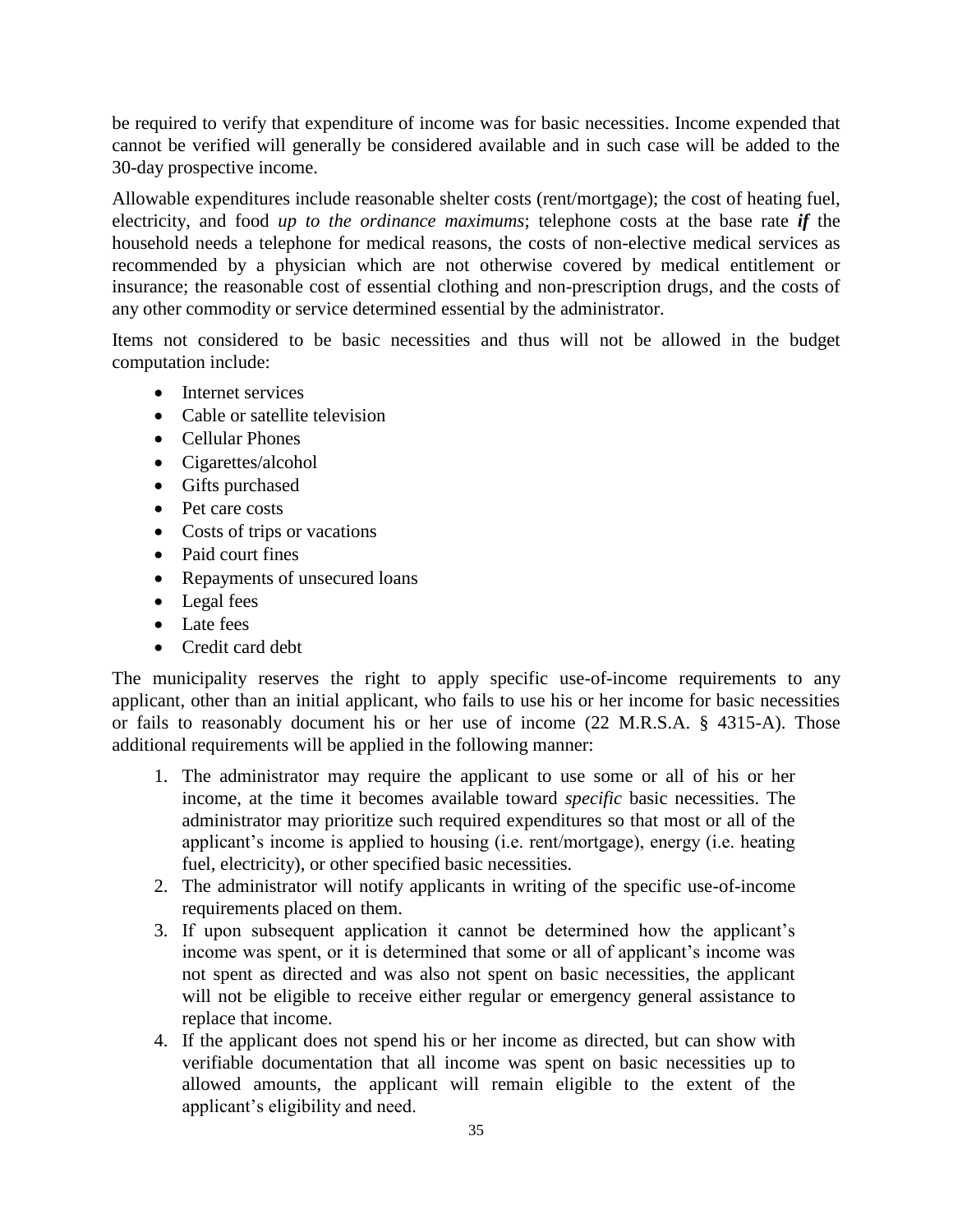be required to verify that expenditure of income was for basic necessities. Income expended that cannot be verified will generally be considered available and in such case will be added to the 30-day prospective income.

Allowable expenditures include reasonable shelter costs (rent/mortgage); the cost of heating fuel, electricity, and food *up to the ordinance maximums*; telephone costs at the base rate ***if*** the household needs a telephone for medical reasons, the costs of non-elective medical services as recommended by a physician which are not otherwise covered by medical entitlement or insurance; the reasonable cost of essential clothing and non-prescription drugs, and the costs of any other commodity or service determined essential by the administrator.

Items not considered to be basic necessities and thus will not be allowed in the budget computation include:

- Internet services
- Cable or satellite television
- Cellular Phones
- Cigarettes/alcohol
- Gifts purchased
- Pet care costs
- Costs of trips or vacations
- Paid court fines
- Repayments of unsecured loans
- Legal fees
- Late fees
- Credit card debt

The municipality reserves the right to apply specific use-of-income requirements to any applicant, other than an initial applicant, who fails to use his or her income for basic necessities or fails to reasonably document his or her use of income (22 M.R.S.A. § 4315-A). Those additional requirements will be applied in the following manner:

1. The administrator may require the applicant to use some or all of his or her income, at the time it becomes available toward *specific* basic necessities. The administrator may prioritize such required expenditures so that most or all of the applicant's income is applied to housing (i.e. rent/mortgage), energy (i.e. heating fuel, electricity), or other specified basic necessities.
2. The administrator will notify applicants in writing of the specific use-of-income requirements placed on them.
3. If upon subsequent application it cannot be determined how the applicant's income was spent, or it is determined that some or all of applicant's income was not spent as directed and was also not spent on basic necessities, the applicant will not be eligible to receive either regular or emergency general assistance to replace that income.
4. If the applicant does not spend his or her income as directed, but can show with verifiable documentation that all income was spent on basic necessities up to allowed amounts, the applicant will remain eligible to the extent of the applicant's eligibility and need.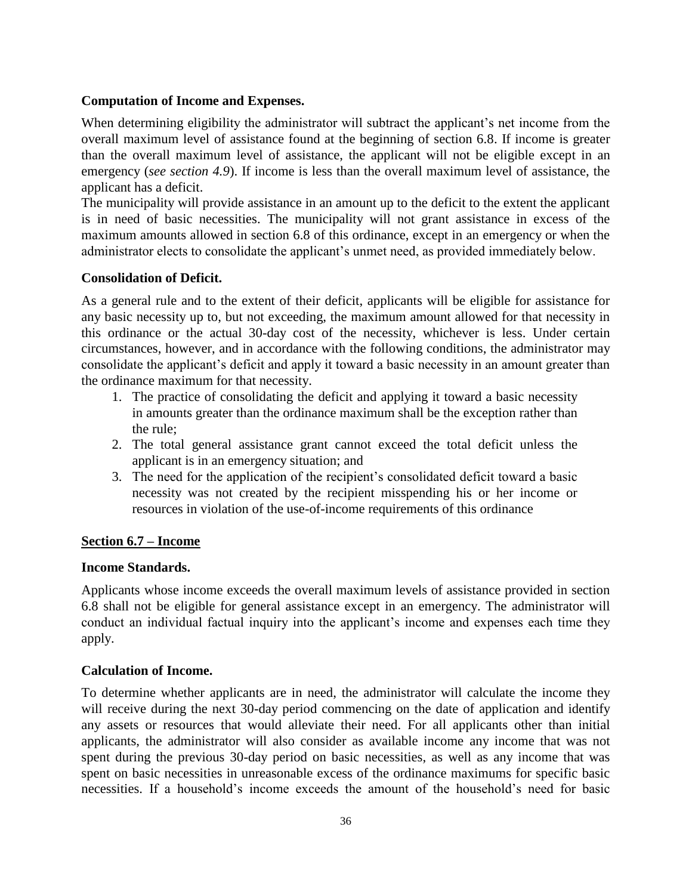**Computation of Income and Expenses.**

When determining eligibility the administrator will subtract the applicant's net income from the overall maximum level of assistance found at the beginning of section 6.8. If income is greater than the overall maximum level of assistance, the applicant will not be eligible except in an emergency (*see section 4.9*). If income is less than the overall maximum level of assistance, the applicant has a deficit.

The municipality will provide assistance in an amount up to the deficit to the extent the applicant is in need of basic necessities. The municipality will not grant assistance in excess of the maximum amounts allowed in section 6.8 of this ordinance, except in an emergency or when the administrator elects to consolidate the applicant's unmet need, as provided immediately below.

**Consolidation of Deficit.**

As a general rule and to the extent of their deficit, applicants will be eligible for assistance for any basic necessity up to, but not exceeding, the maximum amount allowed for that necessity in this ordinance or the actual 30-day cost of the necessity, whichever is less. Under certain circumstances, however, and in accordance with the following conditions, the administrator may consolidate the applicant's deficit and apply it toward a basic necessity in an amount greater than the ordinance maximum for that necessity.

1. The practice of consolidating the deficit and applying it toward a basic necessity in amounts greater than the ordinance maximum shall be the exception rather than the rule;
2. The total general assistance grant cannot exceed the total deficit unless the applicant is in an emergency situation; and
3. The need for the application of the recipient's consolidated deficit toward a basic necessity was not created by the recipient misspending his or her income or resources in violation of the use-of-income requirements of this ordinance

**<u>Section 6.7 – Income</u>**

**Income Standards.**

Applicants whose income exceeds the overall maximum levels of assistance provided in section 6.8 shall not be eligible for general assistance except in an emergency. The administrator will conduct an individual factual inquiry into the applicant's income and expenses each time they apply.

**Calculation of Income.**

To determine whether applicants are in need, the administrator will calculate the income they will receive during the next 30-day period commencing on the date of application and identify any assets or resources that would alleviate their need. For all applicants other than initial applicants, the administrator will also consider as available income any income that was not spent during the previous 30-day period on basic necessities, as well as any income that was spent on basic necessities in unreasonable excess of the ordinance maximums for specific basic necessities. If a household's income exceeds the amount of the household's need for basic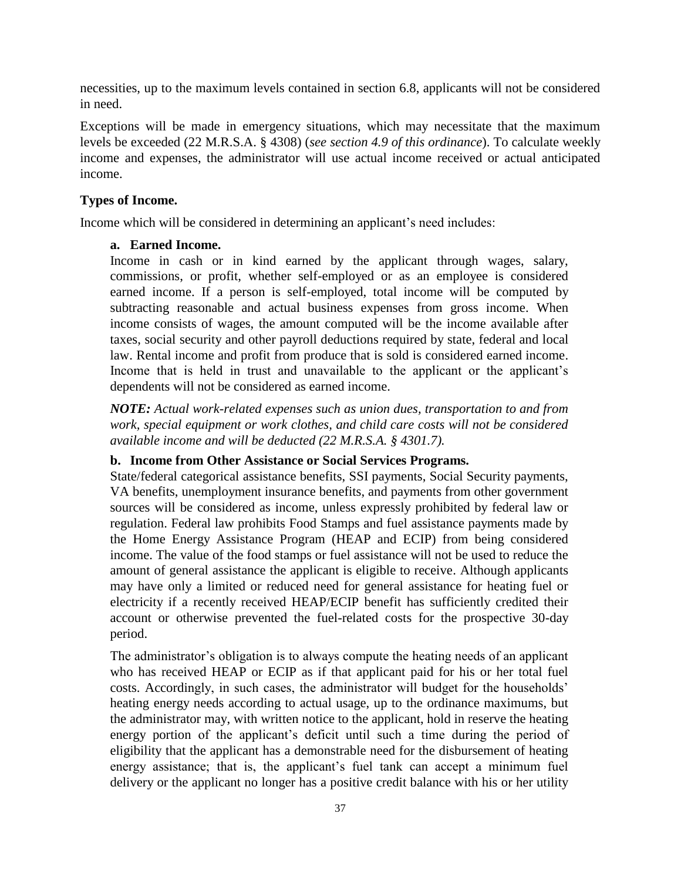necessities, up to the maximum levels contained in section 6.8, applicants will not be considered in need.

Exceptions will be made in emergency situations, which may necessitate that the maximum levels be exceeded (22 M.R.S.A. § 4308) (*see section 4.9 of this ordinance*). To calculate weekly income and expenses, the administrator will use actual income received or actual anticipated income.

**Types of Income.**

Income which will be considered in determining an applicant's need includes:

**a. Earned Income.**
Income in cash or in kind earned by the applicant through wages, salary, commissions, or profit, whether self-employed or as an employee is considered earned income. If a person is self-employed, total income will be computed by subtracting reasonable and actual business expenses from gross income. When income consists of wages, the amount computed will be the income available after taxes, social security and other payroll deductions required by state, federal and local law. Rental income and profit from produce that is sold is considered earned income. Income that is held in trust and unavailable to the applicant or the applicant's dependents will not be considered as earned income.

***NOTE:*** *Actual work-related expenses such as union dues, transportation to and from work, special equipment or work clothes, and child care costs will not be considered available income and will be deducted (22 M.R.S.A. § 4301.7).*

**b. Income from Other Assistance or Social Services Programs.**
State/federal categorical assistance benefits, SSI payments, Social Security payments, VA benefits, unemployment insurance benefits, and payments from other government sources will be considered as income, unless expressly prohibited by federal law or regulation. Federal law prohibits Food Stamps and fuel assistance payments made by the Home Energy Assistance Program (HEAP and ECIP) from being considered income. The value of the food stamps or fuel assistance will not be used to reduce the amount of general assistance the applicant is eligible to receive. Although applicants may have only a limited or reduced need for general assistance for heating fuel or electricity if a recently received HEAP/ECIP benefit has sufficiently credited their account or otherwise prevented the fuel-related costs for the prospective 30-day period.

The administrator's obligation is to always compute the heating needs of an applicant who has received HEAP or ECIP as if that applicant paid for his or her total fuel costs. Accordingly, in such cases, the administrator will budget for the households' heating energy needs according to actual usage, up to the ordinance maximums, but the administrator may, with written notice to the applicant, hold in reserve the heating energy portion of the applicant's deficit until such a time during the period of eligibility that the applicant has a demonstrable need for the disbursement of heating energy assistance; that is, the applicant's fuel tank can accept a minimum fuel delivery or the applicant no longer has a positive credit balance with his or her utility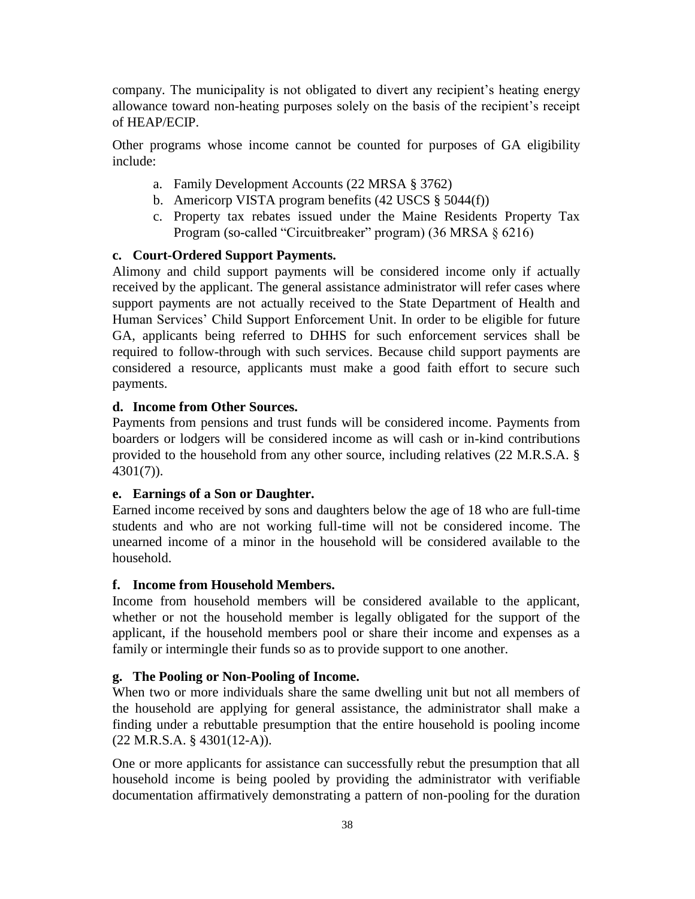company. The municipality is not obligated to divert any recipient's heating energy allowance toward non-heating purposes solely on the basis of the recipient's receipt of HEAP/ECIP.

Other programs whose income cannot be counted for purposes of GA eligibility include:

a. Family Development Accounts (22 MRSA § 3762)
b. Americorp VISTA program benefits (42 USCS § 5044(f))
c. Property tax rebates issued under the Maine Residents Property Tax Program (so-called "Circuitbreaker" program) (36 MRSA § 6216)

**c. Court-Ordered Support Payments.**
Alimony and child support payments will be considered income only if actually received by the applicant. The general assistance administrator will refer cases where support payments are not actually received to the State Department of Health and Human Services' Child Support Enforcement Unit. In order to be eligible for future GA, applicants being referred to DHHS for such enforcement services shall be required to follow-through with such services. Because child support payments are considered a resource, applicants must make a good faith effort to secure such payments.

**d. Income from Other Sources.**
Payments from pensions and trust funds will be considered income. Payments from boarders or lodgers will be considered income as will cash or in-kind contributions provided to the household from any other source, including relatives (22 M.R.S.A. § 4301(7)).

**e. Earnings of a Son or Daughter.**
Earned income received by sons and daughters below the age of 18 who are full-time students and who are not working full-time will not be considered income. The unearned income of a minor in the household will be considered available to the household.

**f. Income from Household Members.**
Income from household members will be considered available to the applicant, whether or not the household member is legally obligated for the support of the applicant, if the household members pool or share their income and expenses as a family or intermingle their funds so as to provide support to one another.

**g. The Pooling or Non-Pooling of Income.**
When two or more individuals share the same dwelling unit but not all members of the household are applying for general assistance, the administrator shall make a finding under a rebuttable presumption that the entire household is pooling income (22 M.R.S.A. § 4301(12-A)).

One or more applicants for assistance can successfully rebut the presumption that all household income is being pooled by providing the administrator with verifiable documentation affirmatively demonstrating a pattern of non-pooling for the duration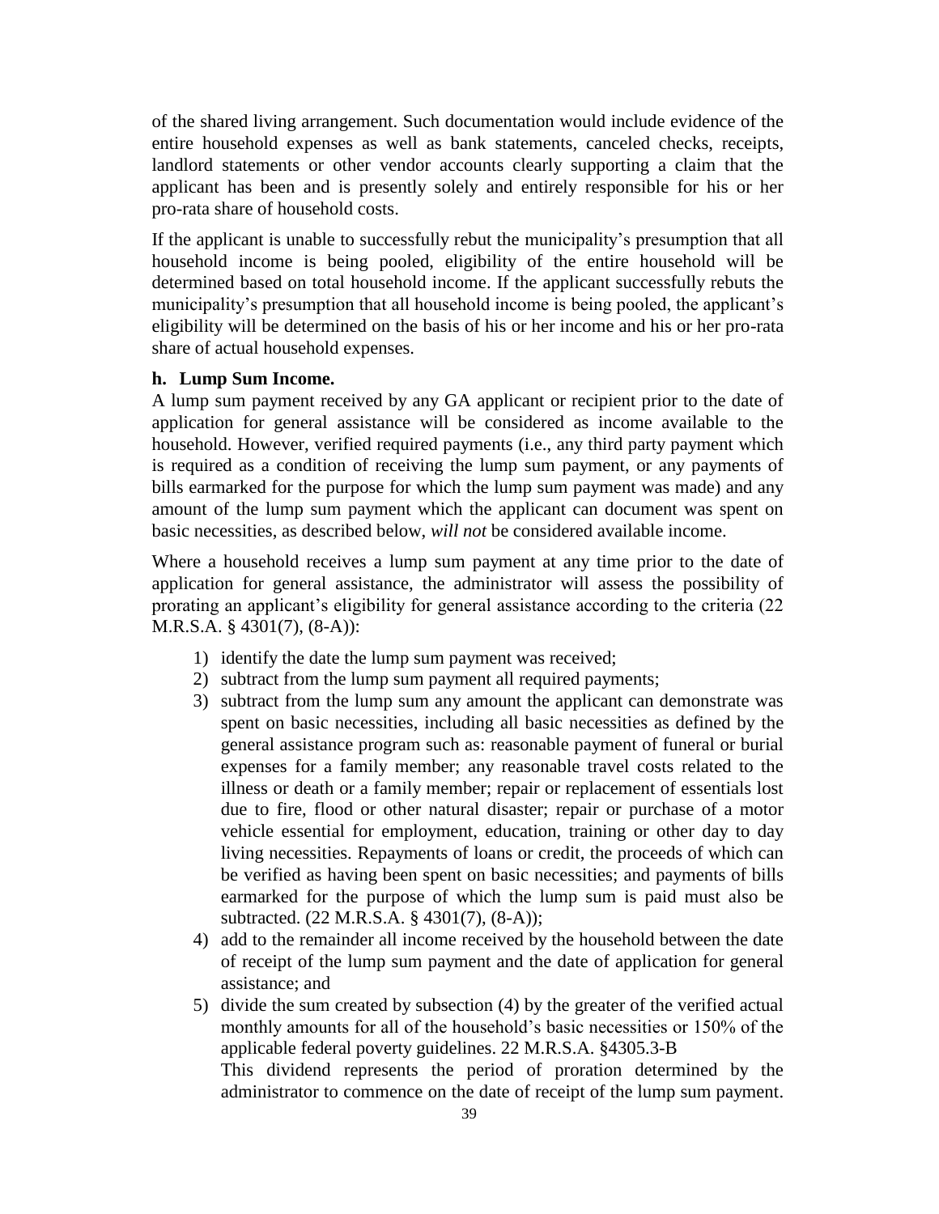of the shared living arrangement. Such documentation would include evidence of the entire household expenses as well as bank statements, canceled checks, receipts, landlord statements or other vendor accounts clearly supporting a claim that the applicant has been and is presently solely and entirely responsible for his or her pro-rata share of household costs.

If the applicant is unable to successfully rebut the municipality's presumption that all household income is being pooled, eligibility of the entire household will be determined based on total household income. If the applicant successfully rebuts the municipality's presumption that all household income is being pooled, the applicant's eligibility will be determined on the basis of his or her income and his or her pro-rata share of actual household expenses.

**h. Lump Sum Income.**

A lump sum payment received by any GA applicant or recipient prior to the date of application for general assistance will be considered as income available to the household. However, verified required payments (i.e., any third party payment which is required as a condition of receiving the lump sum payment, or any payments of bills earmarked for the purpose for which the lump sum payment was made) and any amount of the lump sum payment which the applicant can document was spent on basic necessities, as described below, *will not* be considered available income.

Where a household receives a lump sum payment at any time prior to the date of application for general assistance, the administrator will assess the possibility of prorating an applicant's eligibility for general assistance according to the criteria (22 M.R.S.A. § 4301(7), (8-A)):

1) identify the date the lump sum payment was received;
2) subtract from the lump sum payment all required payments;
3) subtract from the lump sum any amount the applicant can demonstrate was spent on basic necessities, including all basic necessities as defined by the general assistance program such as: reasonable payment of funeral or burial expenses for a family member; any reasonable travel costs related to the illness or death or a family member; repair or replacement of essentials lost due to fire, flood or other natural disaster; repair or purchase of a motor vehicle essential for employment, education, training or other day to day living necessities. Repayments of loans or credit, the proceeds of which can be verified as having been spent on basic necessities; and payments of bills earmarked for the purpose of which the lump sum is paid must also be subtracted. (22 M.R.S.A. § 4301(7), (8-A));
4) add to the remainder all income received by the household between the date of receipt of the lump sum payment and the date of application for general assistance; and
5) divide the sum created by subsection (4) by the greater of the verified actual monthly amounts for all of the household's basic necessities or 150% of the applicable federal poverty guidelines. 22 M.R.S.A. §4305.3-B
   This dividend represents the period of proration determined by the administrator to commence on the date of receipt of the lump sum payment.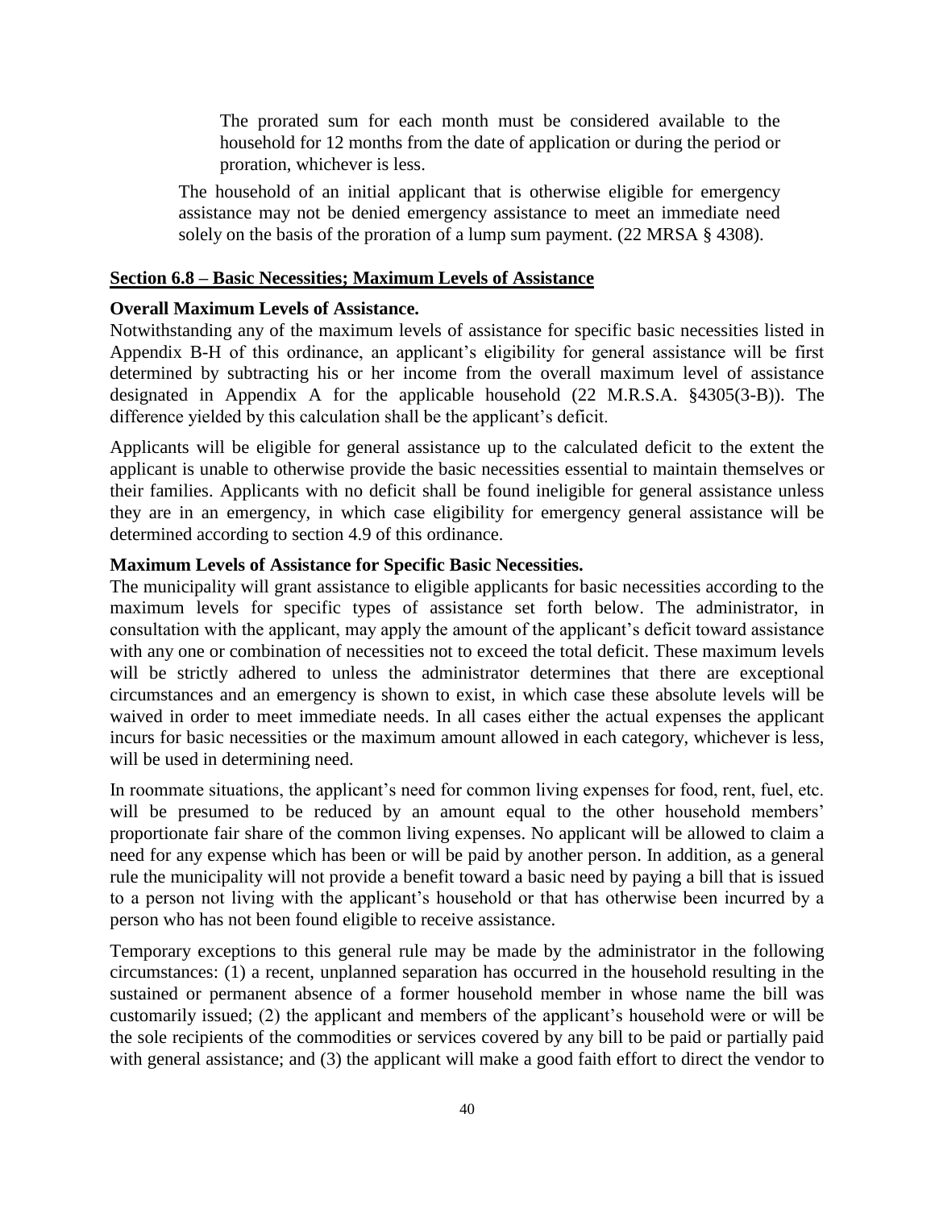> The prorated sum for each month must be considered available to the household for 12 months from the date of application or during the period or proration, whichever is less.

The household of an initial applicant that is otherwise eligible for emergency assistance may not be denied emergency assistance to meet an immediate need solely on the basis of the proration of a lump sum payment. (22 MRSA § 4308).

## Section 6.8 – Basic Necessities; Maximum Levels of Assistance

**Overall Maximum Levels of Assistance.**

Notwithstanding any of the maximum levels of assistance for specific basic necessities listed in Appendix B-H of this ordinance, an applicant's eligibility for general assistance will be first determined by subtracting his or her income from the overall maximum level of assistance designated in Appendix A for the applicable household (22 M.R.S.A. §4305(3-B)). The difference yielded by this calculation shall be the applicant's deficit.

Applicants will be eligible for general assistance up to the calculated deficit to the extent the applicant is unable to otherwise provide the basic necessities essential to maintain themselves or their families. Applicants with no deficit shall be found ineligible for general assistance unless they are in an emergency, in which case eligibility for emergency general assistance will be determined according to section 4.9 of this ordinance.

**Maximum Levels of Assistance for Specific Basic Necessities.**

The municipality will grant assistance to eligible applicants for basic necessities according to the maximum levels for specific types of assistance set forth below. The administrator, in consultation with the applicant, may apply the amount of the applicant's deficit toward assistance with any one or combination of necessities not to exceed the total deficit. These maximum levels will be strictly adhered to unless the administrator determines that there are exceptional circumstances and an emergency is shown to exist, in which case these absolute levels will be waived in order to meet immediate needs. In all cases either the actual expenses the applicant incurs for basic necessities or the maximum amount allowed in each category, whichever is less, will be used in determining need.

In roommate situations, the applicant's need for common living expenses for food, rent, fuel, etc. will be presumed to be reduced by an amount equal to the other household members' proportionate fair share of the common living expenses. No applicant will be allowed to claim a need for any expense which has been or will be paid by another person. In addition, as a general rule the municipality will not provide a benefit toward a basic need by paying a bill that is issued to a person not living with the applicant's household or that has otherwise been incurred by a person who has not been found eligible to receive assistance.

Temporary exceptions to this general rule may be made by the administrator in the following circumstances: (1) a recent, unplanned separation has occurred in the household resulting in the sustained or permanent absence of a former household member in whose name the bill was customarily issued; (2) the applicant and members of the applicant's household were or will be the sole recipients of the commodities or services covered by any bill to be paid or partially paid with general assistance; and (3) the applicant will make a good faith effort to direct the vendor to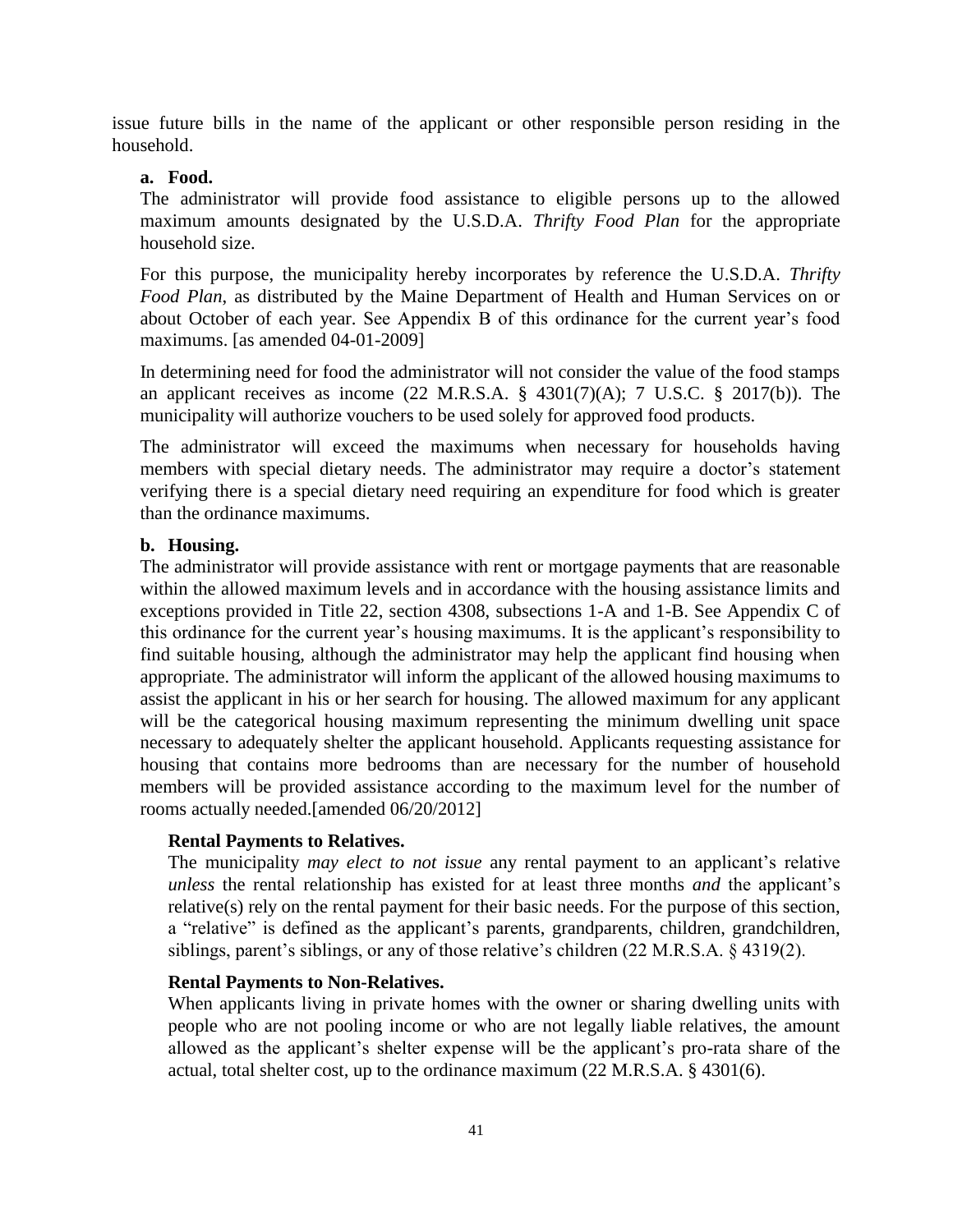issue future bills in the name of the applicant or other responsible person residing in the household.

**a. Food.**

The administrator will provide food assistance to eligible persons up to the allowed maximum amounts designated by the U.S.D.A. *Thrifty Food Plan* for the appropriate household size.

For this purpose, the municipality hereby incorporates by reference the U.S.D.A. *Thrifty Food Plan*, as distributed by the Maine Department of Health and Human Services on or about October of each year. See Appendix B of this ordinance for the current year's food maximums. [as amended 04-01-2009]

In determining need for food the administrator will not consider the value of the food stamps an applicant receives as income (22 M.R.S.A. § 4301(7)(A); 7 U.S.C. § 2017(b)). The municipality will authorize vouchers to be used solely for approved food products.

The administrator will exceed the maximums when necessary for households having members with special dietary needs. The administrator may require a doctor's statement verifying there is a special dietary need requiring an expenditure for food which is greater than the ordinance maximums.

**b. Housing.**

The administrator will provide assistance with rent or mortgage payments that are reasonable within the allowed maximum levels and in accordance with the housing assistance limits and exceptions provided in Title 22, section 4308, subsections 1-A and 1-B. See Appendix C of this ordinance for the current year's housing maximums. It is the applicant's responsibility to find suitable housing, although the administrator may help the applicant find housing when appropriate. The administrator will inform the applicant of the allowed housing maximums to assist the applicant in his or her search for housing. The allowed maximum for any applicant will be the categorical housing maximum representing the minimum dwelling unit space necessary to adequately shelter the applicant household. Applicants requesting assistance for housing that contains more bedrooms than are necessary for the number of household members will be provided assistance according to the maximum level for the number of rooms actually needed.[amended 06/20/2012]

**Rental Payments to Relatives.**

The municipality *may elect to not issue* any rental payment to an applicant's relative *unless* the rental relationship has existed for at least three months *and* the applicant's relative(s) rely on the rental payment for their basic needs. For the purpose of this section, a "relative" is defined as the applicant's parents, grandparents, children, grandchildren, siblings, parent's siblings, or any of those relative's children (22 M.R.S.A. § 4319(2).

**Rental Payments to Non-Relatives.**

When applicants living in private homes with the owner or sharing dwelling units with people who are not pooling income or who are not legally liable relatives, the amount allowed as the applicant's shelter expense will be the applicant's pro-rata share of the actual, total shelter cost, up to the ordinance maximum (22 M.R.S.A. § 4301(6).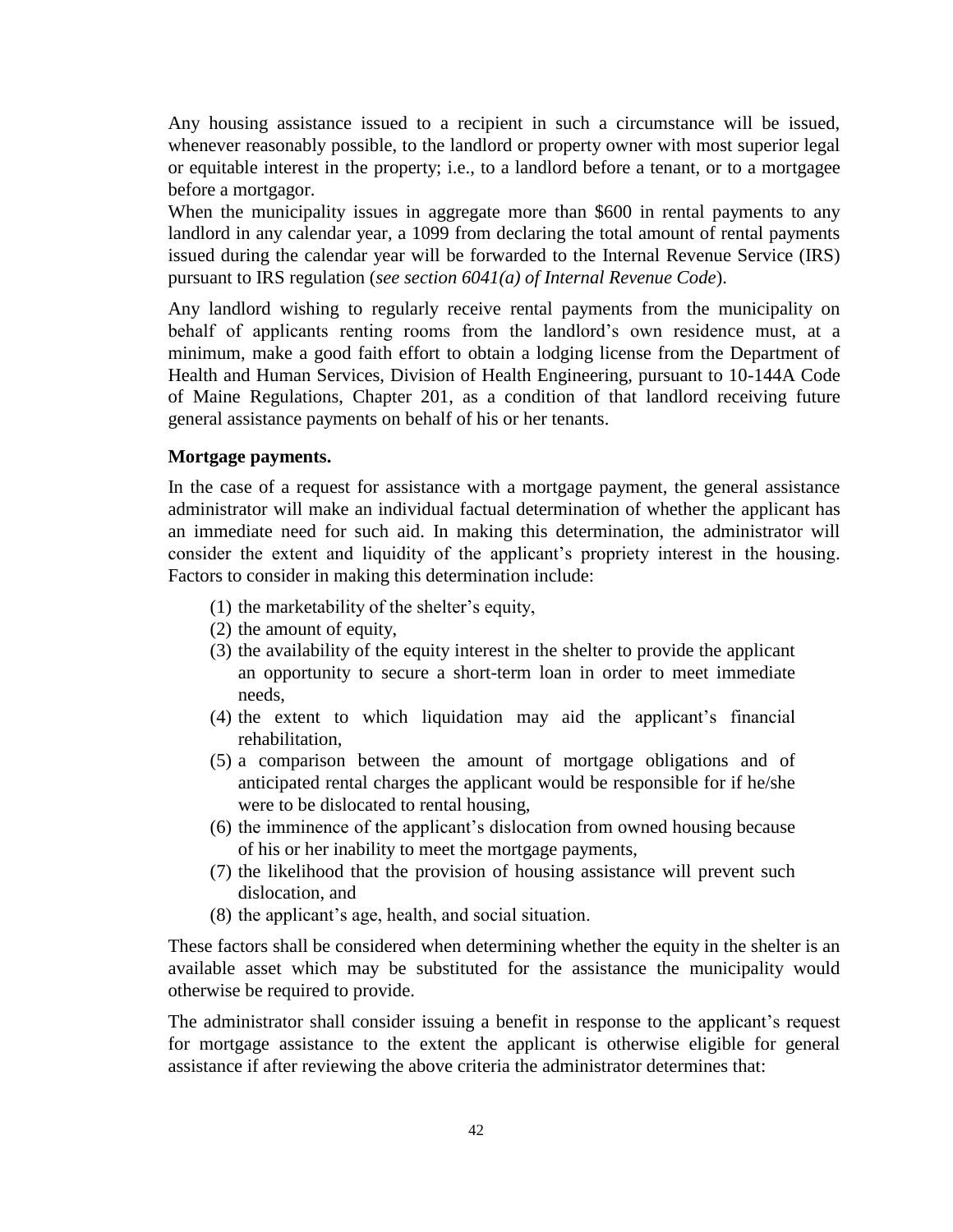Any housing assistance issued to a recipient in such a circumstance will be issued, whenever reasonably possible, to the landlord or property owner with most superior legal or equitable interest in the property; i.e., to a landlord before a tenant, or to a mortgagee before a mortgagor.

When the municipality issues in aggregate more than $600 in rental payments to any landlord in any calendar year, a 1099 from declaring the total amount of rental payments issued during the calendar year will be forwarded to the Internal Revenue Service (IRS) pursuant to IRS regulation (*see section 6041(a) of Internal Revenue Code*).

Any landlord wishing to regularly receive rental payments from the municipality on behalf of applicants renting rooms from the landlord's own residence must, at a minimum, make a good faith effort to obtain a lodging license from the Department of Health and Human Services, Division of Health Engineering, pursuant to 10-144A Code of Maine Regulations, Chapter 201, as a condition of that landlord receiving future general assistance payments on behalf of his or her tenants.

**Mortgage payments.**

In the case of a request for assistance with a mortgage payment, the general assistance administrator will make an individual factual determination of whether the applicant has an immediate need for such aid. In making this determination, the administrator will consider the extent and liquidity of the applicant's propriety interest in the housing. Factors to consider in making this determination include:

(1) the marketability of the shelter's equity,
(2) the amount of equity,
(3) the availability of the equity interest in the shelter to provide the applicant an opportunity to secure a short-term loan in order to meet immediate needs,
(4) the extent to which liquidation may aid the applicant's financial rehabilitation,
(5) a comparison between the amount of mortgage obligations and of anticipated rental charges the applicant would be responsible for if he/she were to be dislocated to rental housing,
(6) the imminence of the applicant's dislocation from owned housing because of his or her inability to meet the mortgage payments,
(7) the likelihood that the provision of housing assistance will prevent such dislocation, and
(8) the applicant's age, health, and social situation.

These factors shall be considered when determining whether the equity in the shelter is an available asset which may be substituted for the assistance the municipality would otherwise be required to provide.

The administrator shall consider issuing a benefit in response to the applicant's request for mortgage assistance to the extent the applicant is otherwise eligible for general assistance if after reviewing the above criteria the administrator determines that: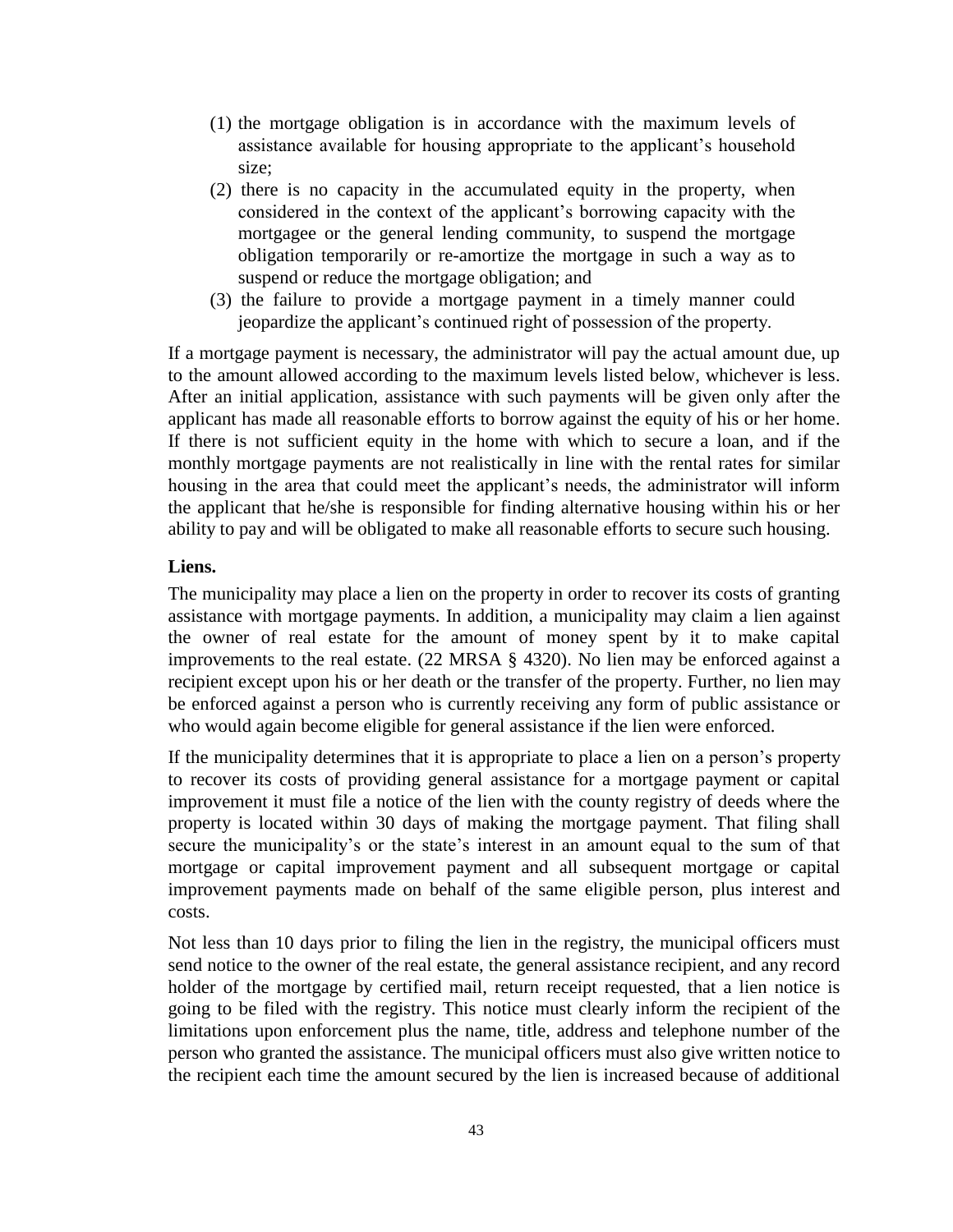(1) the mortgage obligation is in accordance with the maximum levels of assistance available for housing appropriate to the applicant's household size;

(2) there is no capacity in the accumulated equity in the property, when considered in the context of the applicant's borrowing capacity with the mortgagee or the general lending community, to suspend the mortgage obligation temporarily or re-amortize the mortgage in such a way as to suspend or reduce the mortgage obligation; and

(3) the failure to provide a mortgage payment in a timely manner could jeopardize the applicant's continued right of possession of the property.

If a mortgage payment is necessary, the administrator will pay the actual amount due, up to the amount allowed according to the maximum levels listed below, whichever is less. After an initial application, assistance with such payments will be given only after the applicant has made all reasonable efforts to borrow against the equity of his or her home. If there is not sufficient equity in the home with which to secure a loan, and if the monthly mortgage payments are not realistically in line with the rental rates for similar housing in the area that could meet the applicant's needs, the administrator will inform the applicant that he/she is responsible for finding alternative housing within his or her ability to pay and will be obligated to make all reasonable efforts to secure such housing.

**Liens.**

The municipality may place a lien on the property in order to recover its costs of granting assistance with mortgage payments. In addition, a municipality may claim a lien against the owner of real estate for the amount of money spent by it to make capital improvements to the real estate. (22 MRSA § 4320). No lien may be enforced against a recipient except upon his or her death or the transfer of the property. Further, no lien may be enforced against a person who is currently receiving any form of public assistance or who would again become eligible for general assistance if the lien were enforced.

If the municipality determines that it is appropriate to place a lien on a person's property to recover its costs of providing general assistance for a mortgage payment or capital improvement it must file a notice of the lien with the county registry of deeds where the property is located within 30 days of making the mortgage payment. That filing shall secure the municipality's or the state's interest in an amount equal to the sum of that mortgage or capital improvement payment and all subsequent mortgage or capital improvement payments made on behalf of the same eligible person, plus interest and costs.

Not less than 10 days prior to filing the lien in the registry, the municipal officers must send notice to the owner of the real estate, the general assistance recipient, and any record holder of the mortgage by certified mail, return receipt requested, that a lien notice is going to be filed with the registry. This notice must clearly inform the recipient of the limitations upon enforcement plus the name, title, address and telephone number of the person who granted the assistance. The municipal officers must also give written notice to the recipient each time the amount secured by the lien is increased because of additional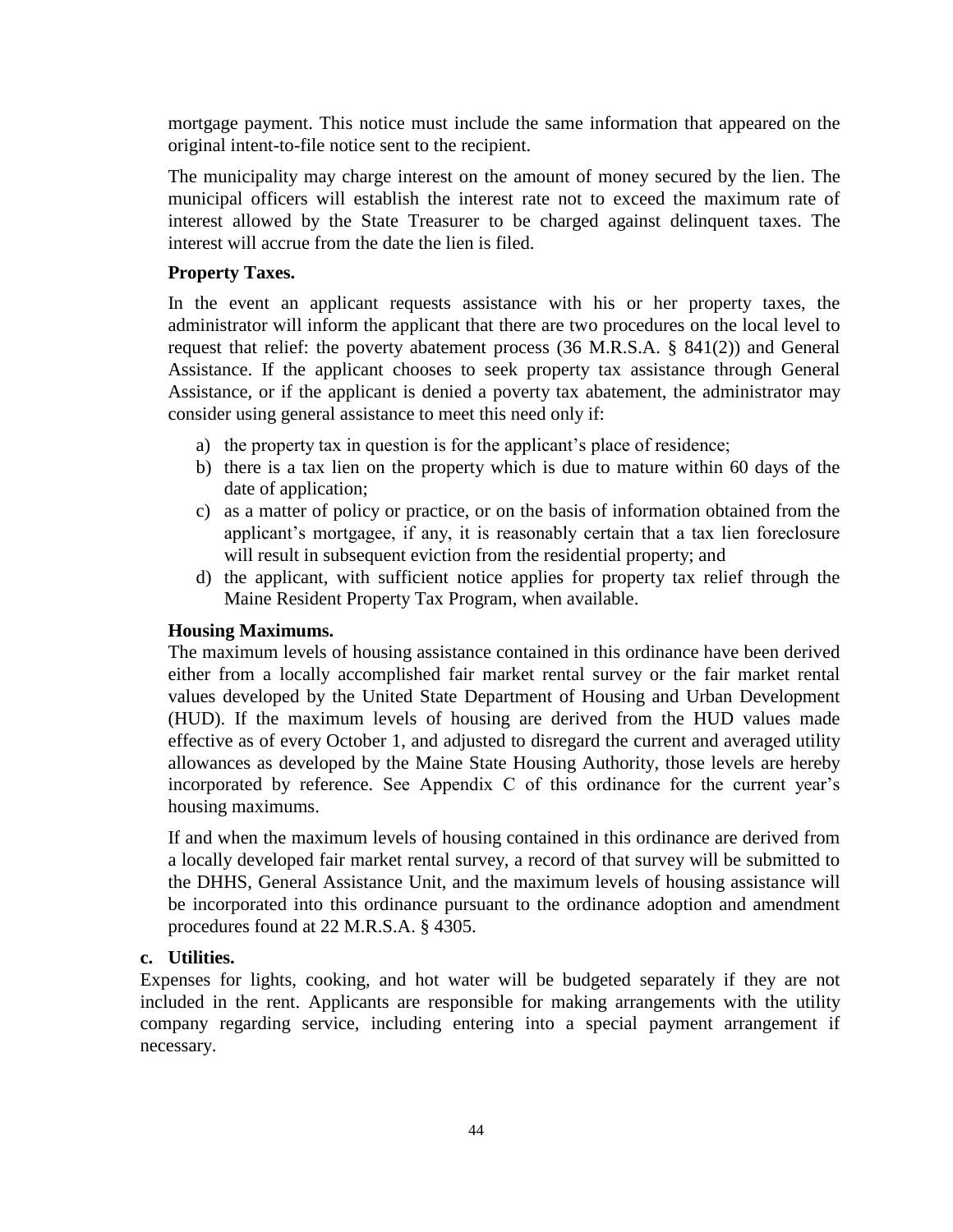mortgage payment. This notice must include the same information that appeared on the original intent-to-file notice sent to the recipient.

The municipality may charge interest on the amount of money secured by the lien. The municipal officers will establish the interest rate not to exceed the maximum rate of interest allowed by the State Treasurer to be charged against delinquent taxes. The interest will accrue from the date the lien is filed.

**Property Taxes.**

In the event an applicant requests assistance with his or her property taxes, the administrator will inform the applicant that there are two procedures on the local level to request that relief: the poverty abatement process (36 M.R.S.A. § 841(2)) and General Assistance. If the applicant chooses to seek property tax assistance through General Assistance, or if the applicant is denied a poverty tax abatement, the administrator may consider using general assistance to meet this need only if:

a) the property tax in question is for the applicant's place of residence;
b) there is a tax lien on the property which is due to mature within 60 days of the date of application;
c) as a matter of policy or practice, or on the basis of information obtained from the applicant's mortgagee, if any, it is reasonably certain that a tax lien foreclosure will result in subsequent eviction from the residential property; and
d) the applicant, with sufficient notice applies for property tax relief through the Maine Resident Property Tax Program, when available.

**Housing Maximums.**

The maximum levels of housing assistance contained in this ordinance have been derived either from a locally accomplished fair market rental survey or the fair market rental values developed by the United State Department of Housing and Urban Development (HUD). If the maximum levels of housing are derived from the HUD values made effective as of every October 1, and adjusted to disregard the current and averaged utility allowances as developed by the Maine State Housing Authority, those levels are hereby incorporated by reference. See Appendix C of this ordinance for the current year's housing maximums.

If and when the maximum levels of housing contained in this ordinance are derived from a locally developed fair market rental survey, a record of that survey will be submitted to the DHHS, General Assistance Unit, and the maximum levels of housing assistance will be incorporated into this ordinance pursuant to the ordinance adoption and amendment procedures found at 22 M.R.S.A. § 4305.

**c. Utilities.**

Expenses for lights, cooking, and hot water will be budgeted separately if they are not included in the rent. Applicants are responsible for making arrangements with the utility company regarding service, including entering into a special payment arrangement if necessary.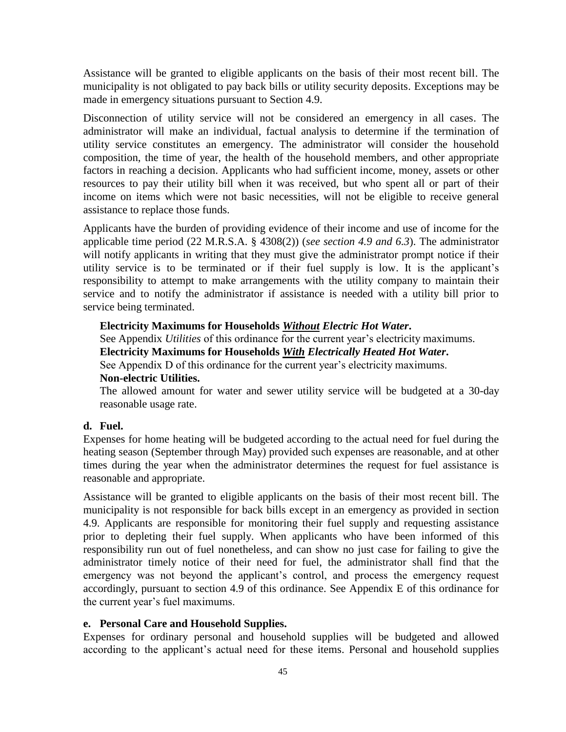Assistance will be granted to eligible applicants on the basis of their most recent bill. The municipality is not obligated to pay back bills or utility security deposits. Exceptions may be made in emergency situations pursuant to Section 4.9.

Disconnection of utility service will not be considered an emergency in all cases. The administrator will make an individual, factual analysis to determine if the termination of utility service constitutes an emergency. The administrator will consider the household composition, the time of year, the health of the household members, and other appropriate factors in reaching a decision. Applicants who had sufficient income, money, assets or other resources to pay their utility bill when it was received, but who spent all or part of their income on items which were not basic necessities, will not be eligible to receive general assistance to replace those funds.

Applicants have the burden of providing evidence of their income and use of income for the applicable time period (22 M.R.S.A. § 4308(2)) (*see section 4.9 and 6.3*). The administrator will notify applicants in writing that they must give the administrator prompt notice if their utility service is to be terminated or if their fuel supply is low. It is the applicant's responsibility to attempt to make arrangements with the utility company to maintain their service and to notify the administrator if assistance is needed with a utility bill prior to service being terminated.

**Electricity Maximums for Households *Without* *Electric Hot Water*.**

See Appendix *Utilities* of this ordinance for the current year's electricity maximums.

**Electricity Maximums for Households *With* *Electrically Heated Hot Water*.**

See Appendix D of this ordinance for the current year's electricity maximums.

**Non-electric Utilities.**

The allowed amount for water and sewer utility service will be budgeted at a 30-day reasonable usage rate.

**d. Fuel.**

Expenses for home heating will be budgeted according to the actual need for fuel during the heating season (September through May) provided such expenses are reasonable, and at other times during the year when the administrator determines the request for fuel assistance is reasonable and appropriate.

Assistance will be granted to eligible applicants on the basis of their most recent bill. The municipality is not responsible for back bills except in an emergency as provided in section 4.9. Applicants are responsible for monitoring their fuel supply and requesting assistance prior to depleting their fuel supply. When applicants who have been informed of this responsibility run out of fuel nonetheless, and can show no just case for failing to give the administrator timely notice of their need for fuel, the administrator shall find that the emergency was not beyond the applicant's control, and process the emergency request accordingly, pursuant to section 4.9 of this ordinance. See Appendix E of this ordinance for the current year's fuel maximums.

**e. Personal Care and Household Supplies.**

Expenses for ordinary personal and household supplies will be budgeted and allowed according to the applicant's actual need for these items. Personal and household supplies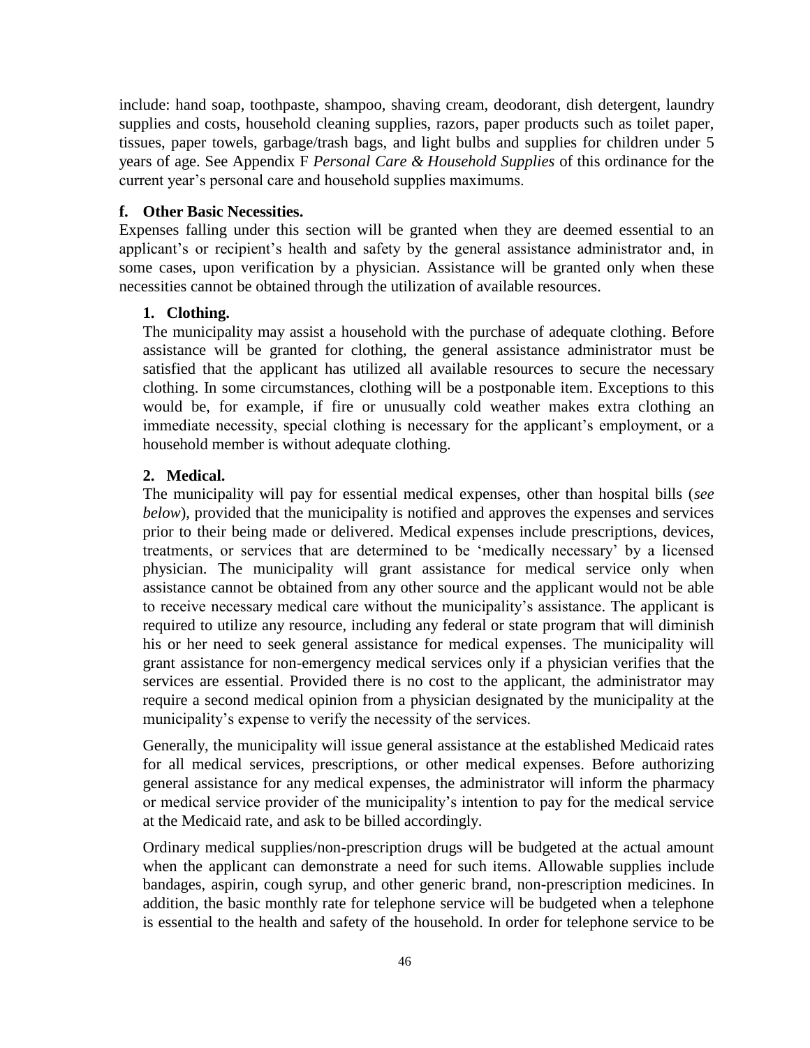include: hand soap, toothpaste, shampoo, shaving cream, deodorant, dish detergent, laundry supplies and costs, household cleaning supplies, razors, paper products such as toilet paper, tissues, paper towels, garbage/trash bags, and light bulbs and supplies for children under 5 years of age. See Appendix F *Personal Care & Household Supplies* of this ordinance for the current year's personal care and household supplies maximums.

**f. Other Basic Necessities.**

Expenses falling under this section will be granted when they are deemed essential to an applicant's or recipient's health and safety by the general assistance administrator and, in some cases, upon verification by a physician. Assistance will be granted only when these necessities cannot be obtained through the utilization of available resources.

**1. Clothing.**

The municipality may assist a household with the purchase of adequate clothing. Before assistance will be granted for clothing, the general assistance administrator must be satisfied that the applicant has utilized all available resources to secure the necessary clothing. In some circumstances, clothing will be a postponable item. Exceptions to this would be, for example, if fire or unusually cold weather makes extra clothing an immediate necessity, special clothing is necessary for the applicant's employment, or a household member is without adequate clothing.

**2. Medical.**

The municipality will pay for essential medical expenses, other than hospital bills (*see below*), provided that the municipality is notified and approves the expenses and services prior to their being made or delivered. Medical expenses include prescriptions, devices, treatments, or services that are determined to be 'medically necessary' by a licensed physician. The municipality will grant assistance for medical service only when assistance cannot be obtained from any other source and the applicant would not be able to receive necessary medical care without the municipality's assistance. The applicant is required to utilize any resource, including any federal or state program that will diminish his or her need to seek general assistance for medical expenses. The municipality will grant assistance for non-emergency medical services only if a physician verifies that the services are essential. Provided there is no cost to the applicant, the administrator may require a second medical opinion from a physician designated by the municipality at the municipality's expense to verify the necessity of the services.

Generally, the municipality will issue general assistance at the established Medicaid rates for all medical services, prescriptions, or other medical expenses. Before authorizing general assistance for any medical expenses, the administrator will inform the pharmacy or medical service provider of the municipality's intention to pay for the medical service at the Medicaid rate, and ask to be billed accordingly.

Ordinary medical supplies/non-prescription drugs will be budgeted at the actual amount when the applicant can demonstrate a need for such items. Allowable supplies include bandages, aspirin, cough syrup, and other generic brand, non-prescription medicines. In addition, the basic monthly rate for telephone service will be budgeted when a telephone is essential to the health and safety of the household. In order for telephone service to be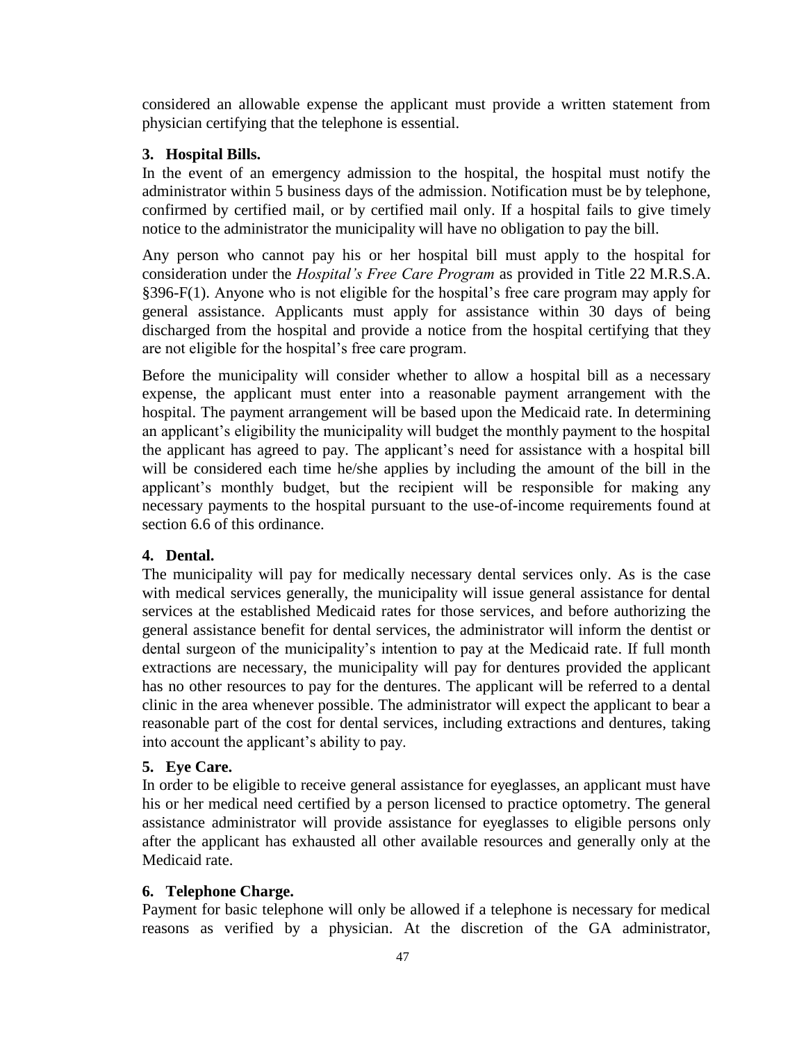considered an allowable expense the applicant must provide a written statement from physician certifying that the telephone is essential.

**3. Hospital Bills.**

In the event of an emergency admission to the hospital, the hospital must notify the administrator within 5 business days of the admission. Notification must be by telephone, confirmed by certified mail, or by certified mail only. If a hospital fails to give timely notice to the administrator the municipality will have no obligation to pay the bill.

Any person who cannot pay his or her hospital bill must apply to the hospital for consideration under the *Hospital's Free Care Program* as provided in Title 22 M.R.S.A. §396-F(1). Anyone who is not eligible for the hospital's free care program may apply for general assistance. Applicants must apply for assistance within 30 days of being discharged from the hospital and provide a notice from the hospital certifying that they are not eligible for the hospital's free care program.

Before the municipality will consider whether to allow a hospital bill as a necessary expense, the applicant must enter into a reasonable payment arrangement with the hospital. The payment arrangement will be based upon the Medicaid rate. In determining an applicant's eligibility the municipality will budget the monthly payment to the hospital the applicant has agreed to pay. The applicant's need for assistance with a hospital bill will be considered each time he/she applies by including the amount of the bill in the applicant's monthly budget, but the recipient will be responsible for making any necessary payments to the hospital pursuant to the use-of-income requirements found at section 6.6 of this ordinance.

**4. Dental.**

The municipality will pay for medically necessary dental services only. As is the case with medical services generally, the municipality will issue general assistance for dental services at the established Medicaid rates for those services, and before authorizing the general assistance benefit for dental services, the administrator will inform the dentist or dental surgeon of the municipality's intention to pay at the Medicaid rate. If full month extractions are necessary, the municipality will pay for dentures provided the applicant has no other resources to pay for the dentures. The applicant will be referred to a dental clinic in the area whenever possible. The administrator will expect the applicant to bear a reasonable part of the cost for dental services, including extractions and dentures, taking into account the applicant's ability to pay.

**5. Eye Care.**

In order to be eligible to receive general assistance for eyeglasses, an applicant must have his or her medical need certified by a person licensed to practice optometry. The general assistance administrator will provide assistance for eyeglasses to eligible persons only after the applicant has exhausted all other available resources and generally only at the Medicaid rate.

**6. Telephone Charge.**

Payment for basic telephone will only be allowed if a telephone is necessary for medical reasons as verified by a physician. At the discretion of the GA administrator,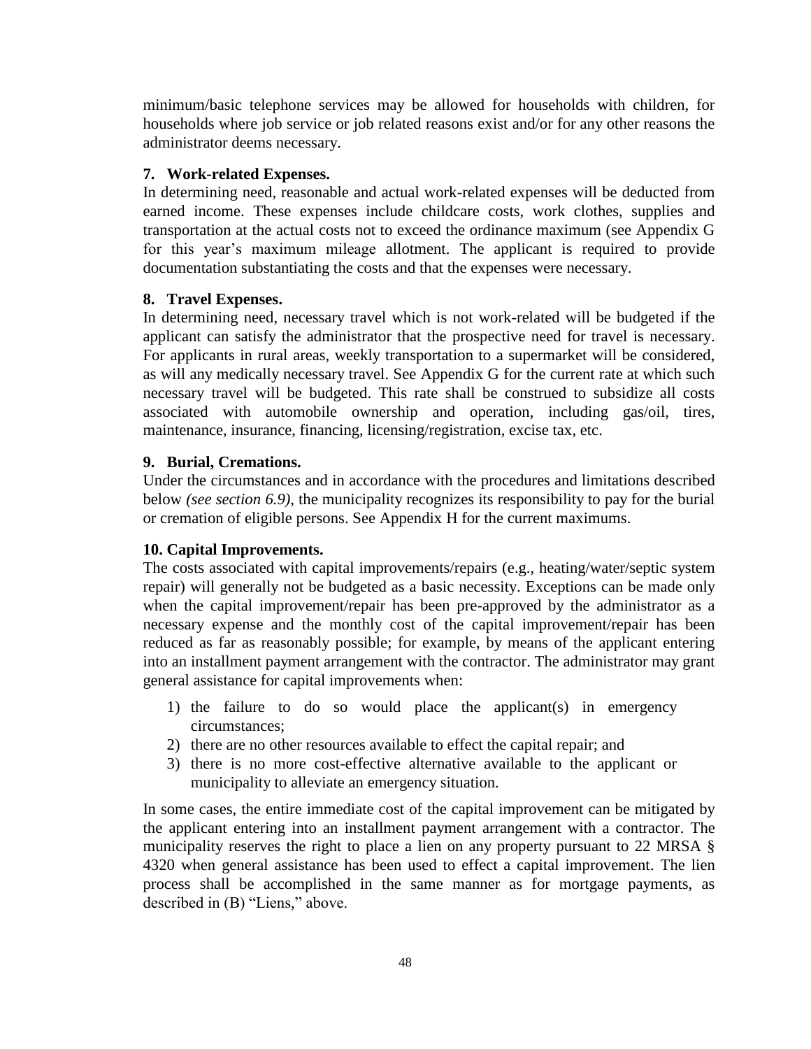minimum/basic telephone services may be allowed for households with children, for households where job service or job related reasons exist and/or for any other reasons the administrator deems necessary.

**7. Work-related Expenses.**

In determining need, reasonable and actual work-related expenses will be deducted from earned income. These expenses include childcare costs, work clothes, supplies and transportation at the actual costs not to exceed the ordinance maximum (see Appendix G for this year's maximum mileage allotment. The applicant is required to provide documentation substantiating the costs and that the expenses were necessary.

**8. Travel Expenses.**

In determining need, necessary travel which is not work-related will be budgeted if the applicant can satisfy the administrator that the prospective need for travel is necessary. For applicants in rural areas, weekly transportation to a supermarket will be considered, as will any medically necessary travel. See Appendix G for the current rate at which such necessary travel will be budgeted. This rate shall be construed to subsidize all costs associated with automobile ownership and operation, including gas/oil, tires, maintenance, insurance, financing, licensing/registration, excise tax, etc.

**9. Burial, Cremations.**

Under the circumstances and in accordance with the procedures and limitations described below *(see section 6.9)*, the municipality recognizes its responsibility to pay for the burial or cremation of eligible persons. See Appendix H for the current maximums.

**10. Capital Improvements.**

The costs associated with capital improvements/repairs (e.g., heating/water/septic system repair) will generally not be budgeted as a basic necessity. Exceptions can be made only when the capital improvement/repair has been pre-approved by the administrator as a necessary expense and the monthly cost of the capital improvement/repair has been reduced as far as reasonably possible; for example, by means of the applicant entering into an installment payment arrangement with the contractor. The administrator may grant general assistance for capital improvements when:

1) the failure to do so would place the applicant(s) in emergency circumstances;
2) there are no other resources available to effect the capital repair; and
3) there is no more cost-effective alternative available to the applicant or municipality to alleviate an emergency situation.

In some cases, the entire immediate cost of the capital improvement can be mitigated by the applicant entering into an installment payment arrangement with a contractor. The municipality reserves the right to place a lien on any property pursuant to 22 MRSA § 4320 when general assistance has been used to effect a capital improvement. The lien process shall be accomplished in the same manner as for mortgage payments, as described in (B) "Liens," above.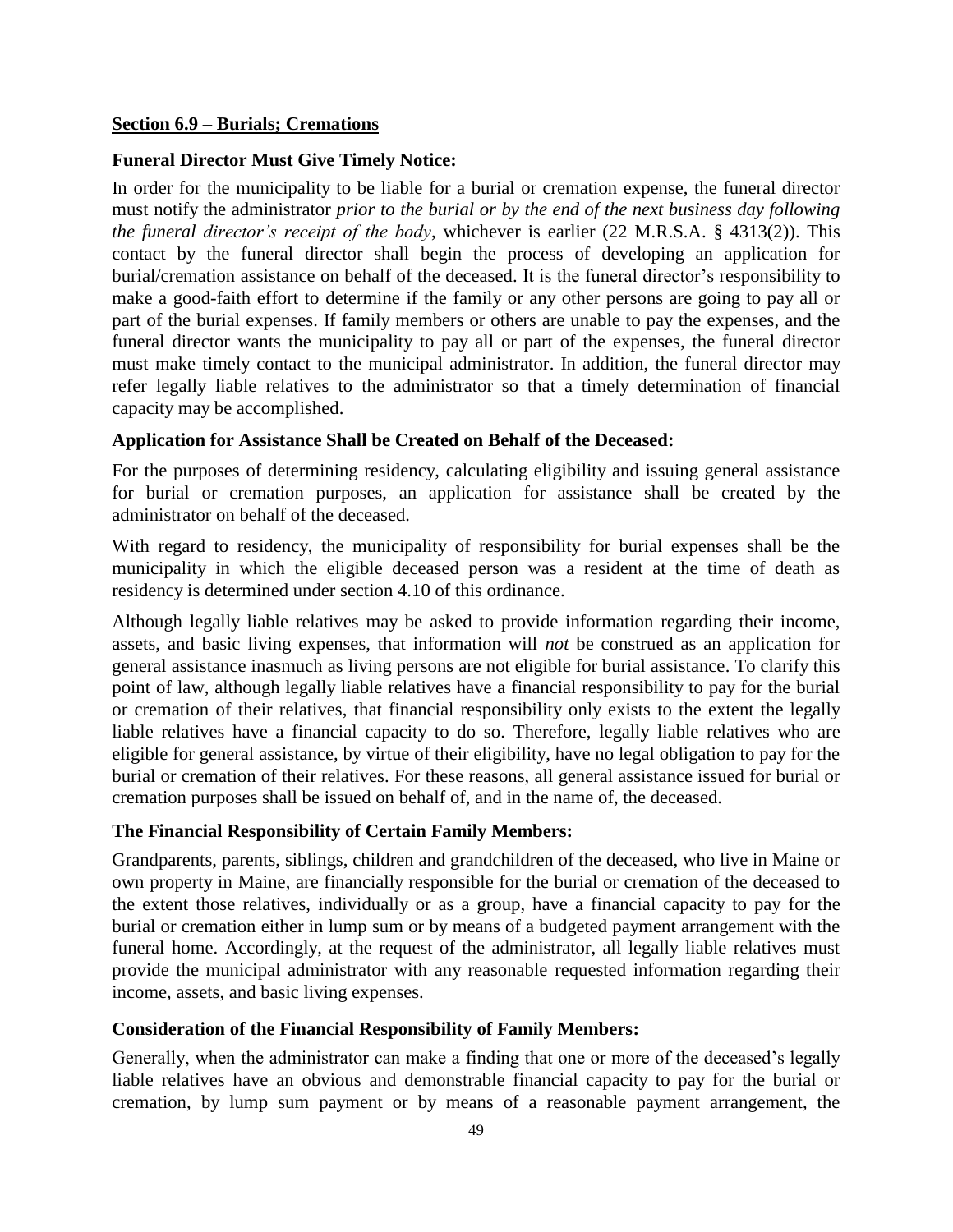## Section 6.9 – Burials; Cremations

### Funeral Director Must Give Timely Notice:

In order for the municipality to be liable for a burial or cremation expense, the funeral director must notify the administrator *prior to the burial or by the end of the next business day following the funeral director's receipt of the body*, whichever is earlier (22 M.R.S.A. § 4313(2)). This contact by the funeral director shall begin the process of developing an application for burial/cremation assistance on behalf of the deceased. It is the funeral director's responsibility to make a good-faith effort to determine if the family or any other persons are going to pay all or part of the burial expenses. If family members or others are unable to pay the expenses, and the funeral director wants the municipality to pay all or part of the expenses, the funeral director must make timely contact to the municipal administrator. In addition, the funeral director may refer legally liable relatives to the administrator so that a timely determination of financial capacity may be accomplished.

### Application for Assistance Shall be Created on Behalf of the Deceased:

For the purposes of determining residency, calculating eligibility and issuing general assistance for burial or cremation purposes, an application for assistance shall be created by the administrator on behalf of the deceased.

With regard to residency, the municipality of responsibility for burial expenses shall be the municipality in which the eligible deceased person was a resident at the time of death as residency is determined under section 4.10 of this ordinance.

Although legally liable relatives may be asked to provide information regarding their income, assets, and basic living expenses, that information will *not* be construed as an application for general assistance inasmuch as living persons are not eligible for burial assistance. To clarify this point of law, although legally liable relatives have a financial responsibility to pay for the burial or cremation of their relatives, that financial responsibility only exists to the extent the legally liable relatives have a financial capacity to do so. Therefore, legally liable relatives who are eligible for general assistance, by virtue of their eligibility, have no legal obligation to pay for the burial or cremation of their relatives. For these reasons, all general assistance issued for burial or cremation purposes shall be issued on behalf of, and in the name of, the deceased.

### The Financial Responsibility of Certain Family Members:

Grandparents, parents, siblings, children and grandchildren of the deceased, who live in Maine or own property in Maine, are financially responsible for the burial or cremation of the deceased to the extent those relatives, individually or as a group, have a financial capacity to pay for the burial or cremation either in lump sum or by means of a budgeted payment arrangement with the funeral home. Accordingly, at the request of the administrator, all legally liable relatives must provide the municipal administrator with any reasonable requested information regarding their income, assets, and basic living expenses.

### Consideration of the Financial Responsibility of Family Members:

Generally, when the administrator can make a finding that one or more of the deceased's legally liable relatives have an obvious and demonstrable financial capacity to pay for the burial or cremation, by lump sum payment or by means of a reasonable payment arrangement, the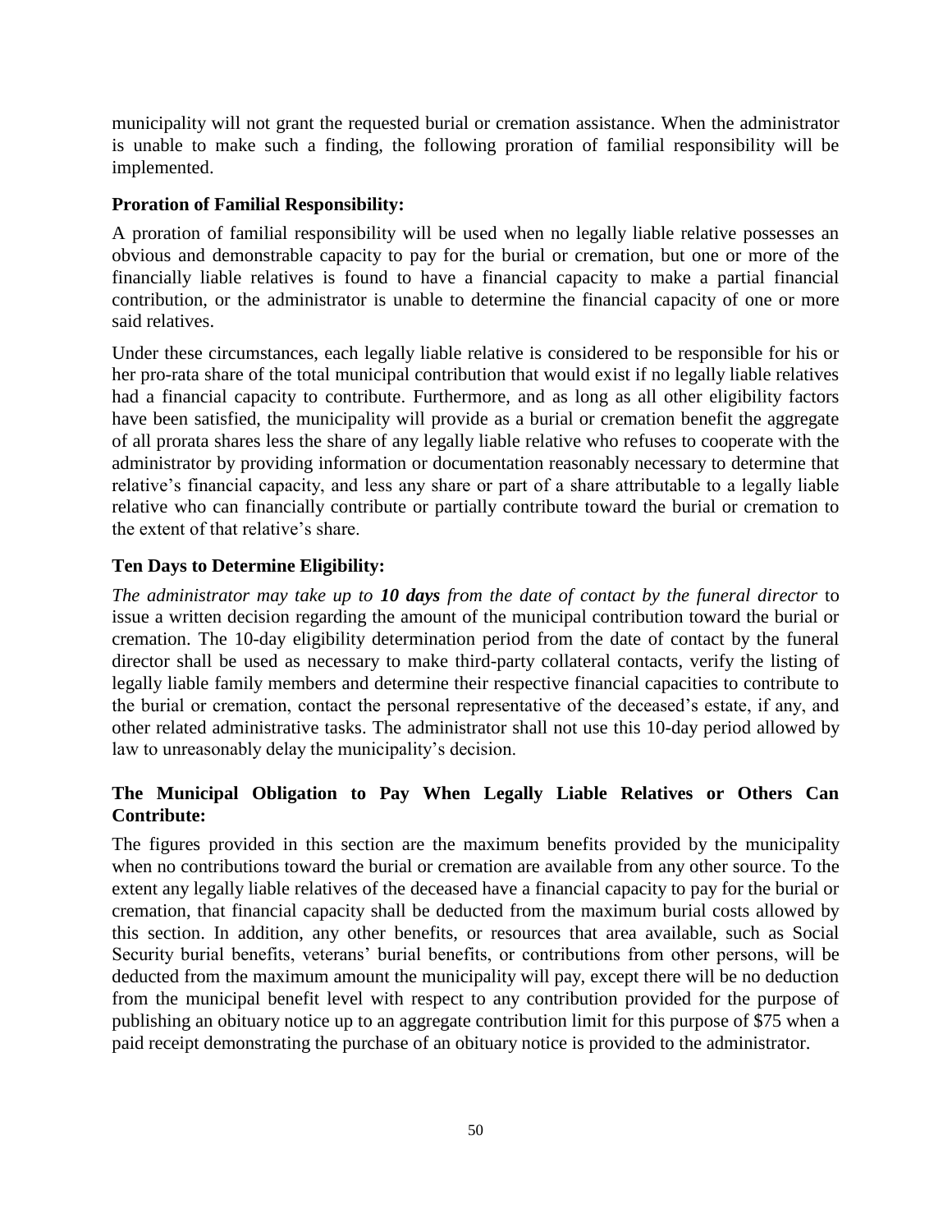municipality will not grant the requested burial or cremation assistance. When the administrator is unable to make such a finding, the following proration of familial responsibility will be implemented.

**Proration of Familial Responsibility:**

A proration of familial responsibility will be used when no legally liable relative possesses an obvious and demonstrable capacity to pay for the burial or cremation, but one or more of the financially liable relatives is found to have a financial capacity to make a partial financial contribution, or the administrator is unable to determine the financial capacity of one or more said relatives.

Under these circumstances, each legally liable relative is considered to be responsible for his or her pro-rata share of the total municipal contribution that would exist if no legally liable relatives had a financial capacity to contribute. Furthermore, and as long as all other eligibility factors have been satisfied, the municipality will provide as a burial or cremation benefit the aggregate of all prorata shares less the share of any legally liable relative who refuses to cooperate with the administrator by providing information or documentation reasonably necessary to determine that relative's financial capacity, and less any share or part of a share attributable to a legally liable relative who can financially contribute or partially contribute toward the burial or cremation to the extent of that relative's share.

**Ten Days to Determine Eligibility:**

*The administrator may take up to **10 days** from the date of contact by the funeral director* to issue a written decision regarding the amount of the municipal contribution toward the burial or cremation. The 10-day eligibility determination period from the date of contact by the funeral director shall be used as necessary to make third-party collateral contacts, verify the listing of legally liable family members and determine their respective financial capacities to contribute to the burial or cremation, contact the personal representative of the deceased's estate, if any, and other related administrative tasks. The administrator shall not use this 10-day period allowed by law to unreasonably delay the municipality's decision.

**The Municipal Obligation to Pay When Legally Liable Relatives or Others Can Contribute:**

The figures provided in this section are the maximum benefits provided by the municipality when no contributions toward the burial or cremation are available from any other source. To the extent any legally liable relatives of the deceased have a financial capacity to pay for the burial or cremation, that financial capacity shall be deducted from the maximum burial costs allowed by this section. In addition, any other benefits, or resources that area available, such as Social Security burial benefits, veterans' burial benefits, or contributions from other persons, will be deducted from the maximum amount the municipality will pay, except there will be no deduction from the municipal benefit level with respect to any contribution provided for the purpose of publishing an obituary notice up to an aggregate contribution limit for this purpose of $75 when a paid receipt demonstrating the purchase of an obituary notice is provided to the administrator.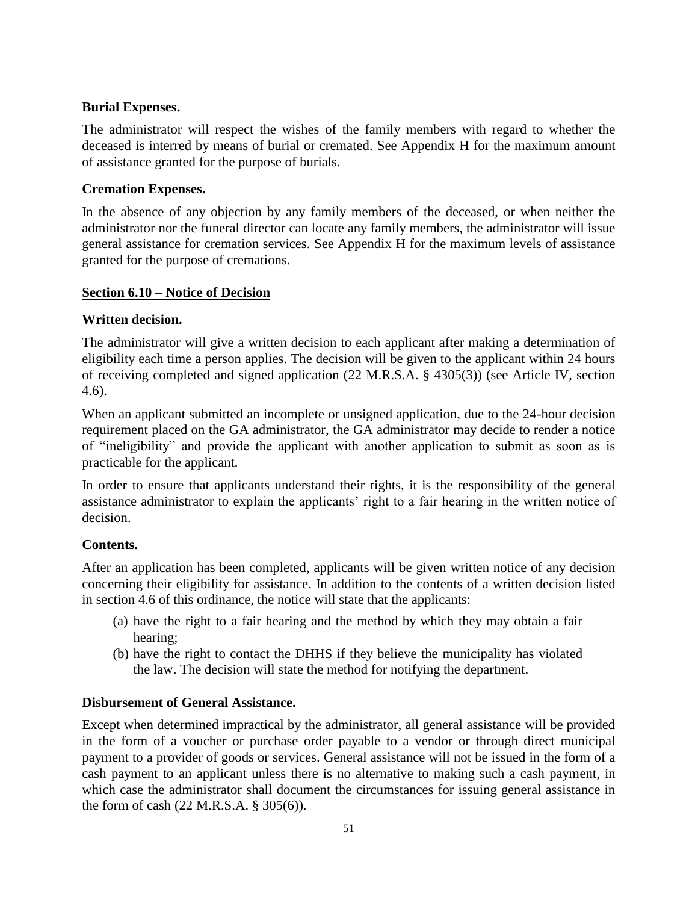**Burial Expenses.**

The administrator will respect the wishes of the family members with regard to whether the deceased is interred by means of burial or cremated. See Appendix H for the maximum amount of assistance granted for the purpose of burials.

**Cremation Expenses.**

In the absence of any objection by any family members of the deceased, or when neither the administrator nor the funeral director can locate any family members, the administrator will issue general assistance for cremation services. See Appendix H for the maximum levels of assistance granted for the purpose of cremations.

## Section 6.10 – Notice of Decision

**Written decision.**

The administrator will give a written decision to each applicant after making a determination of eligibility each time a person applies. The decision will be given to the applicant within 24 hours of receiving completed and signed application (22 M.R.S.A. § 4305(3)) (see Article IV, section 4.6).

When an applicant submitted an incomplete or unsigned application, due to the 24-hour decision requirement placed on the GA administrator, the GA administrator may decide to render a notice of "ineligibility" and provide the applicant with another application to submit as soon as is practicable for the applicant.

In order to ensure that applicants understand their rights, it is the responsibility of the general assistance administrator to explain the applicants' right to a fair hearing in the written notice of decision.

**Contents.**

After an application has been completed, applicants will be given written notice of any decision concerning their eligibility for assistance. In addition to the contents of a written decision listed in section 4.6 of this ordinance, the notice will state that the applicants:

(a) have the right to a fair hearing and the method by which they may obtain a fair hearing;
(b) have the right to contact the DHHS if they believe the municipality has violated the law. The decision will state the method for notifying the department.

**Disbursement of General Assistance.**

Except when determined impractical by the administrator, all general assistance will be provided in the form of a voucher or purchase order payable to a vendor or through direct municipal payment to a provider of goods or services. General assistance will not be issued in the form of a cash payment to an applicant unless there is no alternative to making such a cash payment, in which case the administrator shall document the circumstances for issuing general assistance in the form of cash (22 M.R.S.A. § 305(6)).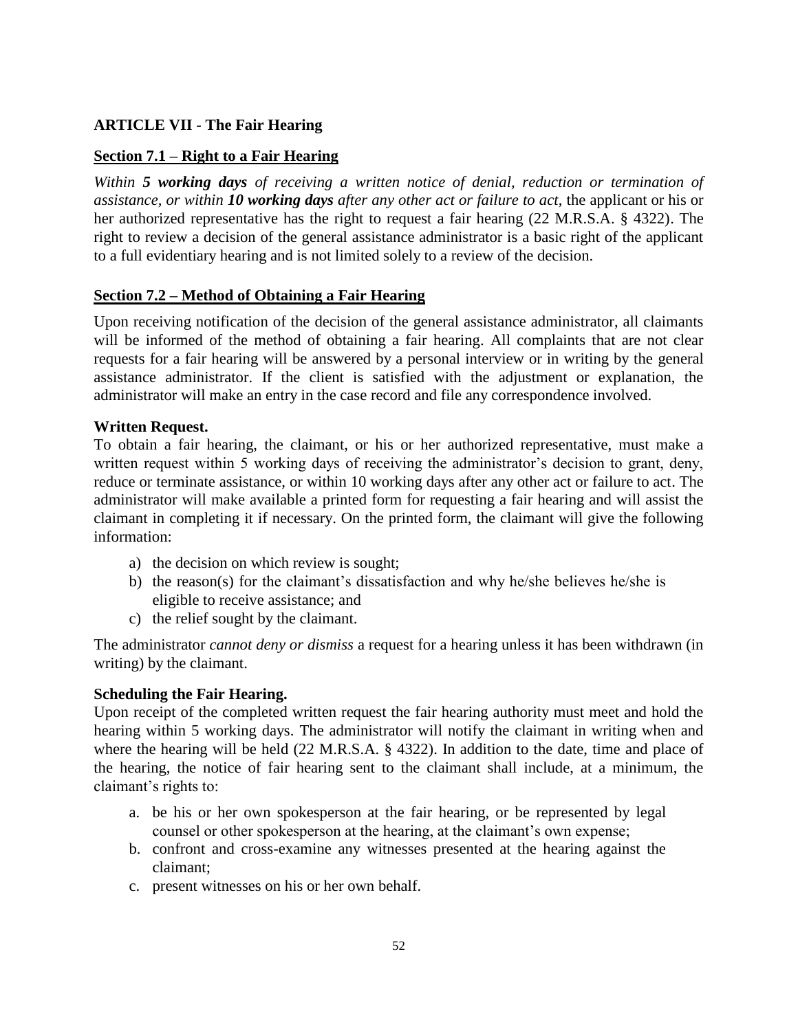## ARTICLE VII - The Fair Hearing

### Section 7.1 – Right to a Fair Hearing

*Within **5 working days** of receiving a written notice of denial, reduction or termination of assistance, or within **10 working days** after any other act or failure to act*, the applicant or his or her authorized representative has the right to request a fair hearing (22 M.R.S.A. § 4322). The right to review a decision of the general assistance administrator is a basic right of the applicant to a full evidentiary hearing and is not limited solely to a review of the decision.

### Section 7.2 – Method of Obtaining a Fair Hearing

Upon receiving notification of the decision of the general assistance administrator, all claimants will be informed of the method of obtaining a fair hearing. All complaints that are not clear requests for a fair hearing will be answered by a personal interview or in writing by the general assistance administrator. If the client is satisfied with the adjustment or explanation, the administrator will make an entry in the case record and file any correspondence involved.

**Written Request.**
To obtain a fair hearing, the claimant, or his or her authorized representative, must make a written request within 5 working days of receiving the administrator's decision to grant, deny, reduce or terminate assistance, or within 10 working days after any other act or failure to act. The administrator will make available a printed form for requesting a fair hearing and will assist the claimant in completing it if necessary. On the printed form, the claimant will give the following information:

a) the decision on which review is sought;
b) the reason(s) for the claimant's dissatisfaction and why he/she believes he/she is eligible to receive assistance; and
c) the relief sought by the claimant.

The administrator *cannot deny or dismiss* a request for a hearing unless it has been withdrawn (in writing) by the claimant.

**Scheduling the Fair Hearing.**
Upon receipt of the completed written request the fair hearing authority must meet and hold the hearing within 5 working days. The administrator will notify the claimant in writing when and where the hearing will be held (22 M.R.S.A. § 4322). In addition to the date, time and place of the hearing, the notice of fair hearing sent to the claimant shall include, at a minimum, the claimant's rights to:

a. be his or her own spokesperson at the fair hearing, or be represented by legal counsel or other spokesperson at the hearing, at the claimant's own expense;
b. confront and cross-examine any witnesses presented at the hearing against the claimant;
c. present witnesses on his or her own behalf.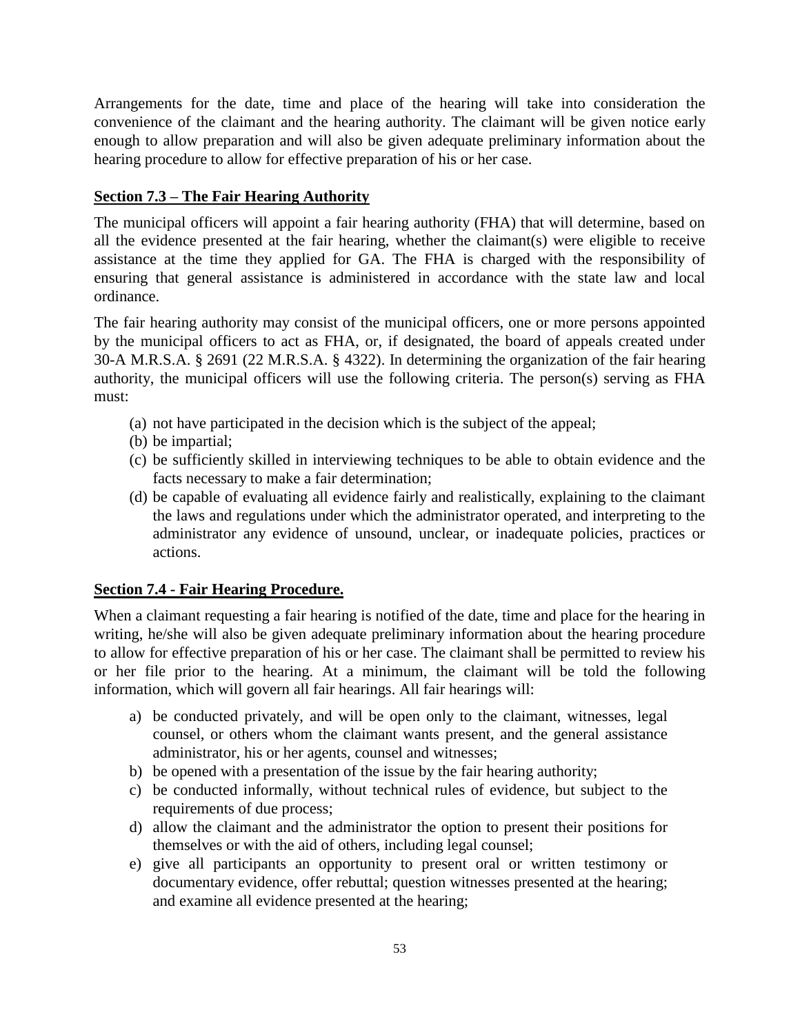Arrangements for the date, time and place of the hearing will take into consideration the convenience of the claimant and the hearing authority. The claimant will be given notice early enough to allow preparation and will also be given adequate preliminary information about the hearing procedure to allow for effective preparation of his or her case.

**Section 7.3 – The Fair Hearing Authority**

The municipal officers will appoint a fair hearing authority (FHA) that will determine, based on all the evidence presented at the fair hearing, whether the claimant(s) were eligible to receive assistance at the time they applied for GA. The FHA is charged with the responsibility of ensuring that general assistance is administered in accordance with the state law and local ordinance.

The fair hearing authority may consist of the municipal officers, one or more persons appointed by the municipal officers to act as FHA, or, if designated, the board of appeals created under 30-A M.R.S.A. § 2691 (22 M.R.S.A. § 4322). In determining the organization of the fair hearing authority, the municipal officers will use the following criteria. The person(s) serving as FHA must:

(a) not have participated in the decision which is the subject of the appeal;
(b) be impartial;
(c) be sufficiently skilled in interviewing techniques to be able to obtain evidence and the facts necessary to make a fair determination;
(d) be capable of evaluating all evidence fairly and realistically, explaining to the claimant the laws and regulations under which the administrator operated, and interpreting to the administrator any evidence of unsound, unclear, or inadequate policies, practices or actions.

**Section 7.4 - Fair Hearing Procedure.**

When a claimant requesting a fair hearing is notified of the date, time and place for the hearing in writing, he/she will also be given adequate preliminary information about the hearing procedure to allow for effective preparation of his or her case. The claimant shall be permitted to review his or her file prior to the hearing. At a minimum, the claimant will be told the following information, which will govern all fair hearings. All fair hearings will:

a) be conducted privately, and will be open only to the claimant, witnesses, legal counsel, or others whom the claimant wants present, and the general assistance administrator, his or her agents, counsel and witnesses;
b) be opened with a presentation of the issue by the fair hearing authority;
c) be conducted informally, without technical rules of evidence, but subject to the requirements of due process;
d) allow the claimant and the administrator the option to present their positions for themselves or with the aid of others, including legal counsel;
e) give all participants an opportunity to present oral or written testimony or documentary evidence, offer rebuttal; question witnesses presented at the hearing; and examine all evidence presented at the hearing;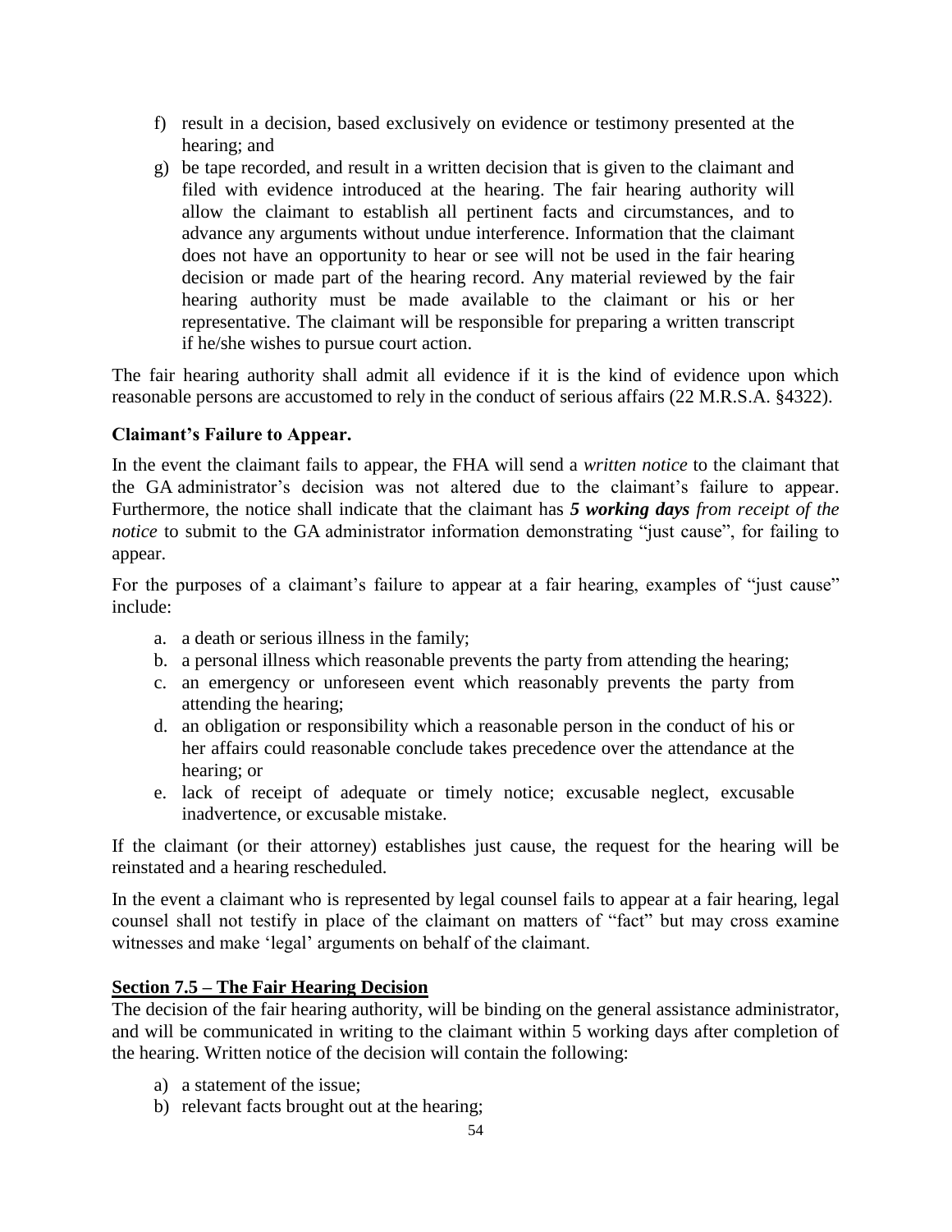f) result in a decision, based exclusively on evidence or testimony presented at the hearing; and
g) be tape recorded, and result in a written decision that is given to the claimant and filed with evidence introduced at the hearing. The fair hearing authority will allow the claimant to establish all pertinent facts and circumstances, and to advance any arguments without undue interference. Information that the claimant does not have an opportunity to hear or see will not be used in the fair hearing decision or made part of the hearing record. Any material reviewed by the fair hearing authority must be made available to the claimant or his or her representative. The claimant will be responsible for preparing a written transcript if he/she wishes to pursue court action.

The fair hearing authority shall admit all evidence if it is the kind of evidence upon which reasonable persons are accustomed to rely in the conduct of serious affairs (22 M.R.S.A. §4322).

**Claimant's Failure to Appear.**

In the event the claimant fails to appear, the FHA will send a *written notice* to the claimant that the GA administrator's decision was not altered due to the claimant's failure to appear. Furthermore, the notice shall indicate that the claimant has ***5 working days*** *from receipt of the notice* to submit to the GA administrator information demonstrating "just cause", for failing to appear.

For the purposes of a claimant's failure to appear at a fair hearing, examples of "just cause" include:

a. a death or serious illness in the family;
b. a personal illness which reasonable prevents the party from attending the hearing;
c. an emergency or unforeseen event which reasonably prevents the party from attending the hearing;
d. an obligation or responsibility which a reasonable person in the conduct of his or her affairs could reasonable conclude takes precedence over the attendance at the hearing; or
e. lack of receipt of adequate or timely notice; excusable neglect, excusable inadvertence, or excusable mistake.

If the claimant (or their attorney) establishes just cause, the request for the hearing will be reinstated and a hearing rescheduled.

In the event a claimant who is represented by legal counsel fails to appear at a fair hearing, legal counsel shall not testify in place of the claimant on matters of "fact" but may cross examine witnesses and make 'legal' arguments on behalf of the claimant.

## Section 7.5 – The Fair Hearing Decision

The decision of the fair hearing authority, will be binding on the general assistance administrator, and will be communicated in writing to the claimant within 5 working days after completion of the hearing. Written notice of the decision will contain the following:

a) a statement of the issue;
b) relevant facts brought out at the hearing;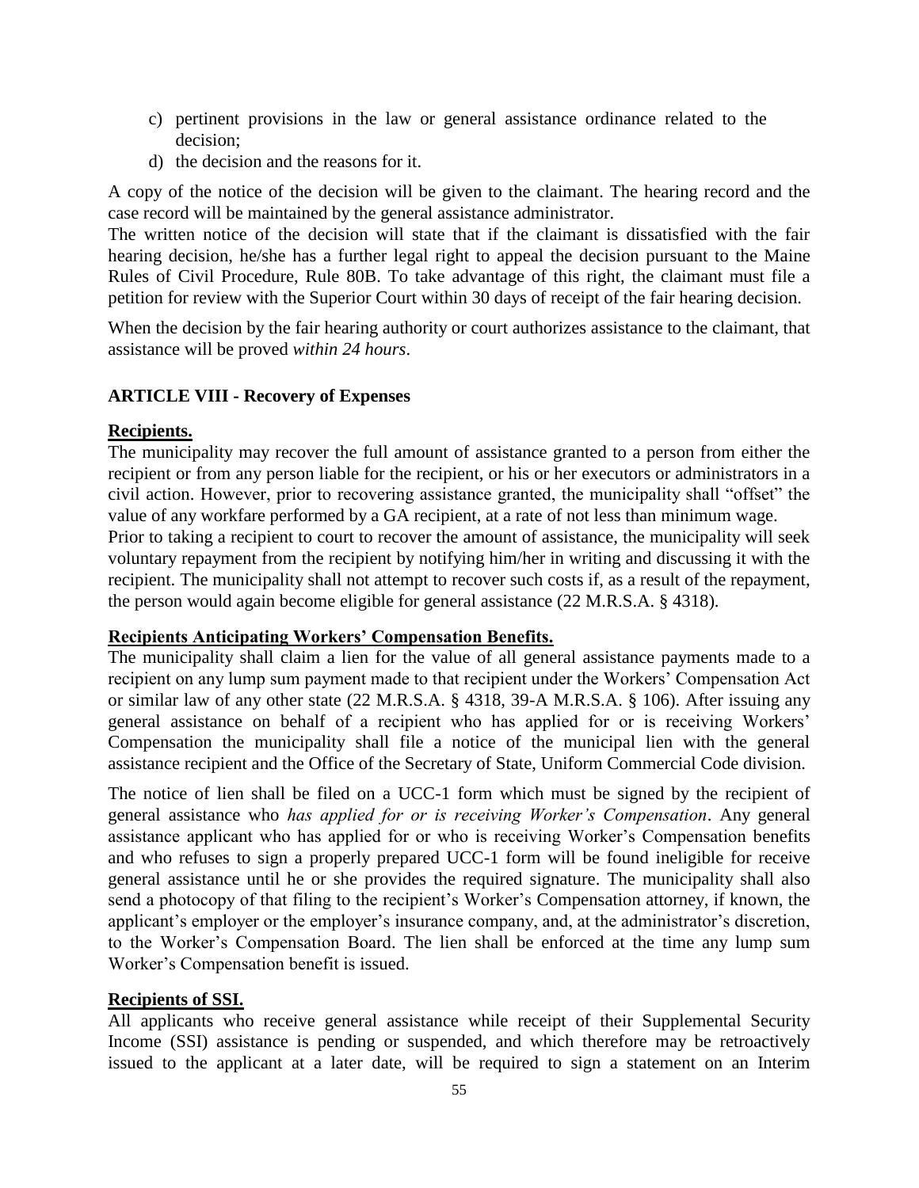c) pertinent provisions in the law or general assistance ordinance related to the decision;
d) the decision and the reasons for it.

A copy of the notice of the decision will be given to the claimant. The hearing record and the case record will be maintained by the general assistance administrator.

The written notice of the decision will state that if the claimant is dissatisfied with the fair hearing decision, he/she has a further legal right to appeal the decision pursuant to the Maine Rules of Civil Procedure, Rule 80B. To take advantage of this right, the claimant must file a petition for review with the Superior Court within 30 days of receipt of the fair hearing decision.

When the decision by the fair hearing authority or court authorizes assistance to the claimant, that assistance will be proved *within 24 hours*.

## ARTICLE VIII - Recovery of Expenses

**Recipients.**

The municipality may recover the full amount of assistance granted to a person from either the recipient or from any person liable for the recipient, or his or her executors or administrators in a civil action. However, prior to recovering assistance granted, the municipality shall "offset" the value of any workfare performed by a GA recipient, at a rate of not less than minimum wage.

Prior to taking a recipient to court to recover the amount of assistance, the municipality will seek voluntary repayment from the recipient by notifying him/her in writing and discussing it with the recipient. The municipality shall not attempt to recover such costs if, as a result of the repayment, the person would again become eligible for general assistance (22 M.R.S.A. § 4318).

**Recipients Anticipating Workers' Compensation Benefits.**

The municipality shall claim a lien for the value of all general assistance payments made to a recipient on any lump sum payment made to that recipient under the Workers' Compensation Act or similar law of any other state (22 M.R.S.A. § 4318, 39-A M.R.S.A. § 106). After issuing any general assistance on behalf of a recipient who has applied for or is receiving Workers' Compensation the municipality shall file a notice of the municipal lien with the general assistance recipient and the Office of the Secretary of State, Uniform Commercial Code division.

The notice of lien shall be filed on a UCC-1 form which must be signed by the recipient of general assistance who *has applied for or is receiving Worker's Compensation*. Any general assistance applicant who has applied for or who is receiving Worker's Compensation benefits and who refuses to sign a properly prepared UCC-1 form will be found ineligible for receive general assistance until he or she provides the required signature. The municipality shall also send a photocopy of that filing to the recipient's Worker's Compensation attorney, if known, the applicant's employer or the employer's insurance company, and, at the administrator's discretion, to the Worker's Compensation Board. The lien shall be enforced at the time any lump sum Worker's Compensation benefit is issued.

**Recipients of SSI.**

All applicants who receive general assistance while receipt of their Supplemental Security Income (SSI) assistance is pending or suspended, and which therefore may be retroactively issued to the applicant at a later date, will be required to sign a statement on an Interim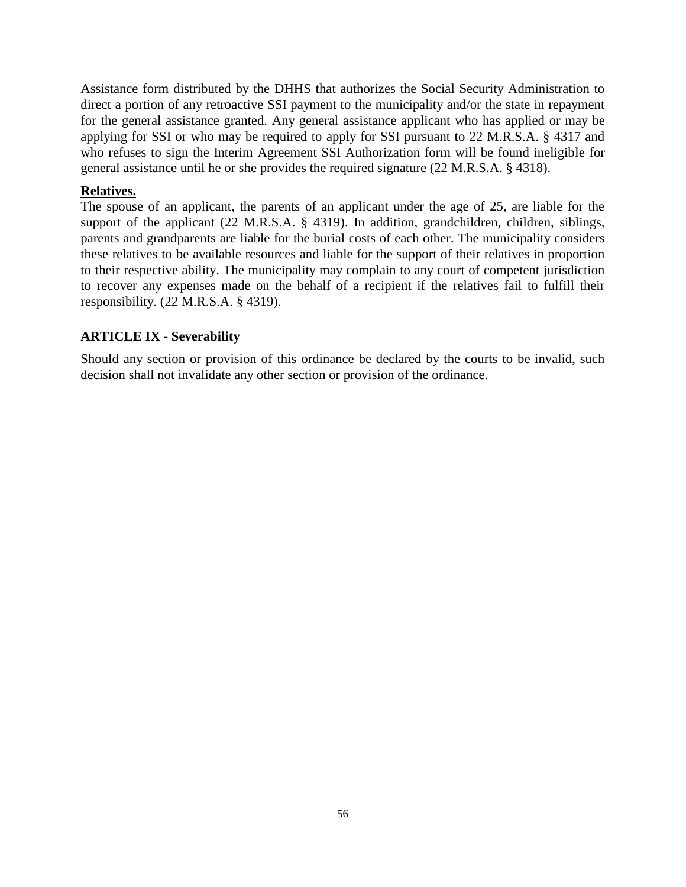Assistance form distributed by the DHHS that authorizes the Social Security Administration to direct a portion of any retroactive SSI payment to the municipality and/or the state in repayment for the general assistance granted. Any general assistance applicant who has applied or may be applying for SSI or who may be required to apply for SSI pursuant to 22 M.R.S.A. § 4317 and who refuses to sign the Interim Agreement SSI Authorization form will be found ineligible for general assistance until he or she provides the required signature (22 M.R.S.A. § 4318).

**Relatives.**

The spouse of an applicant, the parents of an applicant under the age of 25, are liable for the support of the applicant (22 M.R.S.A. § 4319). In addition, grandchildren, children, siblings, parents and grandparents are liable for the burial costs of each other. The municipality considers these relatives to be available resources and liable for the support of their relatives in proportion to their respective ability. The municipality may complain to any court of competent jurisdiction to recover any expenses made on the behalf of a recipient if the relatives fail to fulfill their responsibility. (22 M.R.S.A. § 4319).

## ARTICLE IX - Severability

Should any section or provision of this ordinance be declared by the courts to be invalid, such decision shall not invalidate any other section or provision of the ordinance.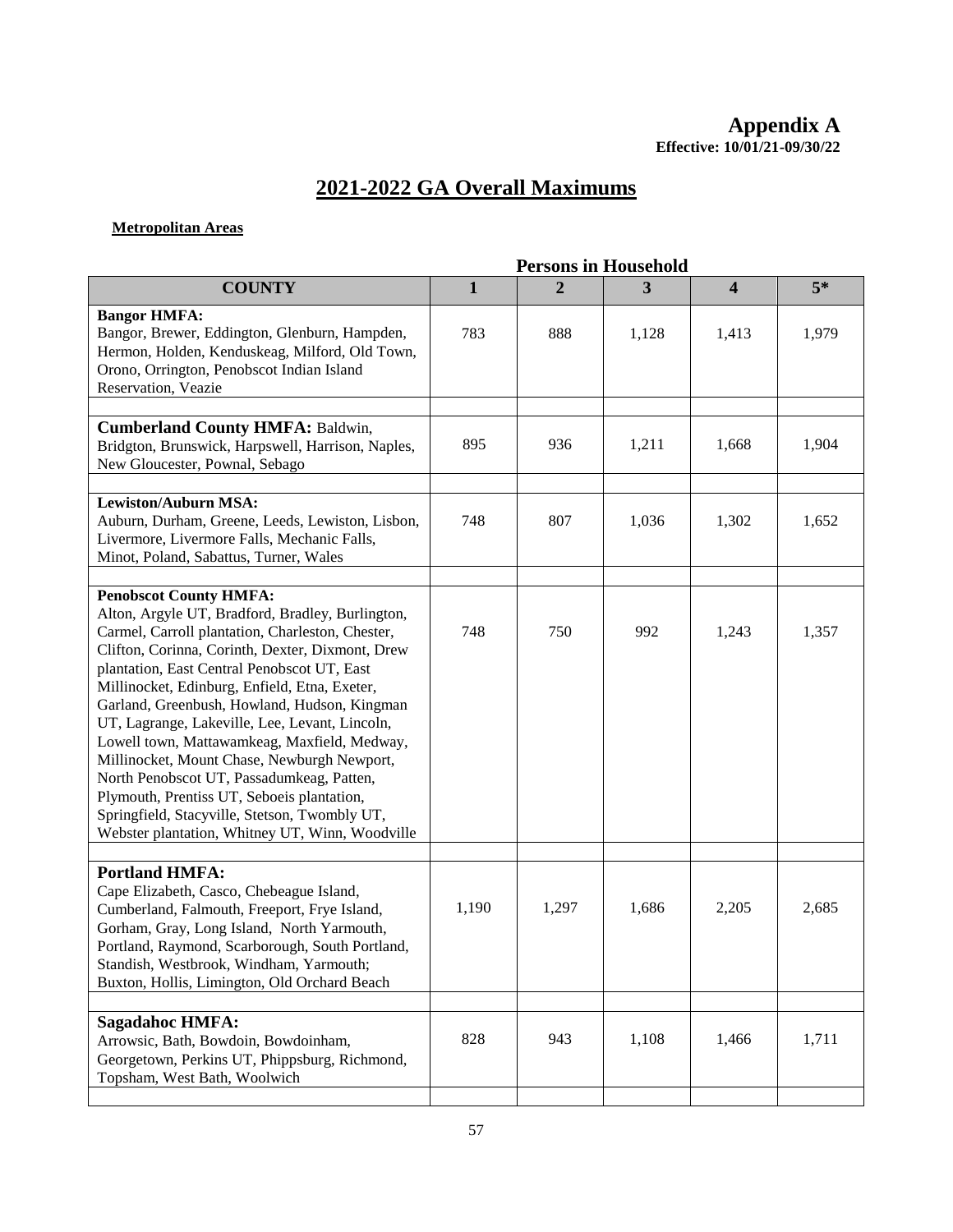# Appendix A

**Effective: 10/01/21-09/30/22**

## 2021-2022 GA Overall Maximums

**Metropolitan Areas**

| | Persons in Household | | | | |
|---|---|---|---|---|---|
| **COUNTY** | **1** | **2** | **3** | **4** | **5*** |
| **Bangor HMFA:** Bangor, Brewer, Eddington, Glenburn, Hampden, Hermon, Holden, Kenduskeag, Milford, Old Town, Orono, Orrington, Penobscot Indian Island Reservation, Veazie | 783 | 888 | 1,128 | 1,413 | 1,979 |
| **Cumberland County HMFA:** Baldwin, Bridgton, Brunswick, Harpswell, Harrison, Naples, New Gloucester, Pownal, Sebago | 895 | 936 | 1,211 | 1,668 | 1,904 |
| **Lewiston/Auburn MSA:** Auburn, Durham, Greene, Leeds, Lewiston, Lisbon, Livermore, Livermore Falls, Mechanic Falls, Minot, Poland, Sabattus, Turner, Wales | 748 | 807 | 1,036 | 1,302 | 1,652 |
| **Penobscot County HMFA:** Alton, Argyle UT, Bradford, Bradley, Burlington, Carmel, Carroll plantation, Charleston, Chester, Clifton, Corinna, Corinth, Dexter, Dixmont, Drew plantation, East Central Penobscot UT, East Millinocket, Edinburg, Enfield, Etna, Exeter, Garland, Greenbush, Howland, Hudson, Kingman UT, Lagrange, Lakeville, Lee, Levant, Lincoln, Lowell town, Mattawamkeag, Maxfield, Medway, Millinocket, Mount Chase, Newburgh Newport, North Penobscot UT, Passadumkeag, Patten, Plymouth, Prentiss UT, Seboeis plantation, Springfield, Stacyville, Stetson, Twombly UT, Webster plantation, Whitney UT, Winn, Woodville | 748 | 750 | 992 | 1,243 | 1,357 |
| **Portland HMFA:** Cape Elizabeth, Casco, Chebeague Island, Cumberland, Falmouth, Freeport, Frye Island, Gorham, Gray, Long Island, North Yarmouth, Portland, Raymond, Scarborough, South Portland, Standish, Westbrook, Windham, Yarmouth; Buxton, Hollis, Limington, Old Orchard Beach | 1,190 | 1,297 | 1,686 | 2,205 | 2,685 |
| **Sagadahoc HMFA:** Arrowsic, Bath, Bowdoin, Bowdoinham, Georgetown, Perkins UT, Phippsburg, Richmond, Topsham, West Bath, Woolwich | 828 | 943 | 1,108 | 1,466 | 1,711 |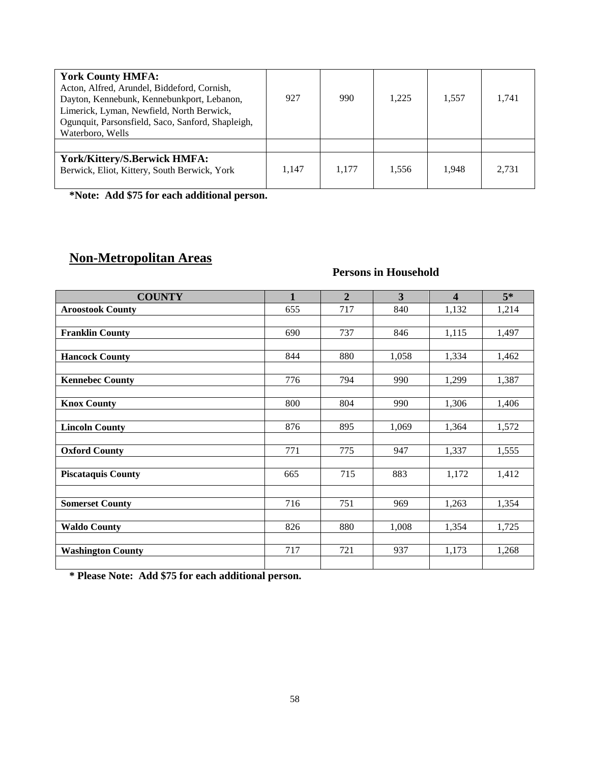| | | | | | |
|---|---|---|---|---|---|
| **York County HMFA:** Acton, Alfred, Arundel, Biddeford, Cornish, Dayton, Kennebunk, Kennebunkport, Lebanon, Limerick, Lyman, Newfield, North Berwick, Ogunquit, Parsonsfield, Saco, Sanford, Shapleigh, Waterboro, Wells | 927 | 990 | 1,225 | 1,557 | 1,741 |
| | | | | | |
| **York/Kittery/S.Berwick HMFA:** Berwick, Eliot, Kittery, South Berwick, York | 1,147 | 1,177 | 1,556 | 1,948 | 2,731 |

**\*Note: Add $75 for each additional person.**

## Non-Metropolitan Areas

**Persons in Household**

| COUNTY | 1 | 2 | 3 | 4 | 5* |
|---|---|---|---|---|---|
| **Aroostook County** | 655 | 717 | 840 | 1,132 | 1,214 |
| | | | | | |
| **Franklin County** | 690 | 737 | 846 | 1,115 | 1,497 |
| | | | | | |
| **Hancock County** | 844 | 880 | 1,058 | 1,334 | 1,462 |
| | | | | | |
| **Kennebec County** | 776 | 794 | 990 | 1,299 | 1,387 |
| | | | | | |
| **Knox County** | 800 | 804 | 990 | 1,306 | 1,406 |
| | | | | | |
| **Lincoln County** | 876 | 895 | 1,069 | 1,364 | 1,572 |
| | | | | | |
| **Oxford County** | 771 | 775 | 947 | 1,337 | 1,555 |
| | | | | | |
| **Piscataquis County** | 665 | 715 | 883 | 1,172 | 1,412 |
| | | | | | |
| **Somerset County** | 716 | 751 | 969 | 1,263 | 1,354 |
| | | | | | |
| **Waldo County** | 826 | 880 | 1,008 | 1,354 | 1,725 |
| | | | | | |
| **Washington County** | 717 | 721 | 937 | 1,173 | 1,268 |
| | | | | | |

**\* Please Note: Add $75 for each additional person.**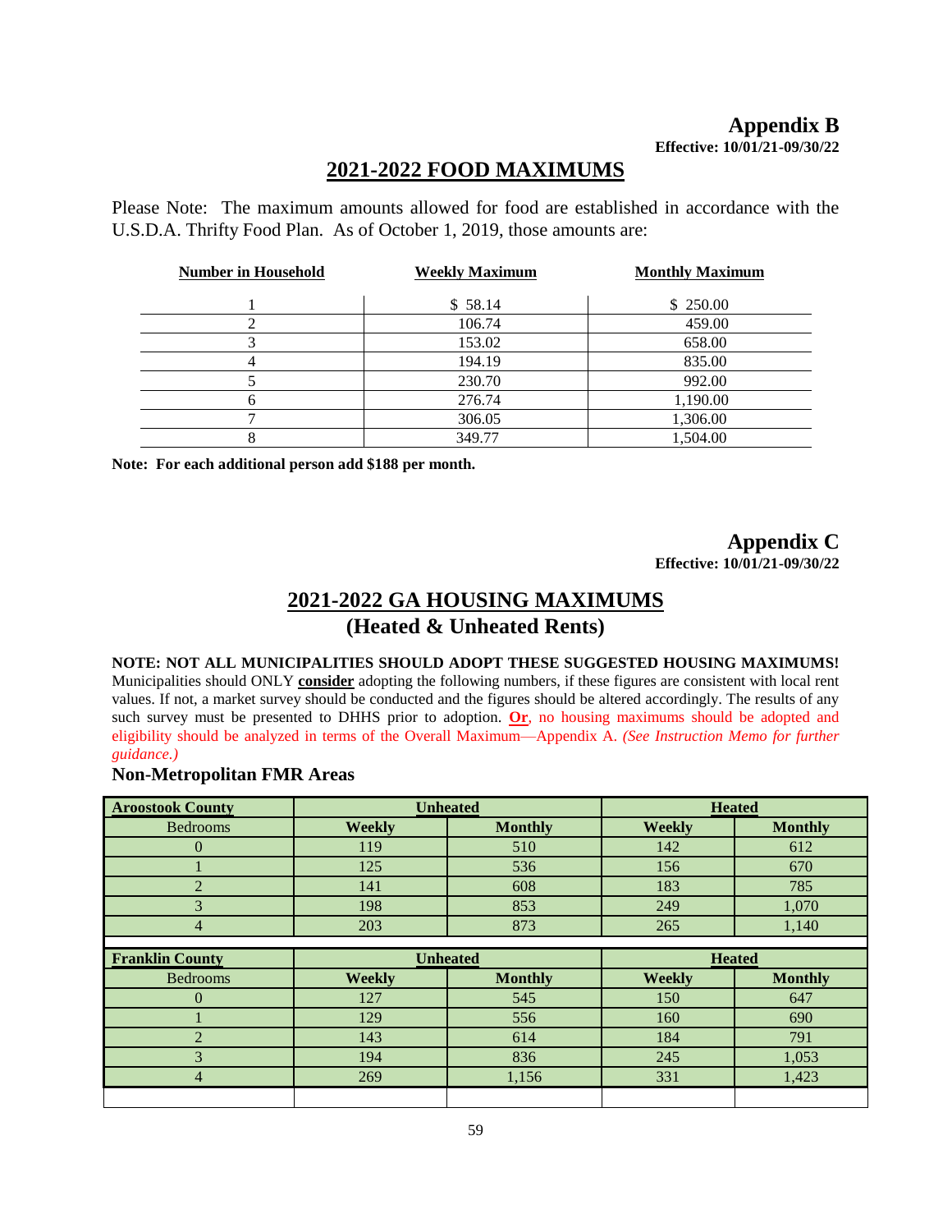# Appendix B

**Effective: 10/01/21-09/30/22**

## 2021-2022 FOOD MAXIMUMS

Please Note: The maximum amounts allowed for food are established in accordance with the U.S.D.A. Thrifty Food Plan. As of October 1, 2019, those amounts are:

| Number in Household | Weekly Maximum | Monthly Maximum |
|---|---|---|
| 1 | $ 58.14 | $ 250.00 |
| 2 | 106.74 | 459.00 |
| 3 | 153.02 | 658.00 |
| 4 | 194.19 | 835.00 |
| 5 | 230.70 | 992.00 |
| 6 | 276.74 | 1,190.00 |
| 7 | 306.05 | 1,306.00 |
| 8 | 349.77 | 1,504.00 |

**Note: For each additional person add $188 per month.**

# Appendix C

**Effective: 10/01/21-09/30/22**

## 2021-2022 GA HOUSING MAXIMUMS
## (Heated & Unheated Rents)

**NOTE: NOT ALL MUNICIPALITIES SHOULD ADOPT THESE SUGGESTED HOUSING MAXIMUMS!** Municipalities should ONLY **consider** adopting the following numbers, if these figures are consistent with local rent values. If not, a market survey should be conducted and the figures should be altered accordingly. The results of any such survey must be presented to DHHS prior to adoption. **Or**, no housing maximums should be adopted and eligibility should be analyzed in terms of the Overall Maximum—Appendix A. *(See Instruction Memo for further guidance.)*

### Non-Metropolitan FMR Areas

| Aroostook County | Unheated | | Heated | |
|---|---|---|---|---|
| Bedrooms | Weekly | Monthly | Weekly | Monthly |
| 0 | 119 | 510 | 142 | 612 |
| 1 | 125 | 536 | 156 | 670 |
| 2 | 141 | 608 | 183 | 785 |
| 3 | 198 | 853 | 249 | 1,070 |
| 4 | 203 | 873 | 265 | 1,140 |

| Franklin County | Unheated | | Heated | |
|---|---|---|---|---|
| Bedrooms | Weekly | Monthly | Weekly | Monthly |
| 0 | 127 | 545 | 150 | 647 |
| 1 | 129 | 556 | 160 | 690 |
| 2 | 143 | 614 | 184 | 791 |
| 3 | 194 | 836 | 245 | 1,053 |
| 4 | 269 | 1,156 | 331 | 1,423 |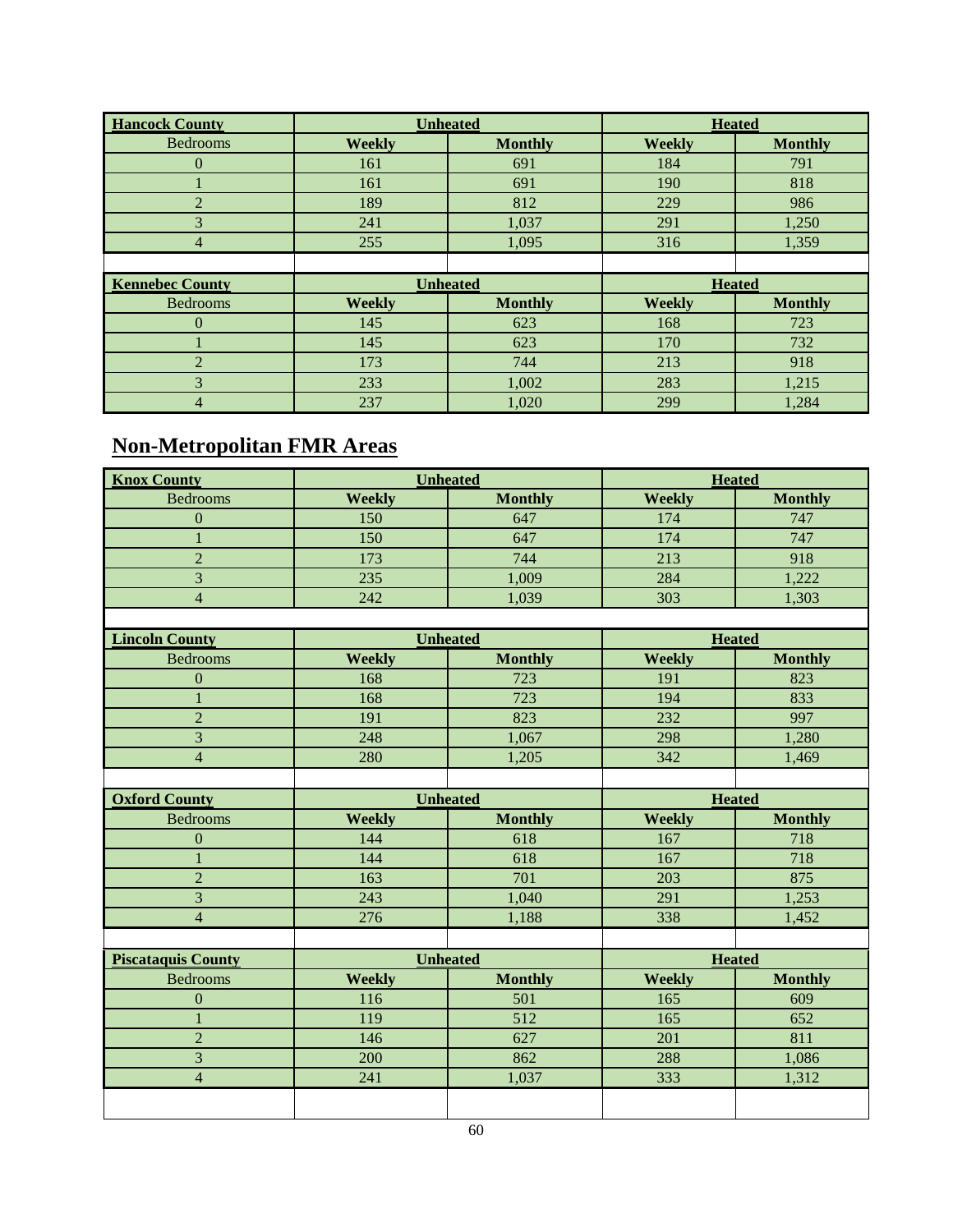| Hancock County | Unheated | | Heated | |
|---|---|---|---|---|
| Bedrooms | Weekly | Monthly | Weekly | Monthly |
| 0 | 161 | 691 | 184 | 791 |
| 1 | 161 | 691 | 190 | 818 |
| 2 | 189 | 812 | 229 | 986 |
| 3 | 241 | 1,037 | 291 | 1,250 |
| 4 | 255 | 1,095 | 316 | 1,359 |

| Kennebec County | Unheated | | Heated | |
|---|---|---|---|---|
| Bedrooms | Weekly | Monthly | Weekly | Monthly |
| 0 | 145 | 623 | 168 | 723 |
| 1 | 145 | 623 | 170 | 732 |
| 2 | 173 | 744 | 213 | 918 |
| 3 | 233 | 1,002 | 283 | 1,215 |
| 4 | 237 | 1,020 | 299 | 1,284 |

## Non-Metropolitan FMR Areas

| Knox County | Unheated | | Heated | |
|---|---|---|---|---|
| Bedrooms | Weekly | Monthly | Weekly | Monthly |
| 0 | 150 | 647 | 174 | 747 |
| 1 | 150 | 647 | 174 | 747 |
| 2 | 173 | 744 | 213 | 918 |
| 3 | 235 | 1,009 | 284 | 1,222 |
| 4 | 242 | 1,039 | 303 | 1,303 |

| Lincoln County | Unheated | | Heated | |
|---|---|---|---|---|
| Bedrooms | Weekly | Monthly | Weekly | Monthly |
| 0 | 168 | 723 | 191 | 823 |
| 1 | 168 | 723 | 194 | 833 |
| 2 | 191 | 823 | 232 | 997 |
| 3 | 248 | 1,067 | 298 | 1,280 |
| 4 | 280 | 1,205 | 342 | 1,469 |

| Oxford County | Unheated | | Heated | |
|---|---|---|---|---|
| Bedrooms | Weekly | Monthly | Weekly | Monthly |
| 0 | 144 | 618 | 167 | 718 |
| 1 | 144 | 618 | 167 | 718 |
| 2 | 163 | 701 | 203 | 875 |
| 3 | 243 | 1,040 | 291 | 1,253 |
| 4 | 276 | 1,188 | 338 | 1,452 |

| Piscataquis County | Unheated | | Heated | |
|---|---|---|---|---|
| Bedrooms | Weekly | Monthly | Weekly | Monthly |
| 0 | 116 | 501 | 165 | 609 |
| 1 | 119 | 512 | 165 | 652 |
| 2 | 146 | 627 | 201 | 811 |
| 3 | 200 | 862 | 288 | 1,086 |
| 4 | 241 | 1,037 | 333 | 1,312 |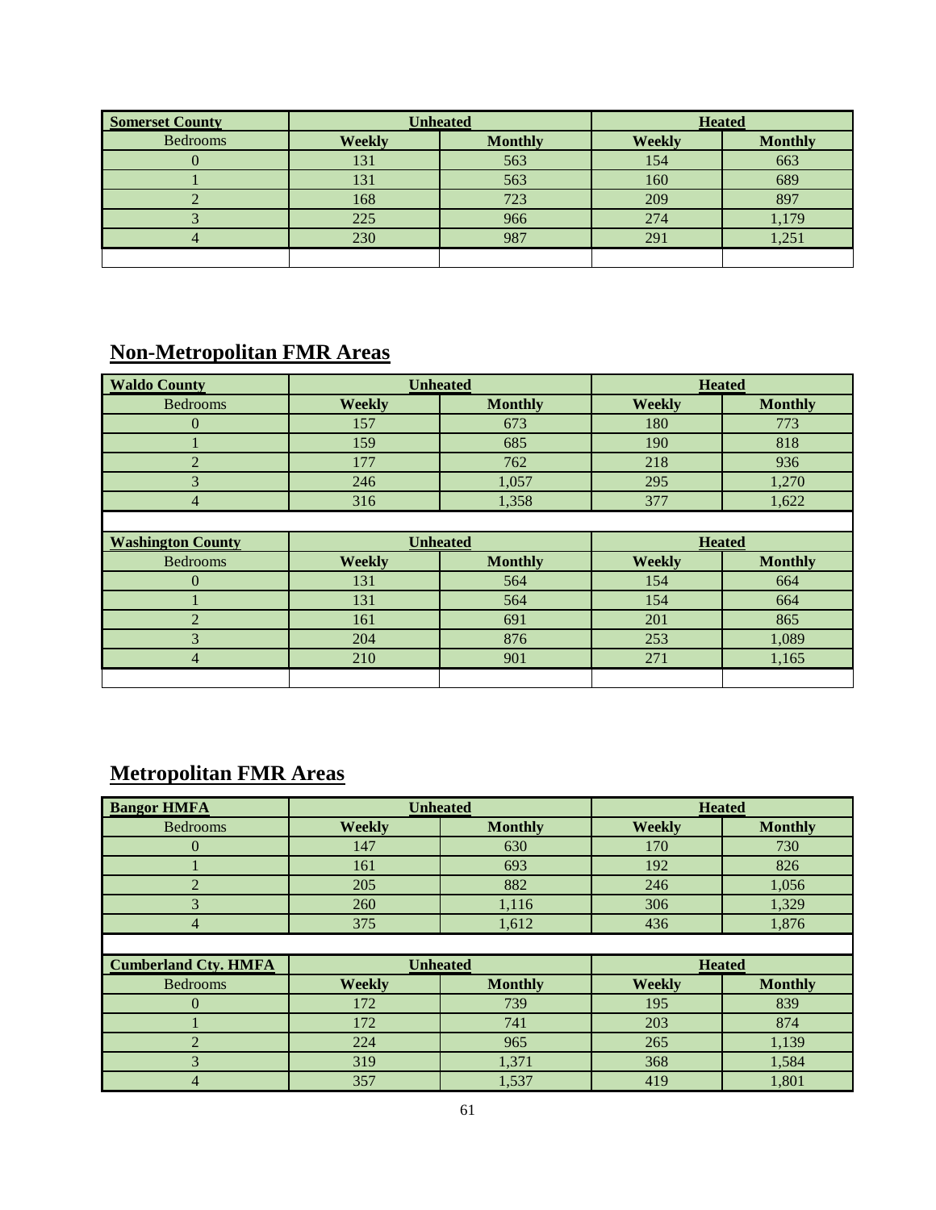| Somerset County | Unheated | | Heated | |
|---|---|---|---|---|
| Bedrooms | Weekly | Monthly | Weekly | Monthly |
| 0 | 131 | 563 | 154 | 663 |
| 1 | 131 | 563 | 160 | 689 |
| 2 | 168 | 723 | 209 | 897 |
| 3 | 225 | 966 | 274 | 1,179 |
| 4 | 230 | 987 | 291 | 1,251 |

## Non-Metropolitan FMR Areas

| Waldo County | Unheated | | Heated | |
|---|---|---|---|---|
| Bedrooms | Weekly | Monthly | Weekly | Monthly |
| 0 | 157 | 673 | 180 | 773 |
| 1 | 159 | 685 | 190 | 818 |
| 2 | 177 | 762 | 218 | 936 |
| 3 | 246 | 1,057 | 295 | 1,270 |
| 4 | 316 | 1,358 | 377 | 1,622 |

| Washington County | Unheated | | Heated | |
|---|---|---|---|---|
| Bedrooms | Weekly | Monthly | Weekly | Monthly |
| 0 | 131 | 564 | 154 | 664 |
| 1 | 131 | 564 | 154 | 664 |
| 2 | 161 | 691 | 201 | 865 |
| 3 | 204 | 876 | 253 | 1,089 |
| 4 | 210 | 901 | 271 | 1,165 |

## Metropolitan FMR Areas

| Bangor HMFA | Unheated | | Heated | |
|---|---|---|---|---|
| Bedrooms | Weekly | Monthly | Weekly | Monthly |
| 0 | 147 | 630 | 170 | 730 |
| 1 | 161 | 693 | 192 | 826 |
| 2 | 205 | 882 | 246 | 1,056 |
| 3 | 260 | 1,116 | 306 | 1,329 |
| 4 | 375 | 1,612 | 436 | 1,876 |

| Cumberland Cty. HMFA | Unheated | | Heated | |
|---|---|---|---|---|
| Bedrooms | Weekly | Monthly | Weekly | Monthly |
| 0 | 172 | 739 | 195 | 839 |
| 1 | 172 | 741 | 203 | 874 |
| 2 | 224 | 965 | 265 | 1,139 |
| 3 | 319 | 1,371 | 368 | 1,584 |
| 4 | 357 | 1,537 | 419 | 1,801 |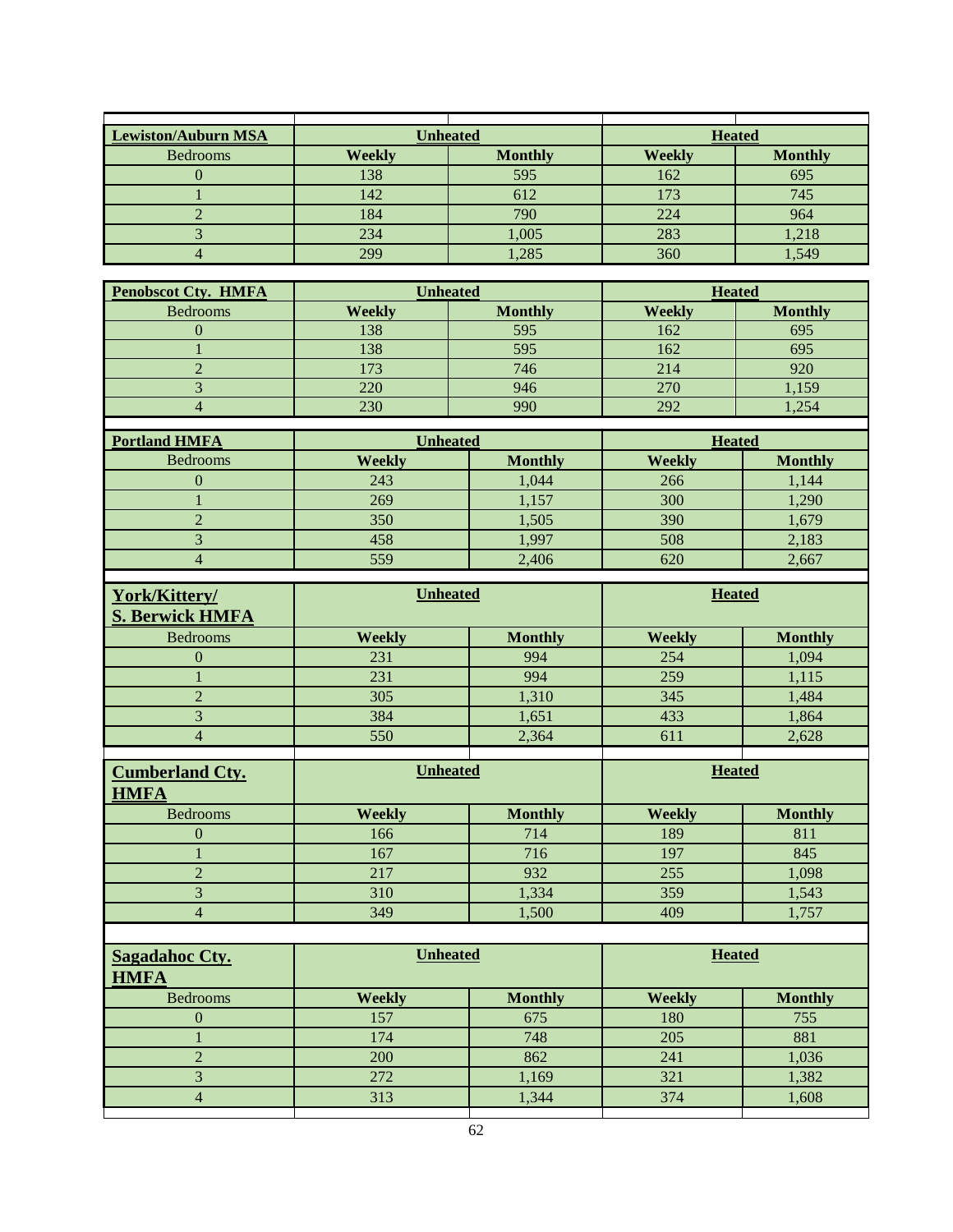| Lewiston/Auburn MSA | Unheated | | Heated | |
|---|---|---|---|---|
| Bedrooms | Weekly | Monthly | Weekly | Monthly |
| 0 | 138 | 595 | 162 | 695 |
| 1 | 142 | 612 | 173 | 745 |
| 2 | 184 | 790 | 224 | 964 |
| 3 | 234 | 1,005 | 283 | 1,218 |
| 4 | 299 | 1,285 | 360 | 1,549 |

| Penobscot Cty. HMFA | Unheated | | Heated | |
|---|---|---|---|---|
| Bedrooms | Weekly | Monthly | Weekly | Monthly |
| 0 | 138 | 595 | 162 | 695 |
| 1 | 138 | 595 | 162 | 695 |
| 2 | 173 | 746 | 214 | 920 |
| 3 | 220 | 946 | 270 | 1,159 |
| 4 | 230 | 990 | 292 | 1,254 |

| Portland HMFA | Unheated | | Heated | |
|---|---|---|---|---|
| Bedrooms | Weekly | Monthly | Weekly | Monthly |
| 0 | 243 | 1,044 | 266 | 1,144 |
| 1 | 269 | 1,157 | 300 | 1,290 |
| 2 | 350 | 1,505 | 390 | 1,679 |
| 3 | 458 | 1,997 | 508 | 2,183 |
| 4 | 559 | 2,406 | 620 | 2,667 |

| York/Kittery/ S. Berwick HMFA | Unheated | | Heated | |
|---|---|---|---|---|
| Bedrooms | Weekly | Monthly | Weekly | Monthly |
| 0 | 231 | 994 | 254 | 1,094 |
| 1 | 231 | 994 | 259 | 1,115 |
| 2 | 305 | 1,310 | 345 | 1,484 |
| 3 | 384 | 1,651 | 433 | 1,864 |
| 4 | 550 | 2,364 | 611 | 2,628 |

| Cumberland Cty. HMFA | Unheated | | Heated | |
|---|---|---|---|---|
| Bedrooms | Weekly | Monthly | Weekly | Monthly |
| 0 | 166 | 714 | 189 | 811 |
| 1 | 167 | 716 | 197 | 845 |
| 2 | 217 | 932 | 255 | 1,098 |
| 3 | 310 | 1,334 | 359 | 1,543 |
| 4 | 349 | 1,500 | 409 | 1,757 |

| Sagadahoc Cty. HMFA | Unheated | | Heated | |
|---|---|---|---|---|
| Bedrooms | Weekly | Monthly | Weekly | Monthly |
| 0 | 157 | 675 | 180 | 755 |
| 1 | 174 | 748 | 205 | 881 |
| 2 | 200 | 862 | 241 | 1,036 |
| 3 | 272 | 1,169 | 321 | 1,382 |
| 4 | 313 | 1,344 | 374 | 1,608 |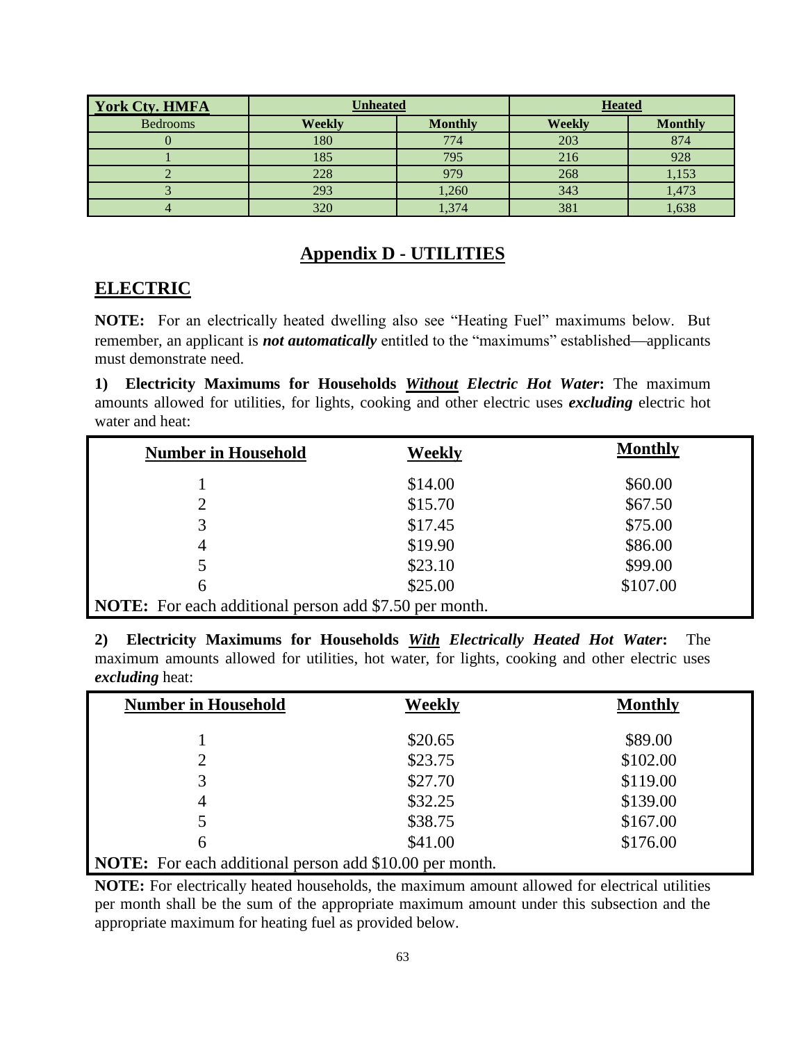| York Cty. HMFA | Unheated | | Heated | |
|---|---|---|---|---|
| Bedrooms | Weekly | Monthly | Weekly | Monthly |
| 0 | 180 | 774 | 203 | 874 |
| 1 | 185 | 795 | 216 | 928 |
| 2 | 228 | 979 | 268 | 1,153 |
| 3 | 293 | 1,260 | 343 | 1,473 |
| 4 | 320 | 1,374 | 381 | 1,638 |

# Appendix D - UTILITIES

## ELECTRIC

**NOTE:** For an electrically heated dwelling also see "Heating Fuel" maximums below. But remember, an applicant is ***not automatically*** entitled to the "maximums" established—applicants must demonstrate need.

**1) Electricity Maximums for Households *Without Electric Hot Water*:** The maximum amounts allowed for utilities, for lights, cooking and other electric uses ***excluding*** electric hot water and heat:

| Number in Household | Weekly | Monthly |
|---|---|---|
| 1 | $14.00 | $60.00 |
| 2 | $15.70 | $67.50 |
| 3 | $17.45 | $75.00 |
| 4 | $19.90 | $86.00 |
| 5 | $23.10 | $99.00 |
| 6 | $25.00 | $107.00 |

**NOTE:** For each additional person add $7.50 per month.

**2) Electricity Maximums for Households *With Electrically Heated Hot Water*:** The maximum amounts allowed for utilities, hot water, for lights, cooking and other electric uses ***excluding*** heat:

| Number in Household | Weekly | Monthly |
|---|---|---|
| 1 | $20.65 | $89.00 |
| 2 | $23.75 | $102.00 |
| 3 | $27.70 | $119.00 |
| 4 | $32.25 | $139.00 |
| 5 | $38.75 | $167.00 |
| 6 | $41.00 | $176.00 |

**NOTE:** For each additional person add $10.00 per month.

**NOTE:** For electrically heated households, the maximum amount allowed for electrical utilities per month shall be the sum of the appropriate maximum amount under this subsection and the appropriate maximum for heating fuel as provided below.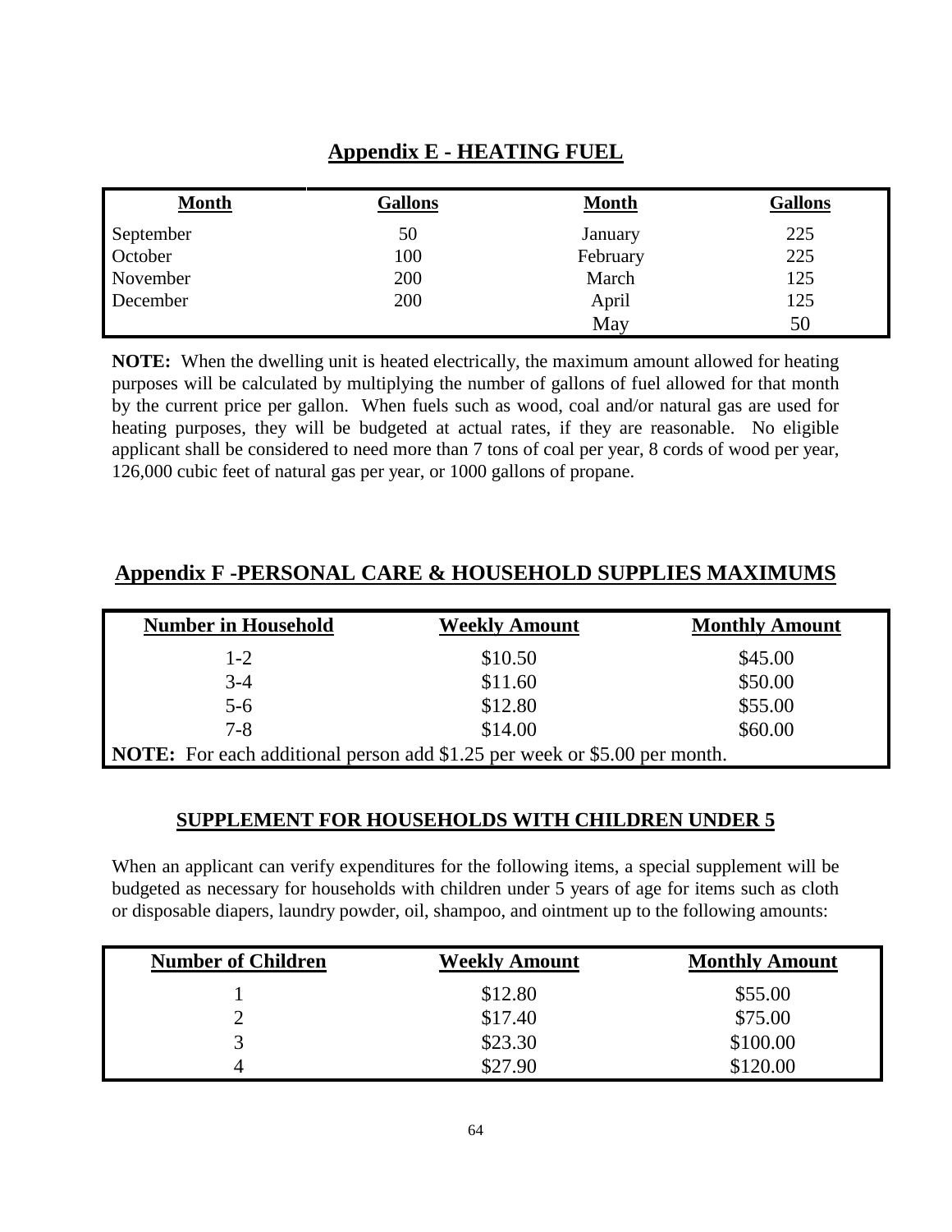## Appendix E - HEATING FUEL

| Month | Gallons | Month | Gallons |
|---|---|---|---|
| September | 50 | January | 225 |
| October | 100 | February | 225 |
| November | 200 | March | 125 |
| December | 200 | April | 125 |
| | | May | 50 |

**NOTE:** When the dwelling unit is heated electrically, the maximum amount allowed for heating purposes will be calculated by multiplying the number of gallons of fuel allowed for that month by the current price per gallon. When fuels such as wood, coal and/or natural gas are used for heating purposes, they will be budgeted at actual rates, if they are reasonable. No eligible applicant shall be considered to need more than 7 tons of coal per year, 8 cords of wood per year, 126,000 cubic feet of natural gas per year, or 1000 gallons of propane.

## Appendix F -PERSONAL CARE & HOUSEHOLD SUPPLIES MAXIMUMS

| Number in Household | Weekly Amount | Monthly Amount |
|---|---|---|
| 1-2 | $10.50 | $45.00 |
| 3-4 | $11.60 | $50.00 |
| 5-6 | $12.80 | $55.00 |
| 7-8 | $14.00 | $60.00 |
| **NOTE:** For each additional person add $1.25 per week or $5.00 per month. | | |

### SUPPLEMENT FOR HOUSEHOLDS WITH CHILDREN UNDER 5

When an applicant can verify expenditures for the following items, a special supplement will be budgeted as necessary for households with children under 5 years of age for items such as cloth or disposable diapers, laundry powder, oil, shampoo, and ointment up to the following amounts:

| Number of Children | Weekly Amount | Monthly Amount |
|---|---|---|
| 1 | $12.80 | $55.00 |
| 2 | $17.40 | $75.00 |
| 3 | $23.30 | $100.00 |
| 4 | $27.90 | $120.00 |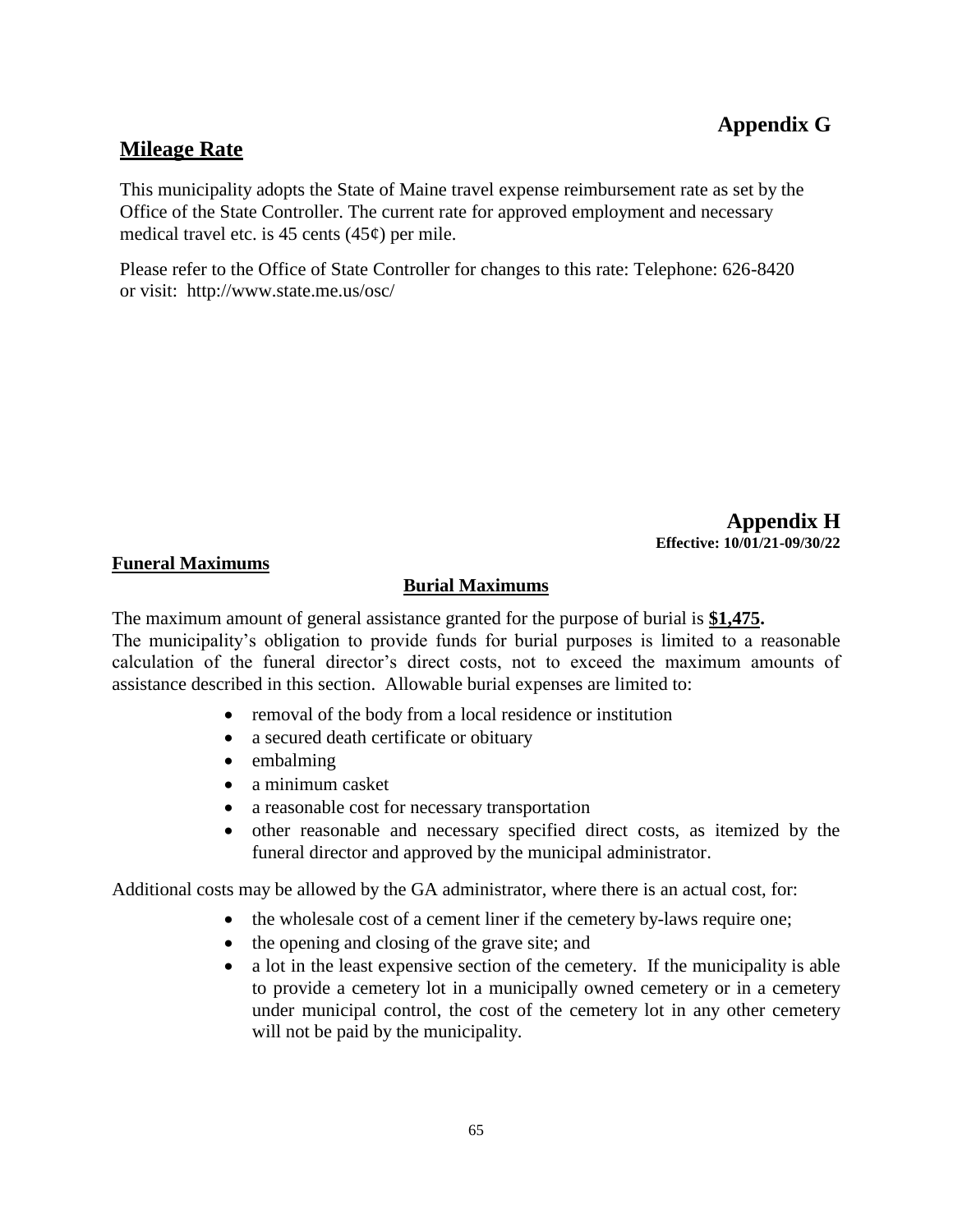# Appendix G

## Mileage Rate

This municipality adopts the State of Maine travel expense reimbursement rate as set by the Office of the State Controller. The current rate for approved employment and necessary medical travel etc. is 45 cents (45¢) per mile.

Please refer to the Office of State Controller for changes to this rate: Telephone: 626-8420 or visit: http://www.state.me.us/osc/

# Appendix H

**Effective: 10/01/21-09/30/22**

## Funeral Maximums

### Burial Maximums

The maximum amount of general assistance granted for the purpose of burial is **$1,475.**

The municipality's obligation to provide funds for burial purposes is limited to a reasonable calculation of the funeral director's direct costs, not to exceed the maximum amounts of assistance described in this section. Allowable burial expenses are limited to:

- removal of the body from a local residence or institution
- a secured death certificate or obituary
- embalming
- a minimum casket
- a reasonable cost for necessary transportation
- other reasonable and necessary specified direct costs, as itemized by the funeral director and approved by the municipal administrator.

Additional costs may be allowed by the GA administrator, where there is an actual cost, for:

- the wholesale cost of a cement liner if the cemetery by-laws require one;
- the opening and closing of the grave site; and
- a lot in the least expensive section of the cemetery. If the municipality is able to provide a cemetery lot in a municipally owned cemetery or in a cemetery under municipal control, the cost of the cemetery lot in any other cemetery will not be paid by the municipality.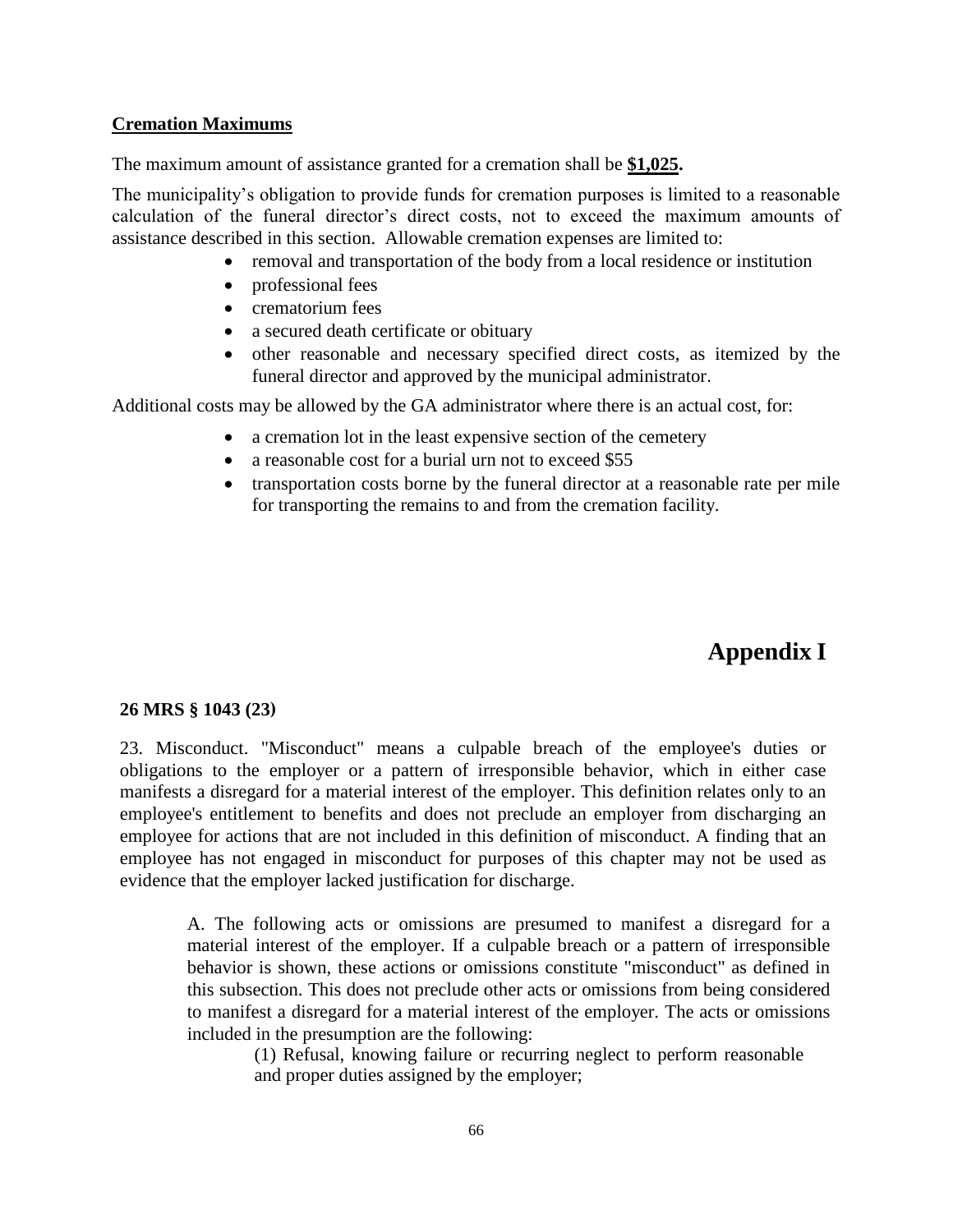**Cremation Maximums**

The maximum amount of assistance granted for a cremation shall be **$1,025.**

The municipality's obligation to provide funds for cremation purposes is limited to a reasonable calculation of the funeral director's direct costs, not to exceed the maximum amounts of assistance described in this section. Allowable cremation expenses are limited to:

- removal and transportation of the body from a local residence or institution
- professional fees
- crematorium fees
- a secured death certificate or obituary
- other reasonable and necessary specified direct costs, as itemized by the funeral director and approved by the municipal administrator.

Additional costs may be allowed by the GA administrator where there is an actual cost, for:

- a cremation lot in the least expensive section of the cemetery
- a reasonable cost for a burial urn not to exceed $55
- transportation costs borne by the funeral director at a reasonable rate per mile for transporting the remains to and from the cremation facility.

# Appendix I

**26 MRS § 1043 (23)**

23. Misconduct. "Misconduct" means a culpable breach of the employee's duties or obligations to the employer or a pattern of irresponsible behavior, which in either case manifests a disregard for a material interest of the employer. This definition relates only to an employee's entitlement to benefits and does not preclude an employer from discharging an employee for actions that are not included in this definition of misconduct. A finding that an employee has not engaged in misconduct for purposes of this chapter may not be used as evidence that the employer lacked justification for discharge.

A. The following acts or omissions are presumed to manifest a disregard for a material interest of the employer. If a culpable breach or a pattern of irresponsible behavior is shown, these actions or omissions constitute "misconduct" as defined in this subsection. This does not preclude other acts or omissions from being considered to manifest a disregard for a material interest of the employer. The acts or omissions included in the presumption are the following:

(1) Refusal, knowing failure or recurring neglect to perform reasonable and proper duties assigned by the employer;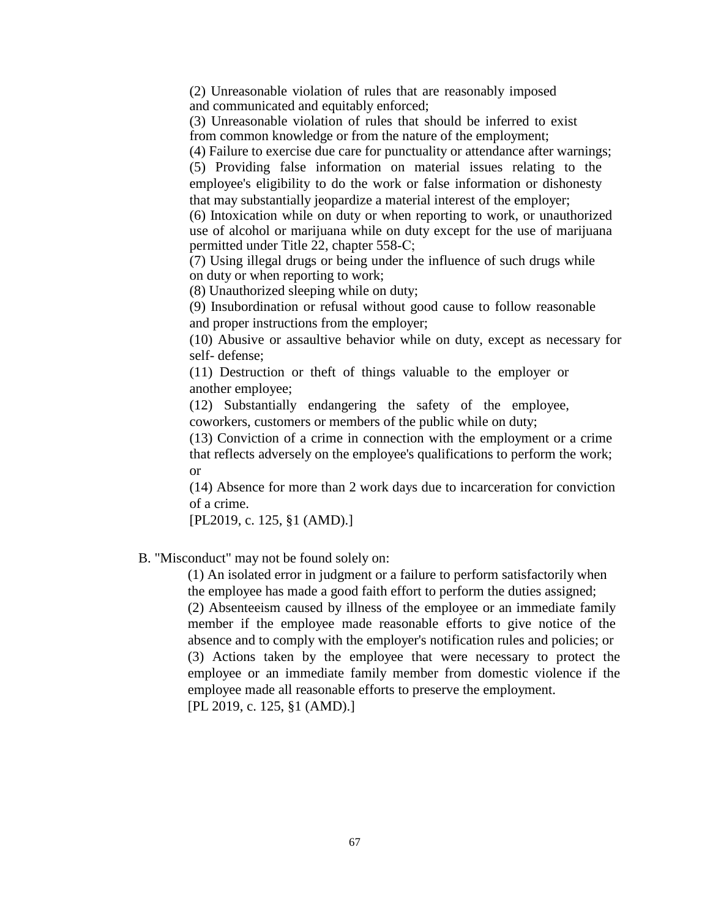(2) Unreasonable violation of rules that are reasonably imposed and communicated and equitably enforced;

(3) Unreasonable violation of rules that should be inferred to exist from common knowledge or from the nature of the employment;

(4) Failure to exercise due care for punctuality or attendance after warnings;

(5) Providing false information on material issues relating to the employee's eligibility to do the work or false information or dishonesty that may substantially jeopardize a material interest of the employer;

(6) Intoxication while on duty or when reporting to work, or unauthorized use of alcohol or marijuana while on duty except for the use of marijuana permitted under Title 22, chapter 558-C;

(7) Using illegal drugs or being under the influence of such drugs while on duty or when reporting to work;

(8) Unauthorized sleeping while on duty;

(9) Insubordination or refusal without good cause to follow reasonable and proper instructions from the employer;

(10) Abusive or assaultive behavior while on duty, except as necessary for self- defense;

(11) Destruction or theft of things valuable to the employer or another employee;

(12) Substantially endangering the safety of the employee, coworkers, customers or members of the public while on duty;

(13) Conviction of a crime in connection with the employment or a crime that reflects adversely on the employee's qualifications to perform the work; or

(14) Absence for more than 2 work days due to incarceration for conviction of a crime.

[PL2019, c. 125, §1 (AMD).]

B. "Misconduct" may not be found solely on:

(1) An isolated error in judgment or a failure to perform satisfactorily when the employee has made a good faith effort to perform the duties assigned;

(2) Absenteeism caused by illness of the employee or an immediate family member if the employee made reasonable efforts to give notice of the absence and to comply with the employer's notification rules and policies; or

(3) Actions taken by the employee that were necessary to protect the employee or an immediate family member from domestic violence if the employee made all reasonable efforts to preserve the employment.

[PL 2019, c. 125, §1 (AMD).]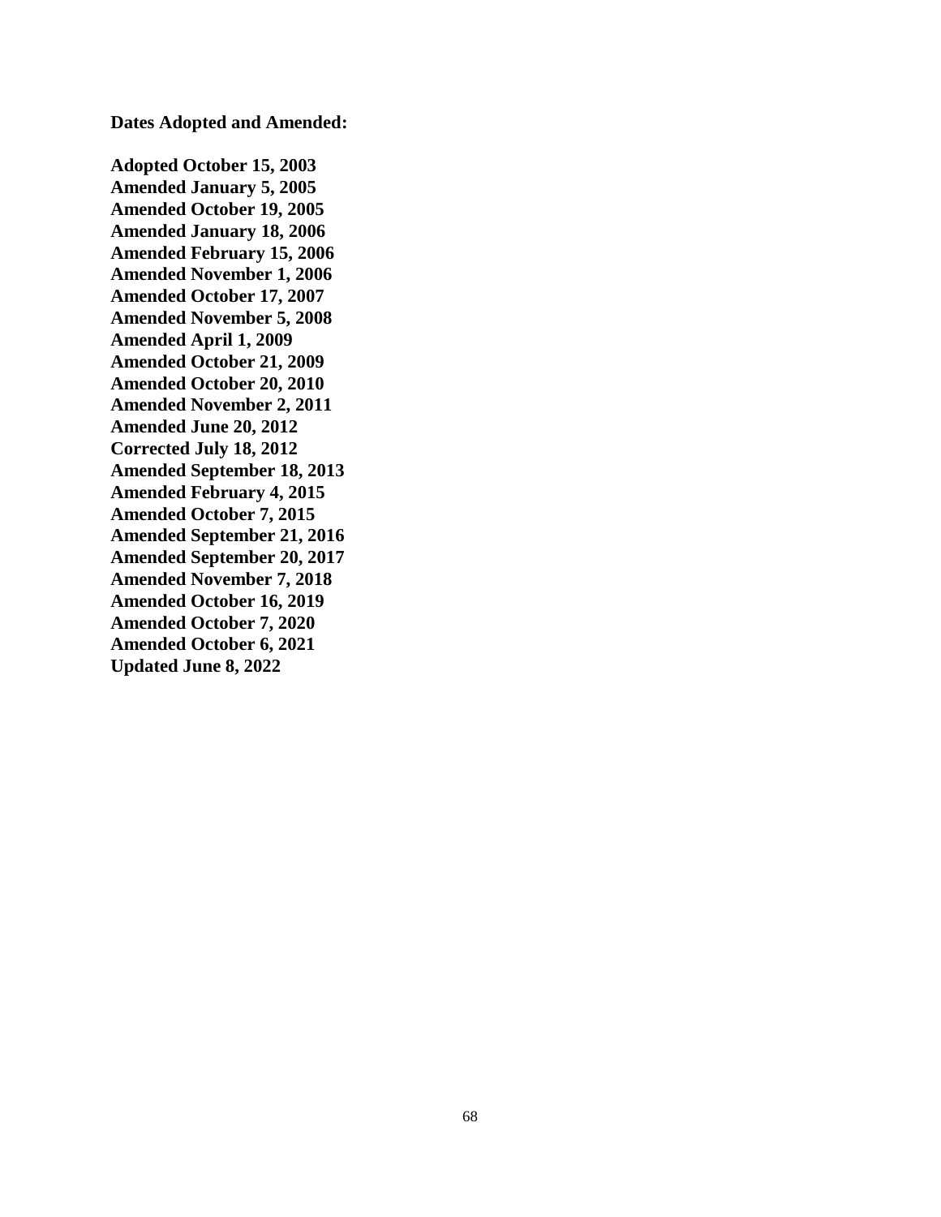**Dates Adopted and Amended:**

**Adopted October 15, 2003**
**Amended January 5, 2005**
**Amended October 19, 2005**
**Amended January 18, 2006**
**Amended February 15, 2006**
**Amended November 1, 2006**
**Amended October 17, 2007**
**Amended November 5, 2008**
**Amended April 1, 2009**
**Amended October 21, 2009**
**Amended October 20, 2010**
**Amended November 2, 2011**
**Amended June 20, 2012**
**Corrected July 18, 2012**
**Amended September 18, 2013**
**Amended February 4, 2015**
**Amended October 7, 2015**
**Amended September 21, 2016**
**Amended September 20, 2017**
**Amended November 7, 2018**
**Amended October 16, 2019**
**Amended October 7, 2020**
**Amended October 6, 2021**
**Updated June 8, 2022**